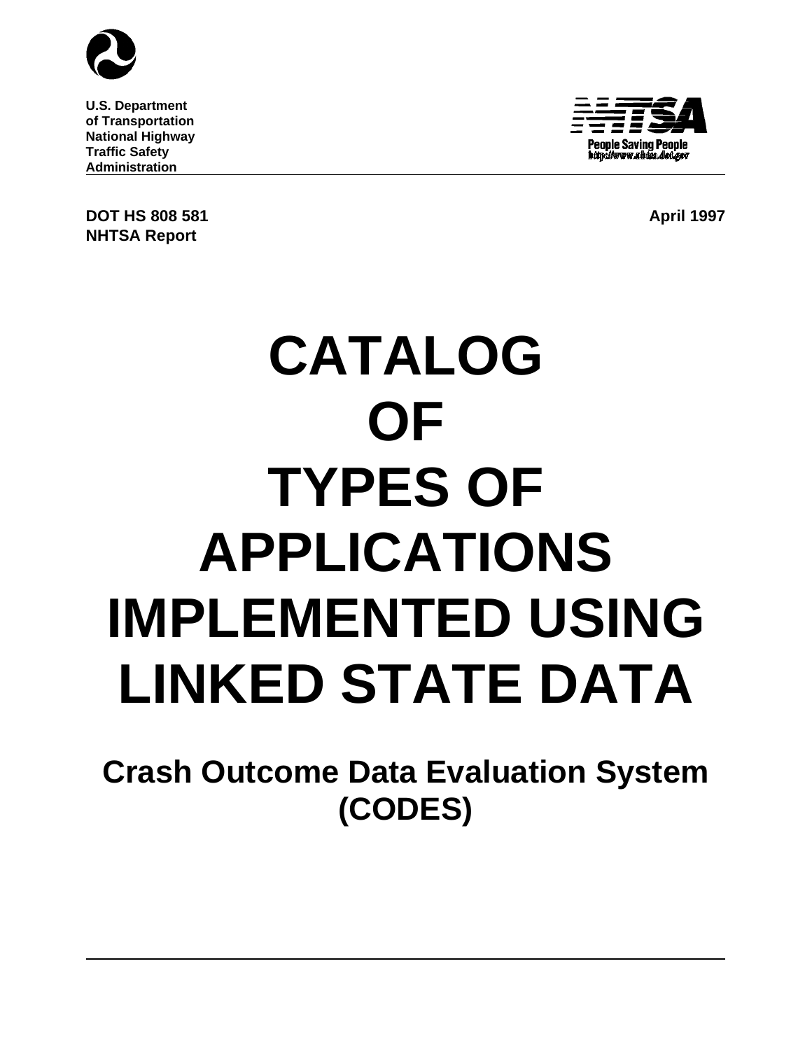U.S. Department
of Transportation
National Highway
Traffic Safety
Administration

NHTSA
People Saving People
http://www.nhtsa.dot.gov

DOT HS 808 581
NHTSA Report

April 1997

# CATALOG OF TYPES OF APPLICATIONS IMPLEMENTED USING LINKED STATE DATA

## Crash Outcome Data Evaluation System (CODES)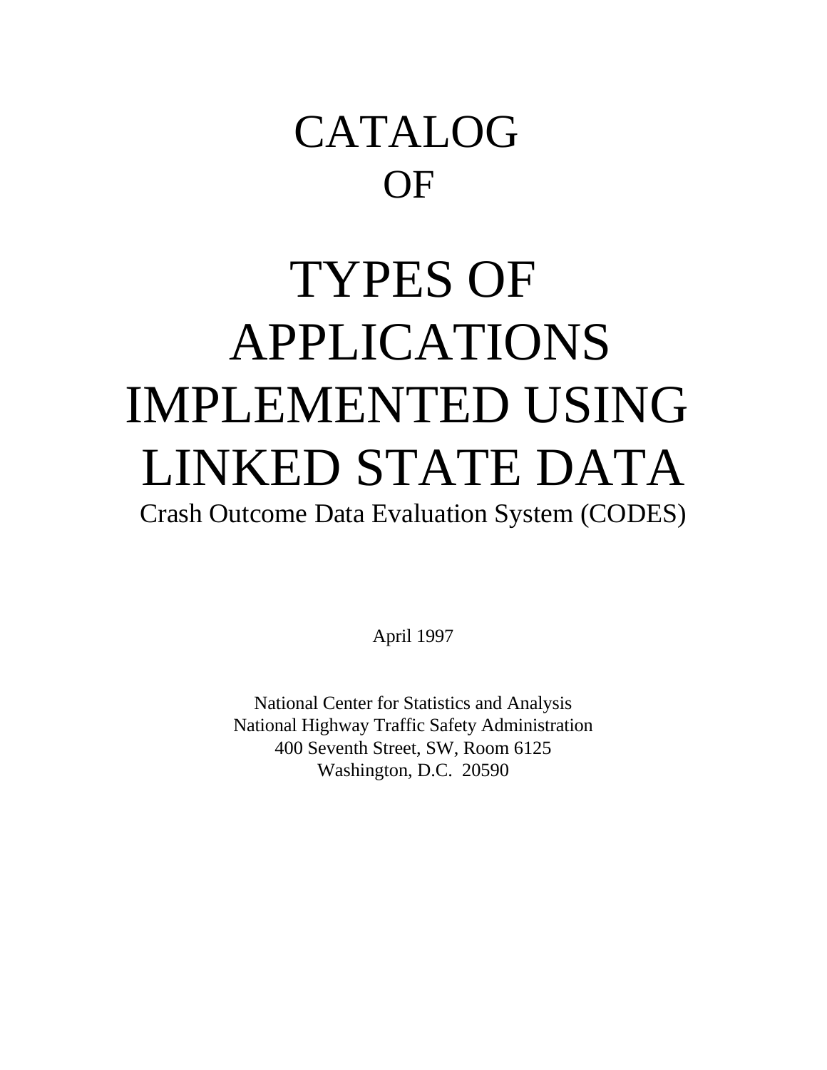# CATALOG OF

# TYPES OF APPLICATIONS IMPLEMENTED USING LINKED STATE DATA

## Crash Outcome Data Evaluation System (CODES)

April 1997

National Center for Statistics and Analysis
National Highway Traffic Safety Administration
400 Seventh Street, SW, Room 6125
Washington, D.C. 20590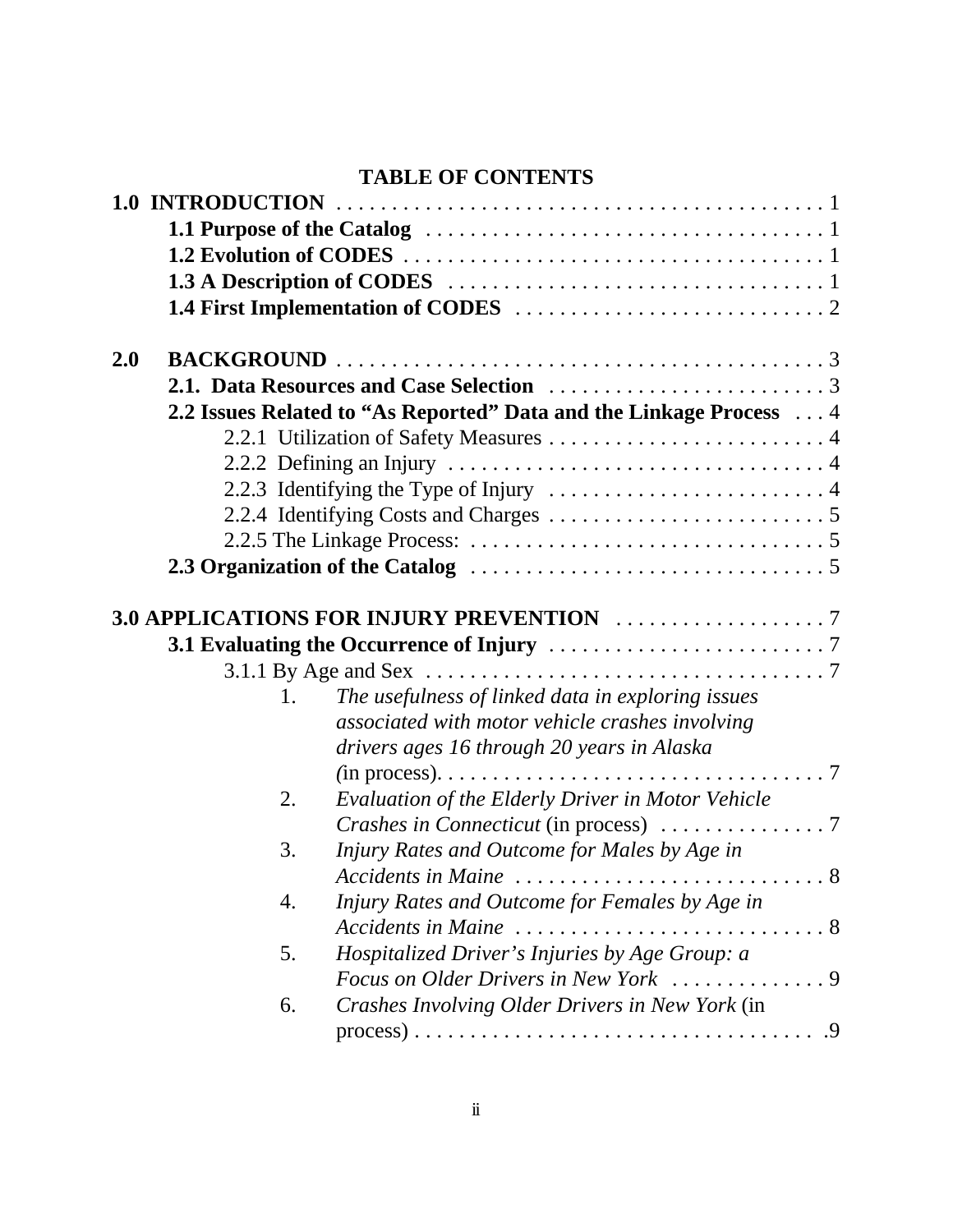# TABLE OF CONTENTS

**1.0 INTRODUCTION** . . . . . . . . . . . . . . . . . . . . . . . . . . . . . . . . . . . . . . . . . . . . 1

- **1.1 Purpose of the Catalog** . . . . . . . . . . . . . . . . . . . . . . . . . . . . . . . . . . . 1
- **1.2 Evolution of CODES** . . . . . . . . . . . . . . . . . . . . . . . . . . . . . . . . . . . . . 1
- **1.3 A Description of CODES** . . . . . . . . . . . . . . . . . . . . . . . . . . . . . . . . . 1
- **1.4 First Implementation of CODES** . . . . . . . . . . . . . . . . . . . . . . . . . . . 2

**2.0 BACKGROUND** . . . . . . . . . . . . . . . . . . . . . . . . . . . . . . . . . . . . . . . . . . . . 3

- **2.1. Data Resources and Case Selection** . . . . . . . . . . . . . . . . . . . . . . . . . 3
- **2.2 Issues Related to "As Reported" Data and the Linkage Process** . . . 4
  - 2.2.1 Utilization of Safety Measures . . . . . . . . . . . . . . . . . . . . . . . . . 4
  - 2.2.2 Defining an Injury . . . . . . . . . . . . . . . . . . . . . . . . . . . . . . . . . . 4
  - 2.2.3 Identifying the Type of Injury . . . . . . . . . . . . . . . . . . . . . . . . . 4
  - 2.2.4 Identifying Costs and Charges . . . . . . . . . . . . . . . . . . . . . . . . . 5
  - 2.2.5 The Linkage Process: . . . . . . . . . . . . . . . . . . . . . . . . . . . . . . . . 5
- **2.3 Organization of the Catalog** . . . . . . . . . . . . . . . . . . . . . . . . . . . . . . . 5

**3.0 APPLICATIONS FOR INJURY PREVENTION** . . . . . . . . . . . . . . . . . . . 7

- **3.1 Evaluating the Occurrence of Injury** . . . . . . . . . . . . . . . . . . . . . . . . . 7
  - 3.1.1 By Age and Sex . . . . . . . . . . . . . . . . . . . . . . . . . . . . . . . . . . . . 7
    1. *The usefulness of linked data in exploring issues associated with motor vehicle crashes involving drivers ages 16 through 20 years in Alaska* (in process). . . . . . . . . . . . . . . . . . . . . . . . . . . . . . . . . . . 7
    2. *Evaluation of the Elderly Driver in Motor Vehicle Crashes in Connecticut* (in process) . . . . . . . . . . . . . . . 7
    3. *Injury Rates and Outcome for Males by Age in Accidents in Maine* . . . . . . . . . . . . . . . . . . . . . . . . . . . 8
    4. *Injury Rates and Outcome for Females by Age in Accidents in Maine* . . . . . . . . . . . . . . . . . . . . . . . . . . . 8
    5. *Hospitalized Driver's Injuries by Age Group: a Focus on Older Drivers in New York* . . . . . . . . . . . . . . 9
    6. *Crashes Involving Older Drivers in New York* (in process) . . . . . . . . . . . . . . . . . . . . . . . . . . . . . . . . . . . .9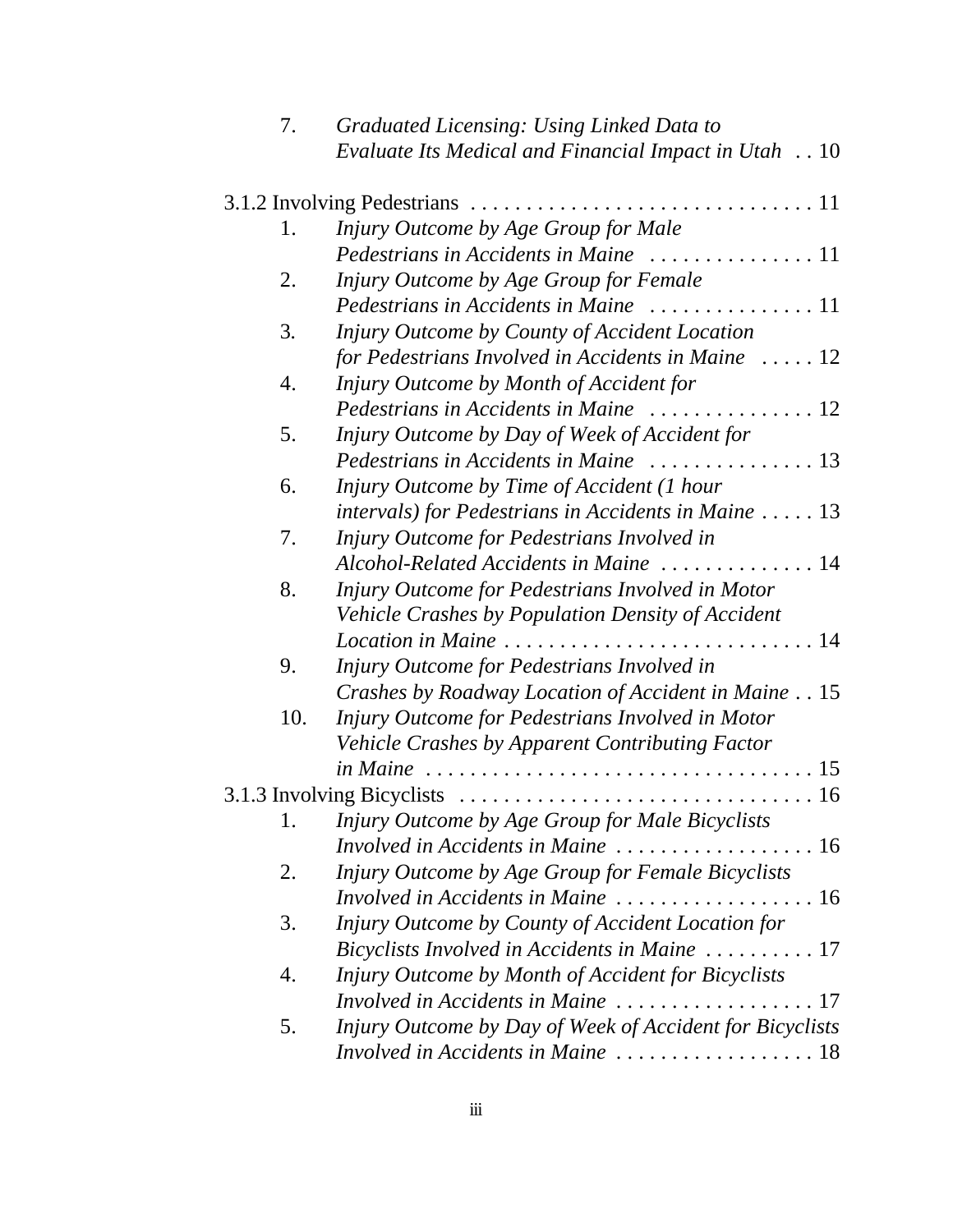7. *Graduated Licensing: Using Linked Data to Evaluate Its Medical and Financial Impact in Utah* . . 10

3.1.2 Involving Pedestrians . . . . . . . . . . . . . . . . . . . . . . . . . . . . . . . . 11

1. *Injury Outcome by Age Group for Male Pedestrians in Accidents in Maine* . . . . . . . . . . . . . . . 11
2. *Injury Outcome by Age Group for Female Pedestrians in Accidents in Maine* . . . . . . . . . . . . . . . 11
3. *Injury Outcome by County of Accident Location for Pedestrians Involved in Accidents in Maine* . . . . . 12
4. *Injury Outcome by Month of Accident for Pedestrians in Accidents in Maine* . . . . . . . . . . . . . . . 12
5. *Injury Outcome by Day of Week of Accident for Pedestrians in Accidents in Maine* . . . . . . . . . . . . . . . 13
6. *Injury Outcome by Time of Accident (1 hour intervals) for Pedestrians in Accidents in Maine* . . . . . 13
7. *Injury Outcome for Pedestrians Involved in Alcohol-Related Accidents in Maine* . . . . . . . . . . . . . . 14
8. *Injury Outcome for Pedestrians Involved in Motor Vehicle Crashes by Population Density of Accident Location in Maine* . . . . . . . . . . . . . . . . . . . . . . . . . . . . 14
9. *Injury Outcome for Pedestrians Involved in Crashes by Roadway Location of Accident in Maine* . . 15
10. *Injury Outcome for Pedestrians Involved in Motor Vehicle Crashes by Apparent Contributing Factor in Maine* . . . . . . . . . . . . . . . . . . . . . . . . . . . . . . . . . . 15

3.1.3 Involving Bicyclists . . . . . . . . . . . . . . . . . . . . . . . . . . . . . . . . 16

1. *Injury Outcome by Age Group for Male Bicyclists Involved in Accidents in Maine* . . . . . . . . . . . . . . . . . . 16
2. *Injury Outcome by Age Group for Female Bicyclists Involved in Accidents in Maine* . . . . . . . . . . . . . . . . . . 16
3. *Injury Outcome by County of Accident Location for Bicyclists Involved in Accidents in Maine* . . . . . . . . . . 17
4. *Injury Outcome by Month of Accident for Bicyclists Involved in Accidents in Maine* . . . . . . . . . . . . . . . . . . 17
5. *Injury Outcome by Day of Week of Accident for Bicyclists Involved in Accidents in Maine* . . . . . . . . . . . . . . . . . . 18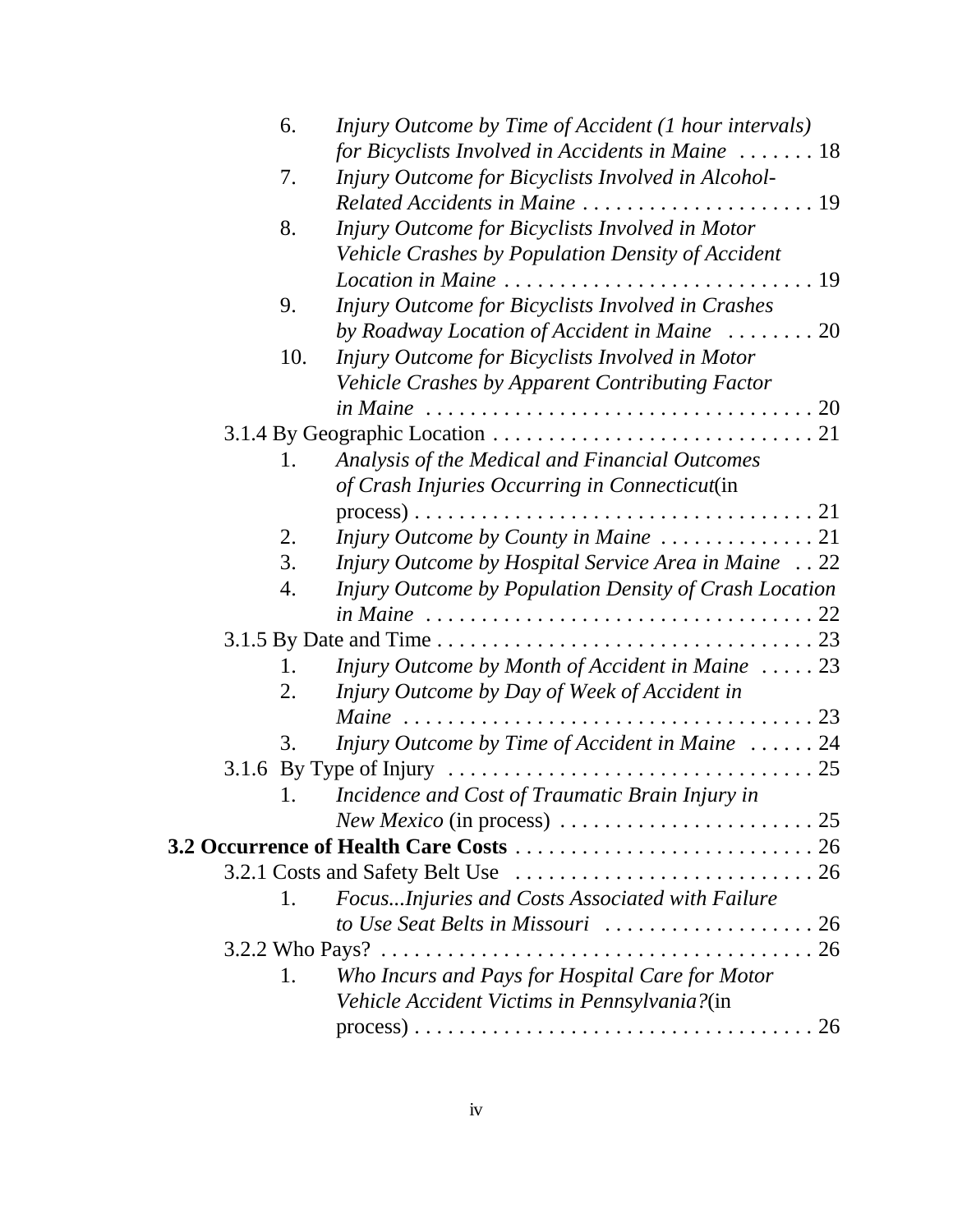6. *Injury Outcome by Time of Accident (1 hour intervals) for Bicyclists Involved in Accidents in Maine* . . . . . . . 18
7. *Injury Outcome for Bicyclists Involved in Alcohol-Related Accidents in Maine* . . . . . . . . . . . . . . . . . . . . . 19
8. *Injury Outcome for Bicyclists Involved in Motor Vehicle Crashes by Population Density of Accident Location in Maine* . . . . . . . . . . . . . . . . . . . . . . . . . . . 19
9. *Injury Outcome for Bicyclists Involved in Crashes by Roadway Location of Accident in Maine* . . . . . . . . 20
10. *Injury Outcome for Bicyclists Involved in Motor Vehicle Crashes by Apparent Contributing Factor in Maine* . . . . . . . . . . . . . . . . . . . . . . . . . . . . . . . . . . 20

3.1.4 By Geographic Location . . . . . . . . . . . . . . . . . . . . . . . . . . . . 21

1. *Analysis of the Medical and Financial Outcomes of Crash Injuries Occurring in Connecticut*(in process) . . . . . . . . . . . . . . . . . . . . . . . . . . . . . . . . . . . 21
2. *Injury Outcome by County in Maine* . . . . . . . . . . . . . . 21
3. *Injury Outcome by Hospital Service Area in Maine* . . 22
4. *Injury Outcome by Population Density of Crash Location in Maine* . . . . . . . . . . . . . . . . . . . . . . . . . . . . . . . . . . 22

3.1.5 By Date and Time . . . . . . . . . . . . . . . . . . . . . . . . . . . . . . . . . 23

1. *Injury Outcome by Month of Accident in Maine* . . . . . 23
2. *Injury Outcome by Day of Week of Accident in Maine* . . . . . . . . . . . . . . . . . . . . . . . . . . . . . . . . . . . . 23
3. *Injury Outcome by Time of Accident in Maine* . . . . . . 24

3.1.6 By Type of Injury . . . . . . . . . . . . . . . . . . . . . . . . . . . . . . . . 25

1. *Incidence and Cost of Traumatic Brain Injury in New Mexico* (in process) . . . . . . . . . . . . . . . . . . . . . . . 25

**3.2 Occurrence of Health Care Costs** . . . . . . . . . . . . . . . . . . . . . . . . . . . 26

3.2.1 Costs and Safety Belt Use . . . . . . . . . . . . . . . . . . . . . . . . . . . 26

1. *Focus...Injuries and Costs Associated with Failure to Use Seat Belts in Missouri* . . . . . . . . . . . . . . . . . . . 26

3.2.2 Who Pays? . . . . . . . . . . . . . . . . . . . . . . . . . . . . . . . . . . . . . . . 26

1. *Who Incurs and Pays for Hospital Care for Motor Vehicle Accident Victims in Pennsylvania?*(in process) . . . . . . . . . . . . . . . . . . . . . . . . . . . . . . . . . . . 26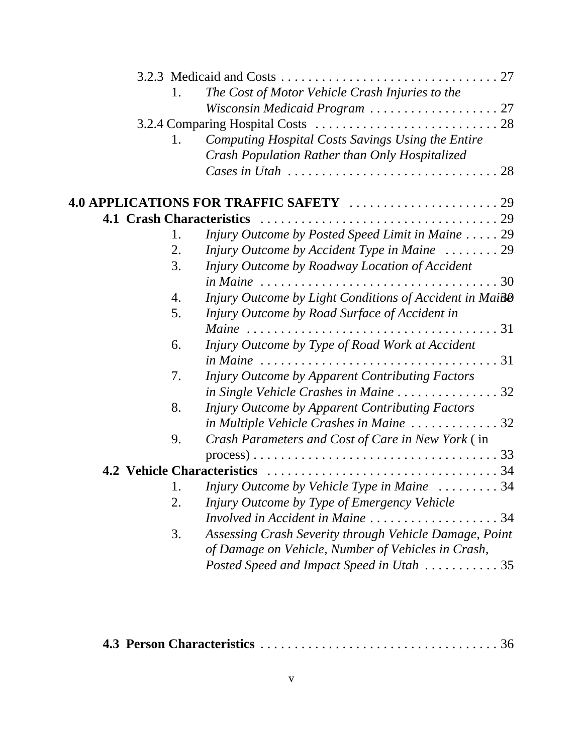3.2.3 Medicaid and Costs . . . . . . . . . . . . . . . . . . . . . . . . . . . . . . . 27

1. *The Cost of Motor Vehicle Crash Injuries to the Wisconsin Medicaid Program* . . . . . . . . . . . . . . . . . . . 27

3.2.4 Comparing Hospital Costs . . . . . . . . . . . . . . . . . . . . . . . . . . . 28

1. *Computing Hospital Costs Savings Using the Entire Crash Population Rather than Only Hospitalized Cases in Utah* . . . . . . . . . . . . . . . . . . . . . . . . . . . . . . 28

**4.0 APPLICATIONS FOR TRAFFIC SAFETY** . . . . . . . . . . . . . . . . . . . . . 29

**4.1 Crash Characteristics** . . . . . . . . . . . . . . . . . . . . . . . . . . . . . . . . . . 29

1. *Injury Outcome by Posted Speed Limit in Maine* . . . . . 29
2. *Injury Outcome by Accident Type in Maine* . . . . . . . . 29
3. *Injury Outcome by Roadway Location of Accident in Maine* . . . . . . . . . . . . . . . . . . . . . . . . . . . . . . . . . . 30
4. *Injury Outcome by Light Conditions of Accident in Maine* 30
5. *Injury Outcome by Road Surface of Accident in Maine* . . . . . . . . . . . . . . . . . . . . . . . . . . . . . . . . . . . . 31
6. *Injury Outcome by Type of Road Work at Accident in Maine* . . . . . . . . . . . . . . . . . . . . . . . . . . . . . . . . . . 31
7. *Injury Outcome by Apparent Contributing Factors in Single Vehicle Crashes in Maine* . . . . . . . . . . . . . . . 32
8. *Injury Outcome by Apparent Contributing Factors in Multiple Vehicle Crashes in Maine* . . . . . . . . . . . . . 32
9. *Crash Parameters and Cost of Care in New York* ( in process) . . . . . . . . . . . . . . . . . . . . . . . . . . . . . . . . . . . 33

**4.2 Vehicle Characteristics** . . . . . . . . . . . . . . . . . . . . . . . . . . . . . . . . . 34

1. *Injury Outcome by Vehicle Type in Maine* . . . . . . . . . 34
2. *Injury Outcome by Type of Emergency Vehicle Involved in Accident in Maine* . . . . . . . . . . . . . . . . . . . 34
3. *Assessing Crash Severity through Vehicle Damage, Point of Damage on Vehicle, Number of Vehicles in Crash, Posted Speed and Impact Speed in Utah* . . . . . . . . . . . 35

**4.3 Person Characteristics** . . . . . . . . . . . . . . . . . . . . . . . . . . . . . . . . . . 36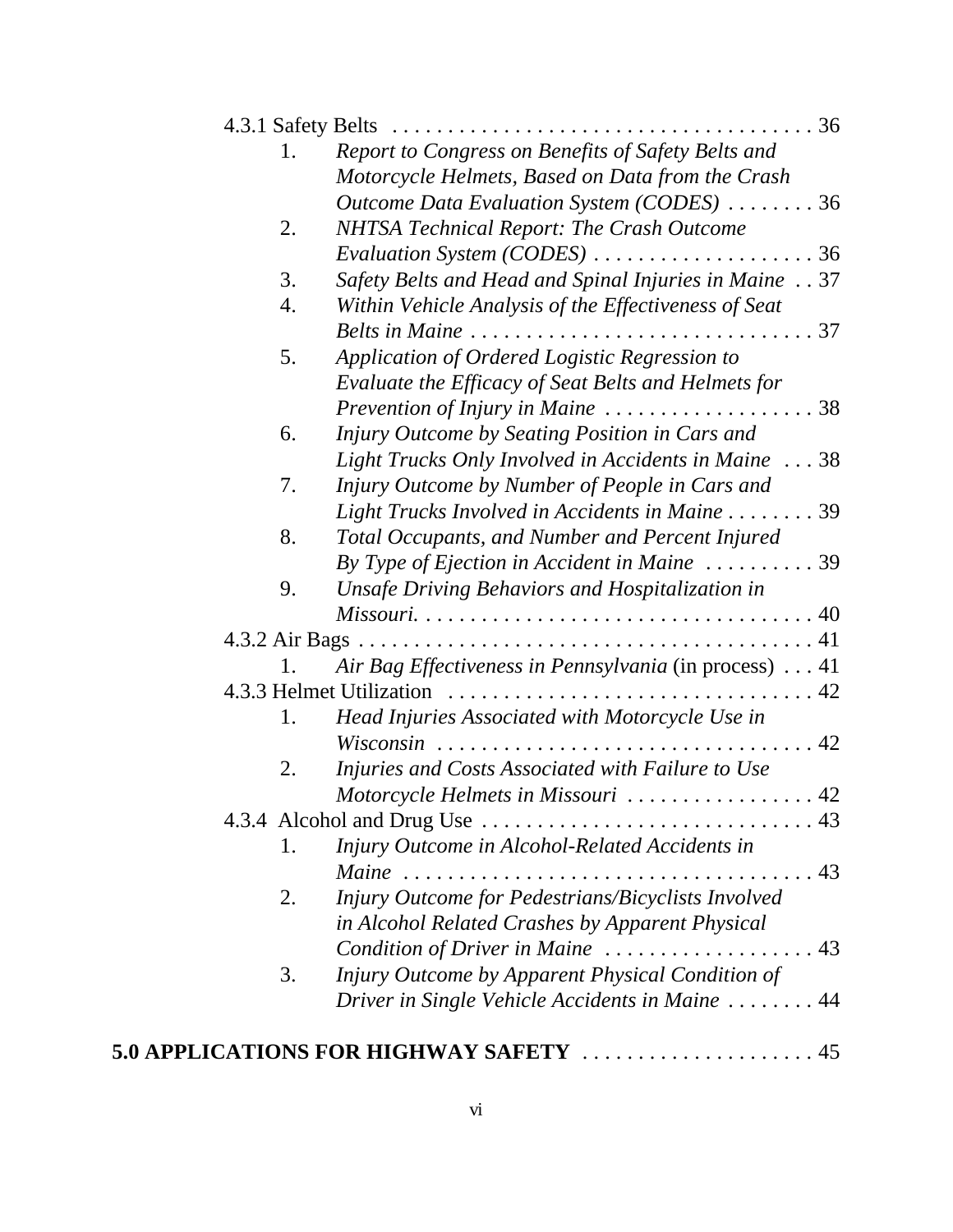4.3.1 Safety Belts . . . . . . . . . . . . . . . . . . . . . . . . . . . . . . . . . . . . . . 36

1. *Report to Congress on Benefits of Safety Belts and Motorcycle Helmets, Based on Data from the Crash Outcome Data Evaluation System (CODES)* . . . . . . . . 36
2. *NHTSA Technical Report: The Crash Outcome Evaluation System (CODES)* . . . . . . . . . . . . . . . . . . . . 36
3. *Safety Belts and Head and Spinal Injuries in Maine* . . 37
4. *Within Vehicle Analysis of the Effectiveness of Seat Belts in Maine* . . . . . . . . . . . . . . . . . . . . . . . . . . . . . . . 37
5. *Application of Ordered Logistic Regression to Evaluate the Efficacy of Seat Belts and Helmets for Prevention of Injury in Maine* . . . . . . . . . . . . . . . . . . . 38
6. *Injury Outcome by Seating Position in Cars and Light Trucks Only Involved in Accidents in Maine* . . . 38
7. *Injury Outcome by Number of People in Cars and Light Trucks Involved in Accidents in Maine* . . . . . . . . 39
8. *Total Occupants, and Number and Percent Injured By Type of Ejection in Accident in Maine* . . . . . . . . . . 39
9. *Unsafe Driving Behaviors and Hospitalization in Missouri.* . . . . . . . . . . . . . . . . . . . . . . . . . . . . . . . . . . . 40

4.3.2 Air Bags . . . . . . . . . . . . . . . . . . . . . . . . . . . . . . . . . . . . . . . . 41

1. *Air Bag Effectiveness in Pennsylvania* (in process) . . . 41

4.3.3 Helmet Utilization . . . . . . . . . . . . . . . . . . . . . . . . . . . . . . . . 42

1. *Head Injuries Associated with Motorcycle Use in Wisconsin* . . . . . . . . . . . . . . . . . . . . . . . . . . . . . . . . . 42
2. *Injuries and Costs Associated with Failure to Use Motorcycle Helmets in Missouri* . . . . . . . . . . . . . . . . . 42

4.3.4 Alcohol and Drug Use . . . . . . . . . . . . . . . . . . . . . . . . . . . . . 43

1. *Injury Outcome in Alcohol-Related Accidents in Maine* . . . . . . . . . . . . . . . . . . . . . . . . . . . . . . . . . . . . . 43
2. *Injury Outcome for Pedestrians/Bicyclists Involved in Alcohol Related Crashes by Apparent Physical Condition of Driver in Maine* . . . . . . . . . . . . . . . . . . . 43
3. *Injury Outcome by Apparent Physical Condition of Driver in Single Vehicle Accidents in Maine* . . . . . . . . 44

**5.0 APPLICATIONS FOR HIGHWAY SAFETY** . . . . . . . . . . . . . . . . . . . . . 45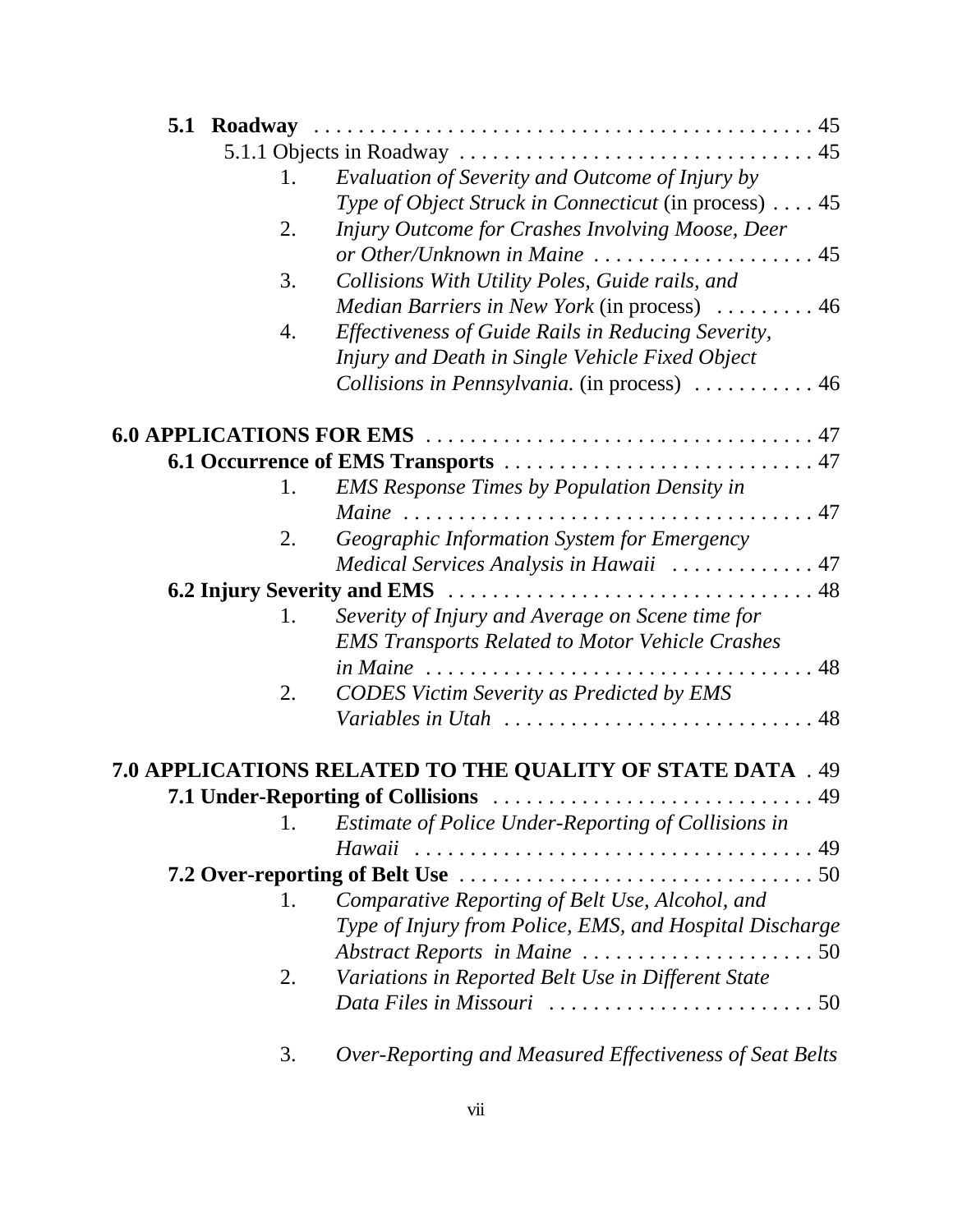**5.1 Roadway** . . . . . . . . . . . . . . . . . . . . . . . . . . . . . . . . . . . . . . . . . . . . . . 45

5.1.1 Objects in Roadway . . . . . . . . . . . . . . . . . . . . . . . . . . . . . . . . 45

1. *Evaluation of Severity and Outcome of Injury by Type of Object Struck in Connecticut* (in process) . . . . 45
2. *Injury Outcome for Crashes Involving Moose, Deer or Other/Unknown in Maine* . . . . . . . . . . . . . . . . . . . . 45
3. *Collisions With Utility Poles, Guide rails, and Median Barriers in New York* (in process) . . . . . . . . . 46
4. *Effectiveness of Guide Rails in Reducing Severity, Injury and Death in Single Vehicle Fixed Object Collisions in Pennsylvania.* (in process) . . . . . . . . . . . 46

**6.0 APPLICATIONS FOR EMS** . . . . . . . . . . . . . . . . . . . . . . . . . . . . . . . . . . . 47

**6.1 Occurrence of EMS Transports** . . . . . . . . . . . . . . . . . . . . . . . . . . . . 47

1. *EMS Response Times by Population Density in Maine* . . . . . . . . . . . . . . . . . . . . . . . . . . . . . . . . . . . . . 47
2. *Geographic Information System for Emergency Medical Services Analysis in Hawaii* . . . . . . . . . . . . . 47

**6.2 Injury Severity and EMS** . . . . . . . . . . . . . . . . . . . . . . . . . . . . . . . . . 48

1. *Severity of Injury and Average on Scene time for EMS Transports Related to Motor Vehicle Crashes in Maine* . . . . . . . . . . . . . . . . . . . . . . . . . . . . . . . . . . . 48
2. *CODES Victim Severity as Predicted by EMS Variables in Utah* . . . . . . . . . . . . . . . . . . . . . . . . . . . . 48

**7.0 APPLICATIONS RELATED TO THE QUALITY OF STATE DATA** . 49

**7.1 Under-Reporting of Collisions** . . . . . . . . . . . . . . . . . . . . . . . . . . . . . 49

1. *Estimate of Police Under-Reporting of Collisions in Hawaii* . . . . . . . . . . . . . . . . . . . . . . . . . . . . . . . . . . . . 49

**7.2 Over-reporting of Belt Use** . . . . . . . . . . . . . . . . . . . . . . . . . . . . . . . 50

1. *Comparative Reporting of Belt Use, Alcohol, and Type of Injury from Police, EMS, and Hospital Discharge Abstract Reports in Maine* . . . . . . . . . . . . . . . . . . . . . 50
2. *Variations in Reported Belt Use in Different State Data Files in Missouri* . . . . . . . . . . . . . . . . . . . . . . . . 50
3. *Over-Reporting and Measured Effectiveness of Seat Belts*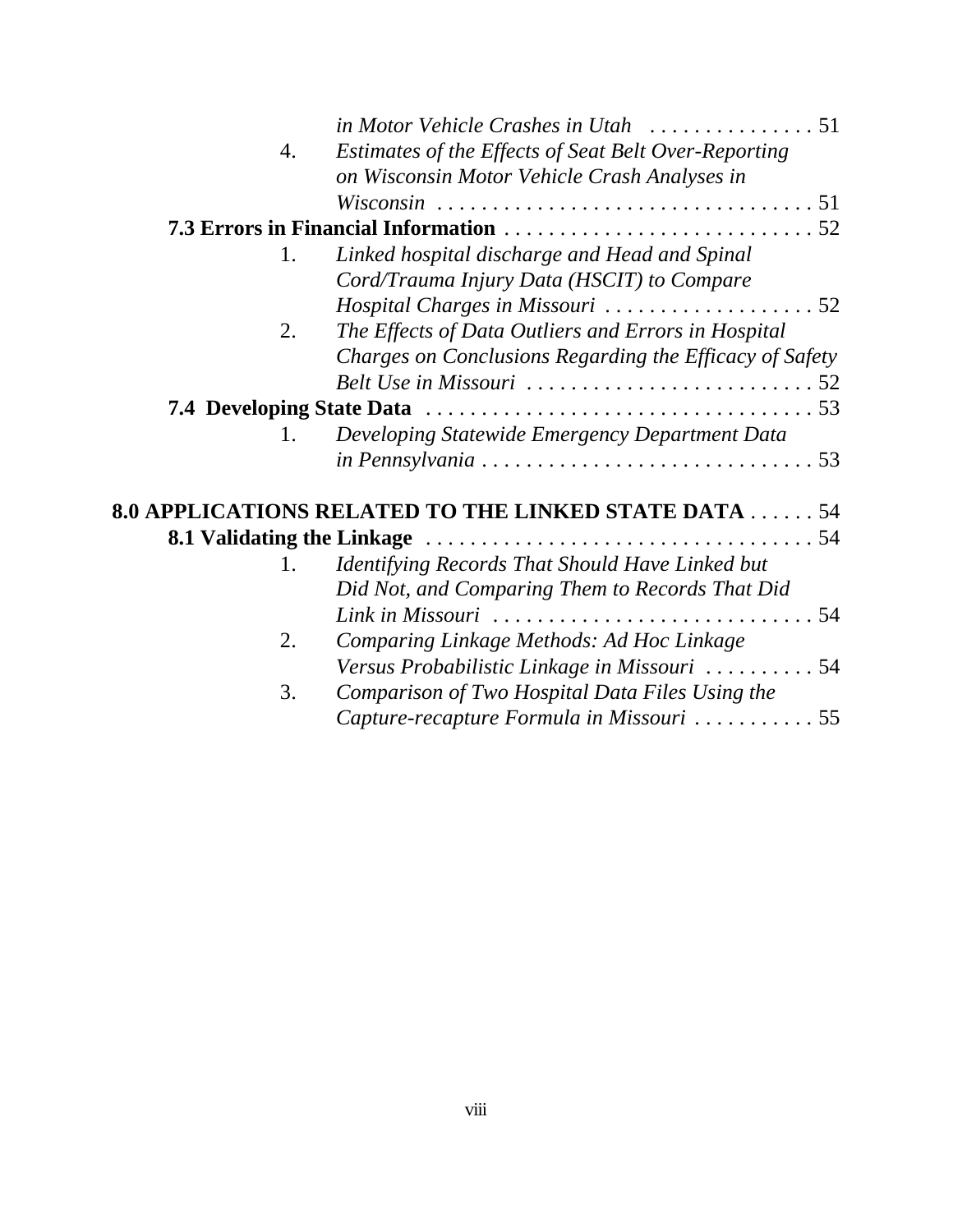*in Motor Vehicle Crashes in Utah* . . . . . . . . . . . . . . . 51

4. *Estimates of the Effects of Seat Belt Over-Reporting on Wisconsin Motor Vehicle Crash Analyses in Wisconsin* . . . . . . . . . . . . . . . . . . . . . . . . . . . . . . . . . . 51

**7.3 Errors in Financial Information** . . . . . . . . . . . . . . . . . . . . . . . . . . . . 52

1. *Linked hospital discharge and Head and Spinal Cord/Trauma Injury Data (HSCIT) to Compare Hospital Charges in Missouri* . . . . . . . . . . . . . . . . . . . 52
2. *The Effects of Data Outliers and Errors in Hospital Charges on Conclusions Regarding the Efficacy of Safety Belt Use in Missouri* . . . . . . . . . . . . . . . . . . . . . . . . . . 52

**7.4 Developing State Data** . . . . . . . . . . . . . . . . . . . . . . . . . . . . . . . . . . . 53

1. *Developing Statewide Emergency Department Data in Pennsylvania* . . . . . . . . . . . . . . . . . . . . . . . . . . . . . 53

**8.0 APPLICATIONS RELATED TO THE LINKED STATE DATA** . . . . . . 54

**8.1 Validating the Linkage** . . . . . . . . . . . . . . . . . . . . . . . . . . . . . . . . . . . 54

1. *Identifying Records That Should Have Linked but Did Not, and Comparing Them to Records That Did Link in Missouri* . . . . . . . . . . . . . . . . . . . . . . . . . . . . 54
2. *Comparing Linkage Methods: Ad Hoc Linkage Versus Probabilistic Linkage in Missouri* . . . . . . . . . . 54
3. *Comparison of Two Hospital Data Files Using the Capture-recapture Formula in Missouri* . . . . . . . . . . . 55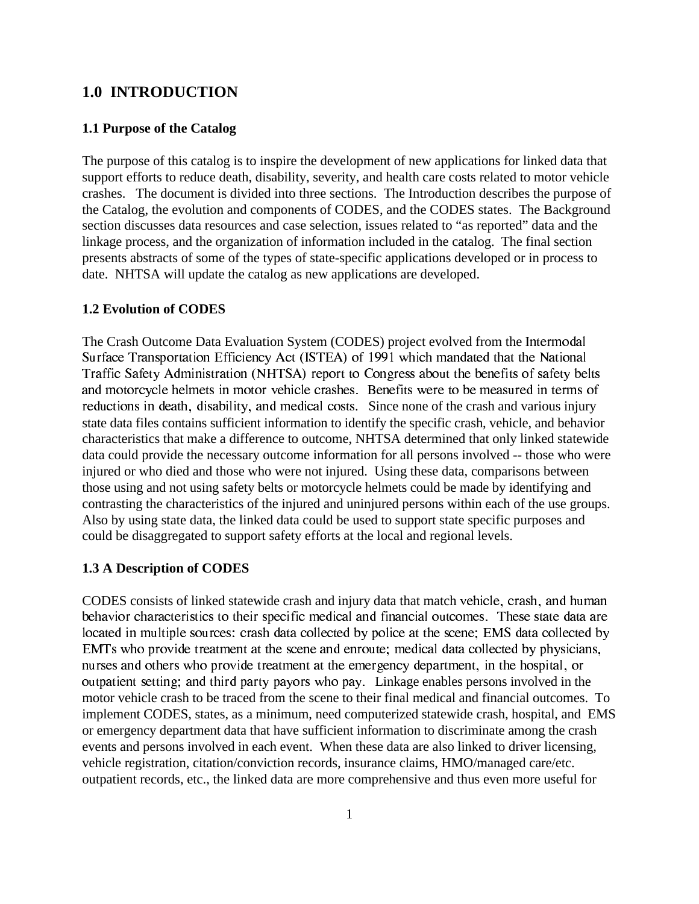# 1.0 INTRODUCTION

## 1.1 Purpose of the Catalog

The purpose of this catalog is to inspire the development of new applications for linked data that support efforts to reduce death, disability, severity, and health care costs related to motor vehicle crashes. The document is divided into three sections. The Introduction describes the purpose of the Catalog, the evolution and components of CODES, and the CODES states. The Background section discusses data resources and case selection, issues related to "as reported" data and the linkage process, and the organization of information included in the catalog. The final section presents abstracts of some of the types of state-specific applications developed or in process to date. NHTSA will update the catalog as new applications are developed.

## 1.2 Evolution of CODES

The Crash Outcome Data Evaluation System (CODES) project evolved from the Intermodal Surface Transportation Efficiency Act (ISTEA) of 1991 which mandated that the National Traffic Safety Administration (NHTSA) report to Congress about the benefits of safety belts and motorcycle helmets in motor vehicle crashes. Benefits were to be measured in terms of reductions in death, disability, and medical costs. Since none of the crash and various injury state data files contains sufficient information to identify the specific crash, vehicle, and behavior characteristics that make a difference to outcome, NHTSA determined that only linked statewide data could provide the necessary outcome information for all persons involved -- those who were injured or who died and those who were not injured. Using these data, comparisons between those using and not using safety belts or motorcycle helmets could be made by identifying and contrasting the characteristics of the injured and uninjured persons within each of the use groups. Also by using state data, the linked data could be used to support state specific purposes and could be disaggregated to support safety efforts at the local and regional levels.

## 1.3 A Description of CODES

CODES consists of linked statewide crash and injury data that match vehicle, crash, and human behavior characteristics to their specific medical and financial outcomes. These state data are located in multiple sources: crash data collected by police at the scene; EMS data collected by EMTs who provide treatment at the scene and enroute; medical data collected by physicians, nurses and others who provide treatment at the emergency department, in the hospital, or outpatient setting; and third party payors who pay. Linkage enables persons involved in the motor vehicle crash to be traced from the scene to their final medical and financial outcomes. To implement CODES, states, as a minimum, need computerized statewide crash, hospital, and EMS or emergency department data that have sufficient information to discriminate among the crash events and persons involved in each event. When these data are also linked to driver licensing, vehicle registration, citation/conviction records, insurance claims, HMO/managed care/etc. outpatient records, etc., the linked data are more comprehensive and thus even more useful for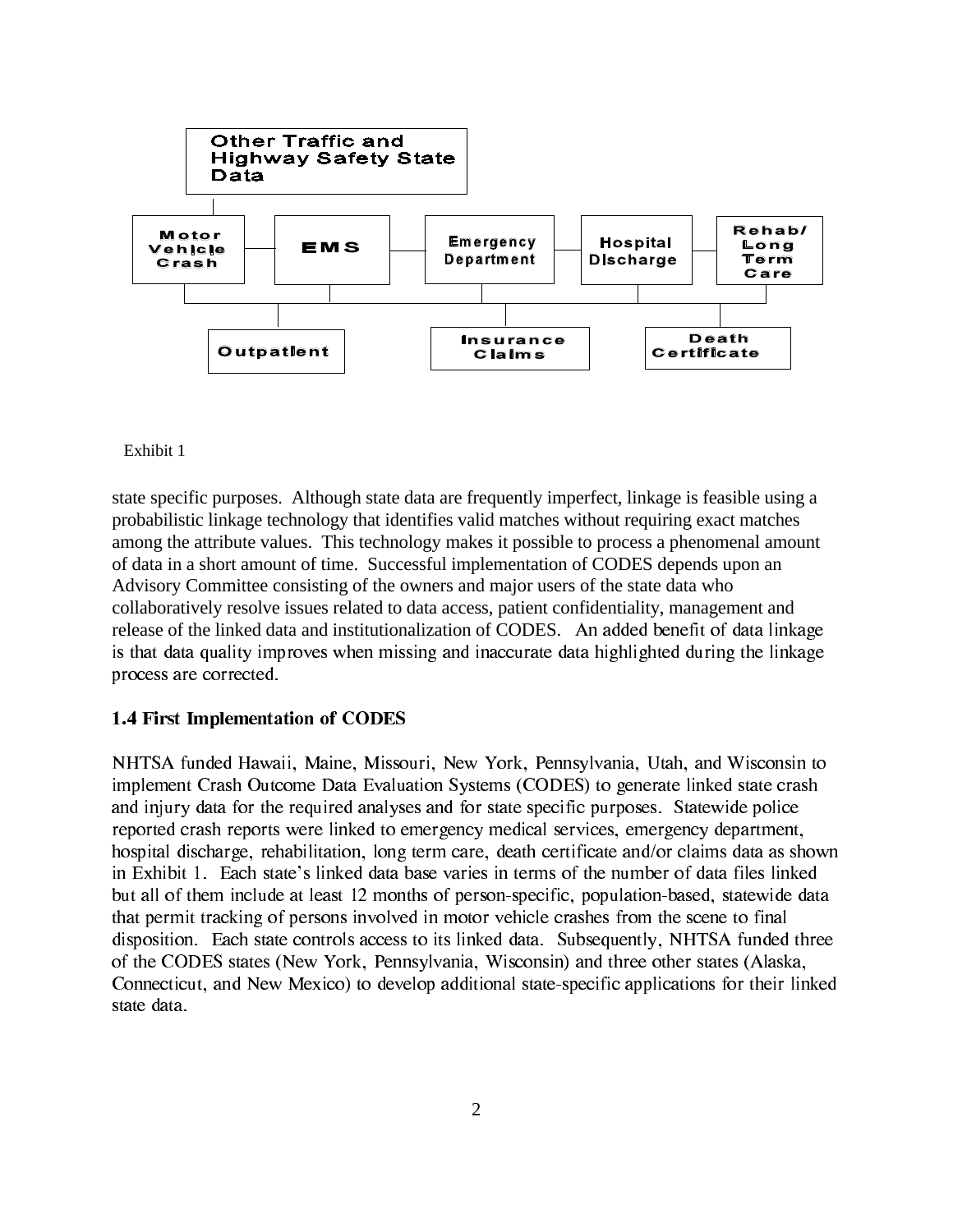Other Traffic and Highway Safety State Data

Motor Vehicle Crash — EMS — Emergency Department — Hospital Discharge — Rehab/ Long Term Care

Outpatient — Insurance Claims — Death Certificate

Exhibit 1

state specific purposes. Although state data are frequently imperfect, linkage is feasible using a probabilistic linkage technology that identifies valid matches without requiring exact matches among the attribute values. This technology makes it possible to process a phenomenal amount of data in a short amount of time. Successful implementation of CODES depends upon an Advisory Committee consisting of the owners and major users of the state data who collaboratively resolve issues related to data access, patient confidentiality, management and release of the linked data and institutionalization of CODES. An added benefit of data linkage is that data quality improves when missing and inaccurate data highlighted during the linkage process are corrected.

### 1.4 First Implementation of CODES

NHTSA funded Hawaii, Maine, Missouri, New York, Pennsylvania, Utah, and Wisconsin to implement Crash Outcome Data Evaluation Systems (CODES) to generate linked state crash and injury data for the required analyses and for state specific purposes. Statewide police reported crash reports were linked to emergency medical services, emergency department, hospital discharge, rehabilitation, long term care, death certificate and/or claims data as shown in Exhibit 1. Each state's linked data base varies in terms of the number of data files linked but all of them include at least 12 months of person-specific, population-based, statewide data that permit tracking of persons involved in motor vehicle crashes from the scene to final disposition. Each state controls access to its linked data. Subsequently, NHTSA funded three of the CODES states (New York, Pennsylvania, Wisconsin) and three other states (Alaska, Connecticut, and New Mexico) to develop additional state-specific applications for their linked state data.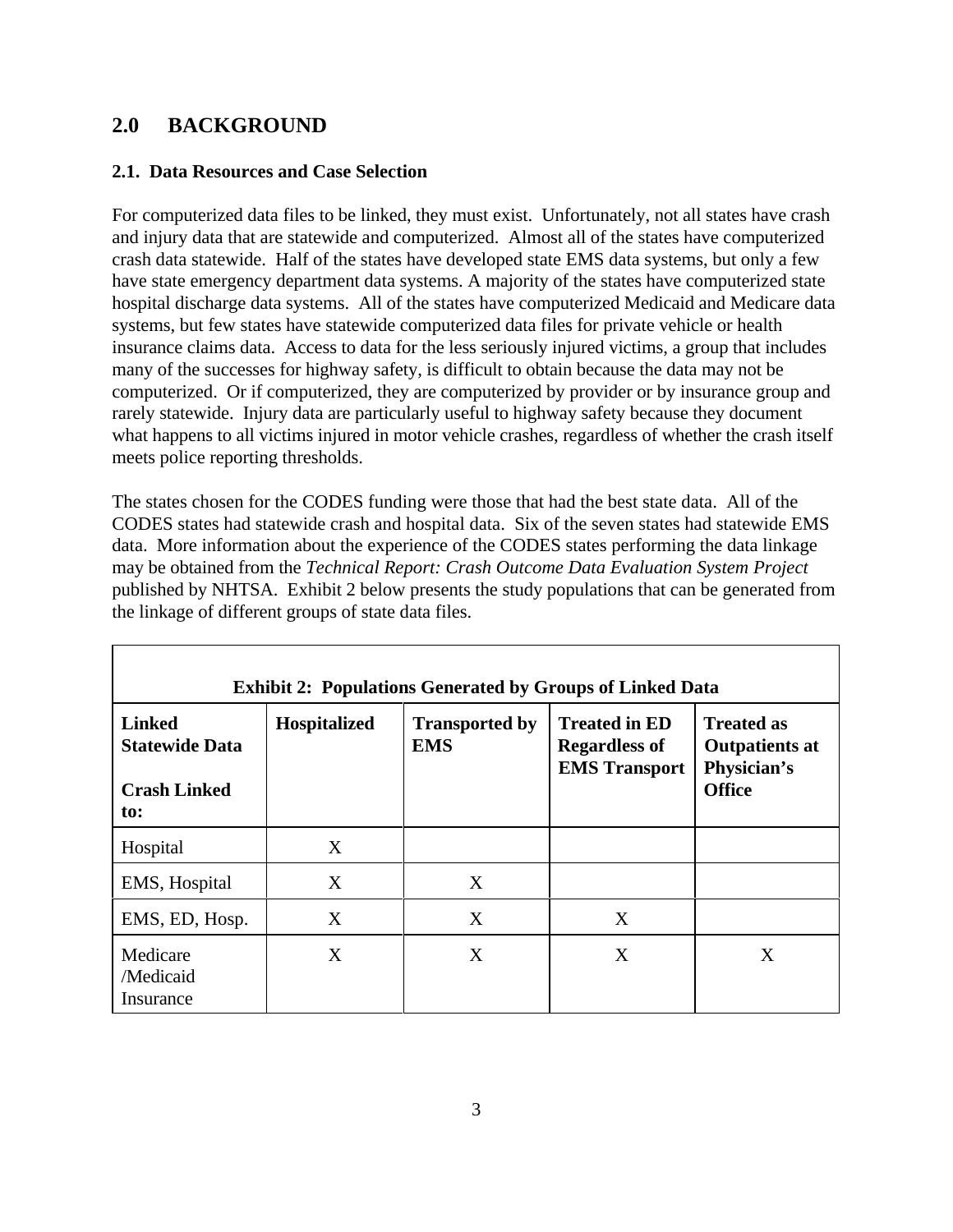## 2.0 BACKGROUND

### 2.1. Data Resources and Case Selection

For computerized data files to be linked, they must exist. Unfortunately, not all states have crash and injury data that are statewide and computerized. Almost all of the states have computerized crash data statewide. Half of the states have developed state EMS data systems, but only a few have state emergency department data systems. A majority of the states have computerized state hospital discharge data systems. All of the states have computerized Medicaid and Medicare data systems, but few states have statewide computerized data files for private vehicle or health insurance claims data. Access to data for the less seriously injured victims, a group that includes many of the successes for highway safety, is difficult to obtain because the data may not be computerized. Or if computerized, they are computerized by provider or by insurance group and rarely statewide. Injury data are particularly useful to highway safety because they document what happens to all victims injured in motor vehicle crashes, regardless of whether the crash itself meets police reporting thresholds.

The states chosen for the CODES funding were those that had the best state data. All of the CODES states had statewide crash and hospital data. Six of the seven states had statewide EMS data. More information about the experience of the CODES states performing the data linkage may be obtained from the *Technical Report: Crash Outcome Data Evaluation System Project* published by NHTSA. Exhibit 2 below presents the study populations that can be generated from the linkage of different groups of state data files.

**Exhibit 2: Populations Generated by Groups of Linked Data**

| Linked Statewide Data<br><br>Crash Linked to: | Hospitalized | Transported by EMS | Treated in ED Regardless of EMS Transport | Treated as Outpatients at Physician's Office |
|---|---|---|---|---|
| Hospital | X | | | |
| EMS, Hospital | X | X | | |
| EMS, ED, Hosp. | X | X | X | |
| Medicare /Medicaid Insurance | X | X | X | X |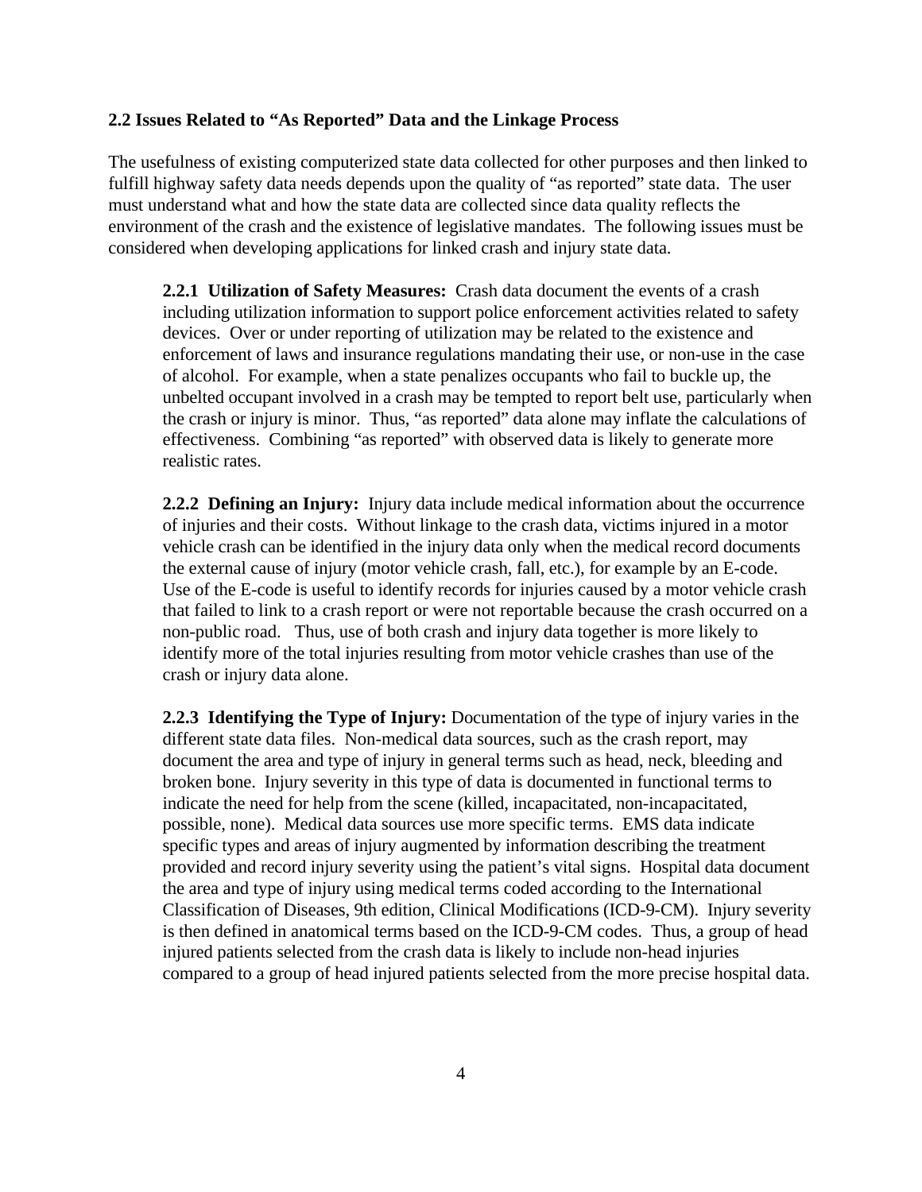## 2.2 Issues Related to "As Reported" Data and the Linkage Process

The usefulness of existing computerized state data collected for other purposes and then linked to fulfill highway safety data needs depends upon the quality of "as reported" state data. The user must understand what and how the state data are collected since data quality reflects the environment of the crash and the existence of legislative mandates. The following issues must be considered when developing applications for linked crash and injury state data.

**2.2.1 Utilization of Safety Measures:** Crash data document the events of a crash including utilization information to support police enforcement activities related to safety devices. Over or under reporting of utilization may be related to the existence and enforcement of laws and insurance regulations mandating their use, or non-use in the case of alcohol. For example, when a state penalizes occupants who fail to buckle up, the unbelted occupant involved in a crash may be tempted to report belt use, particularly when the crash or injury is minor. Thus, "as reported" data alone may inflate the calculations of effectiveness. Combining "as reported" with observed data is likely to generate more realistic rates.

**2.2.2 Defining an Injury:** Injury data include medical information about the occurrence of injuries and their costs. Without linkage to the crash data, victims injured in a motor vehicle crash can be identified in the injury data only when the medical record documents the external cause of injury (motor vehicle crash, fall, etc.), for example by an E-code. Use of the E-code is useful to identify records for injuries caused by a motor vehicle crash that failed to link to a crash report or were not reportable because the crash occurred on a non-public road. Thus, use of both crash and injury data together is more likely to identify more of the total injuries resulting from motor vehicle crashes than use of the crash or injury data alone.

**2.2.3 Identifying the Type of Injury:** Documentation of the type of injury varies in the different state data files. Non-medical data sources, such as the crash report, may document the area and type of injury in general terms such as head, neck, bleeding and broken bone. Injury severity in this type of data is documented in functional terms to indicate the need for help from the scene (killed, incapacitated, non-incapacitated, possible, none). Medical data sources use more specific terms. EMS data indicate specific types and areas of injury augmented by information describing the treatment provided and record injury severity using the patient's vital signs. Hospital data document the area and type of injury using medical terms coded according to the International Classification of Diseases, 9th edition, Clinical Modifications (ICD-9-CM). Injury severity is then defined in anatomical terms based on the ICD-9-CM codes. Thus, a group of head injured patients selected from the crash data is likely to include non-head injuries compared to a group of head injured patients selected from the more precise hospital data.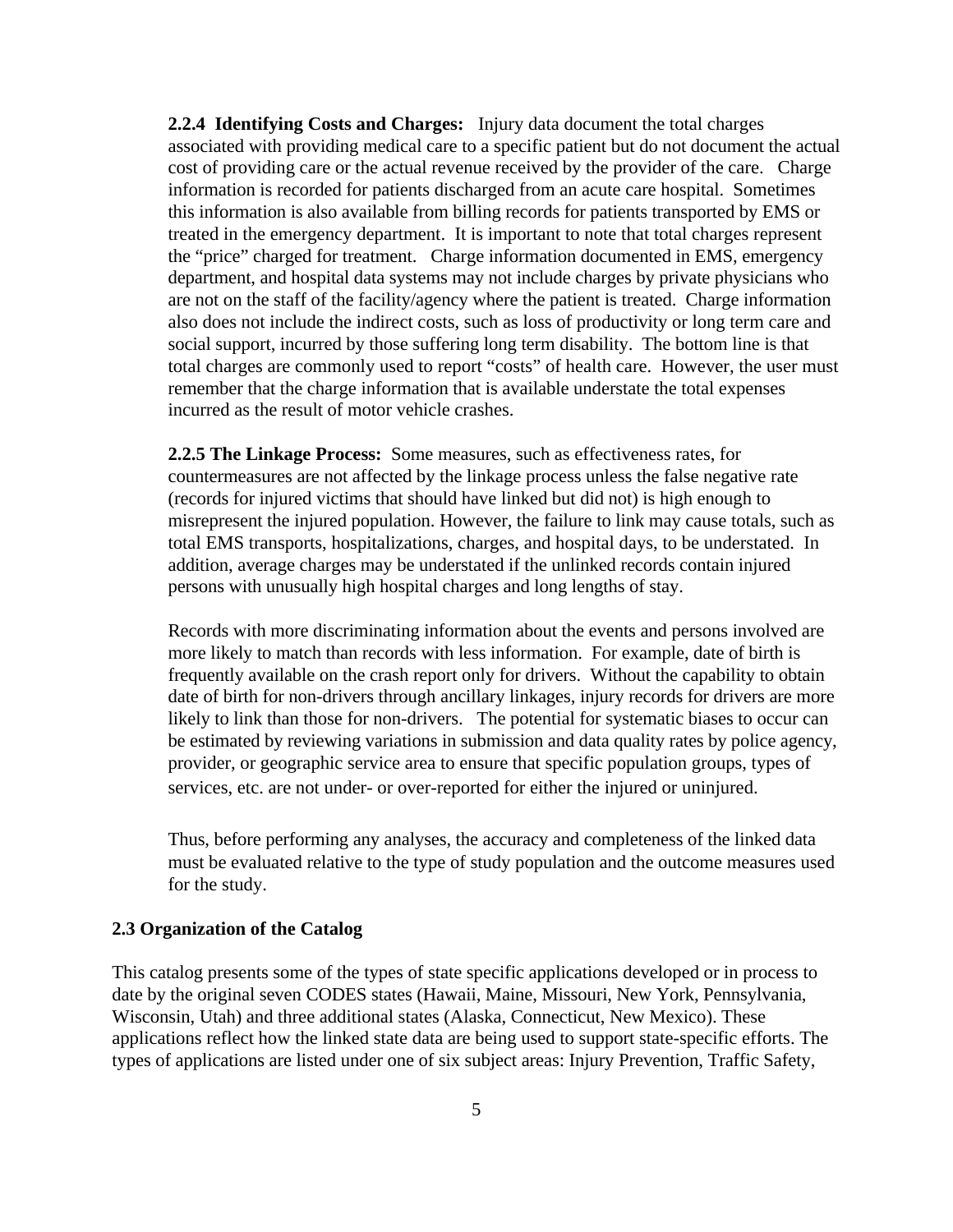**2.2.4 Identifying Costs and Charges:** Injury data document the total charges associated with providing medical care to a specific patient but do not document the actual cost of providing care or the actual revenue received by the provider of the care. Charge information is recorded for patients discharged from an acute care hospital. Sometimes this information is also available from billing records for patients transported by EMS or treated in the emergency department. It is important to note that total charges represent the "price" charged for treatment. Charge information documented in EMS, emergency department, and hospital data systems may not include charges by private physicians who are not on the staff of the facility/agency where the patient is treated. Charge information also does not include the indirect costs, such as loss of productivity or long term care and social support, incurred by those suffering long term disability. The bottom line is that total charges are commonly used to report "costs" of health care. However, the user must remember that the charge information that is available understate the total expenses incurred as the result of motor vehicle crashes.

**2.2.5 The Linkage Process:** Some measures, such as effectiveness rates, for countermeasures are not affected by the linkage process unless the false negative rate (records for injured victims that should have linked but did not) is high enough to misrepresent the injured population. However, the failure to link may cause totals, such as total EMS transports, hospitalizations, charges, and hospital days, to be understated. In addition, average charges may be understated if the unlinked records contain injured persons with unusually high hospital charges and long lengths of stay.

Records with more discriminating information about the events and persons involved are more likely to match than records with less information. For example, date of birth is frequently available on the crash report only for drivers. Without the capability to obtain date of birth for non-drivers through ancillary linkages, injury records for drivers are more likely to link than those for non-drivers. The potential for systematic biases to occur can be estimated by reviewing variations in submission and data quality rates by police agency, provider, or geographic service area to ensure that specific population groups, types of services, etc. are not under- or over-reported for either the injured or uninjured.

Thus, before performing any analyses, the accuracy and completeness of the linked data must be evaluated relative to the type of study population and the outcome measures used for the study.

### 2.3 Organization of the Catalog

This catalog presents some of the types of state specific applications developed or in process to date by the original seven CODES states (Hawaii, Maine, Missouri, New York, Pennsylvania, Wisconsin, Utah) and three additional states (Alaska, Connecticut, New Mexico). These applications reflect how the linked state data are being used to support state-specific efforts. The types of applications are listed under one of six subject areas: Injury Prevention, Traffic Safety,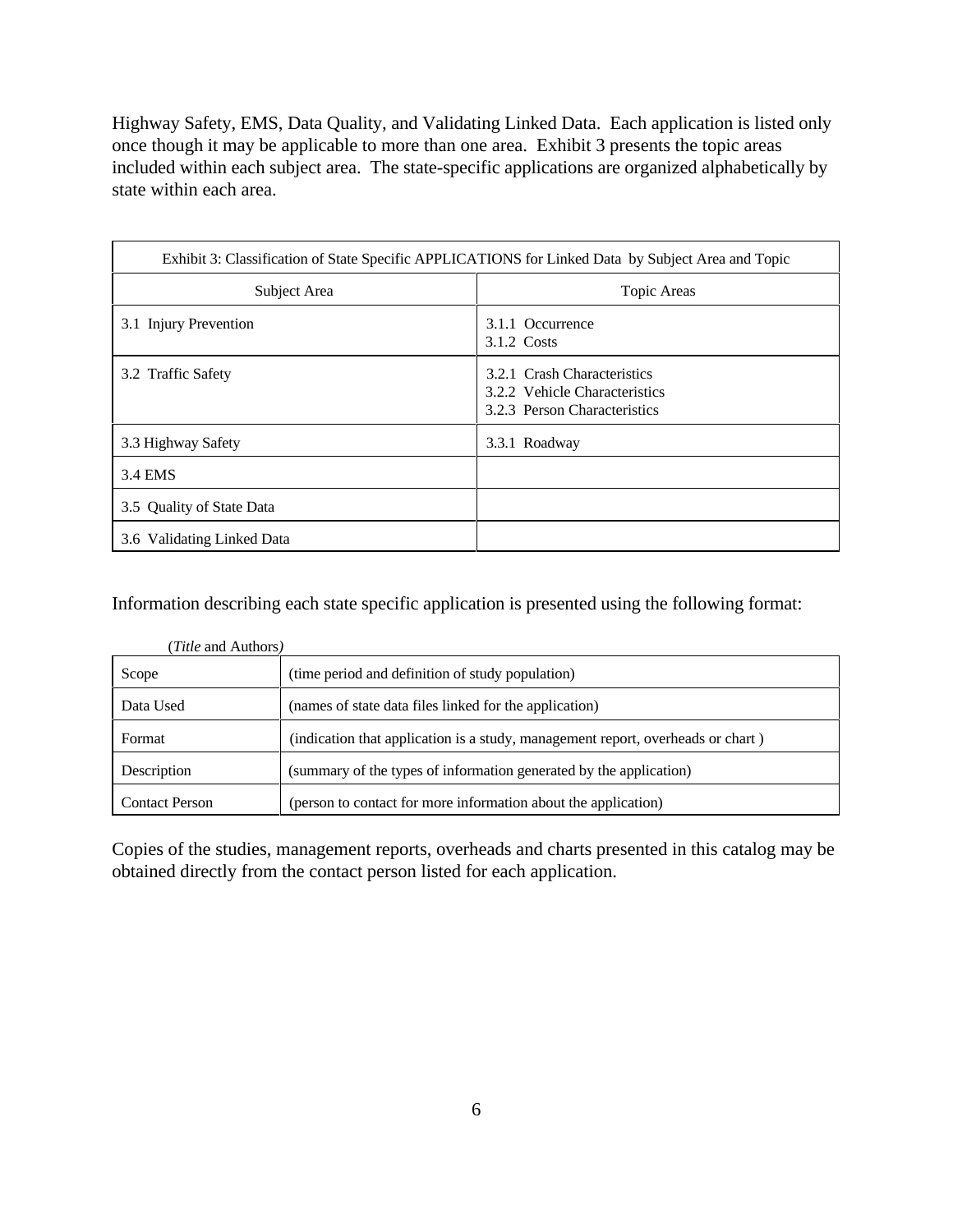Highway Safety, EMS, Data Quality, and Validating Linked Data. Each application is listed only once though it may be applicable to more than one area. Exhibit 3 presents the topic areas included within each subject area. The state-specific applications are organized alphabetically by state within each area.

| Exhibit 3: Classification of State Specific APPLICATIONS for Linked Data by Subject Area and Topic | |
|---|---|
| Subject Area | Topic Areas |
| 3.1 Injury Prevention | 3.1.1 Occurrence<br>3.1.2 Costs |
| 3.2 Traffic Safety | 3.2.1 Crash Characteristics<br>3.2.2 Vehicle Characteristics<br>3.2.3 Person Characteristics |
| 3.3 Highway Safety | 3.3.1 Roadway |
| 3.4 EMS | |
| 3.5 Quality of State Data | |
| 3.6 Validating Linked Data | |

Information describing each state specific application is presented using the following format:

(*Title* and Authors)

| Scope | (time period and definition of study population) |
|---|---|
| Data Used | (names of state data files linked for the application) |
| Format | (indication that application is a study, management report, overheads or chart ) |
| Description | (summary of the types of information generated by the application) |
| Contact Person | (person to contact for more information about the application) |

Copies of the studies, management reports, overheads and charts presented in this catalog may be obtained directly from the contact person listed for each application.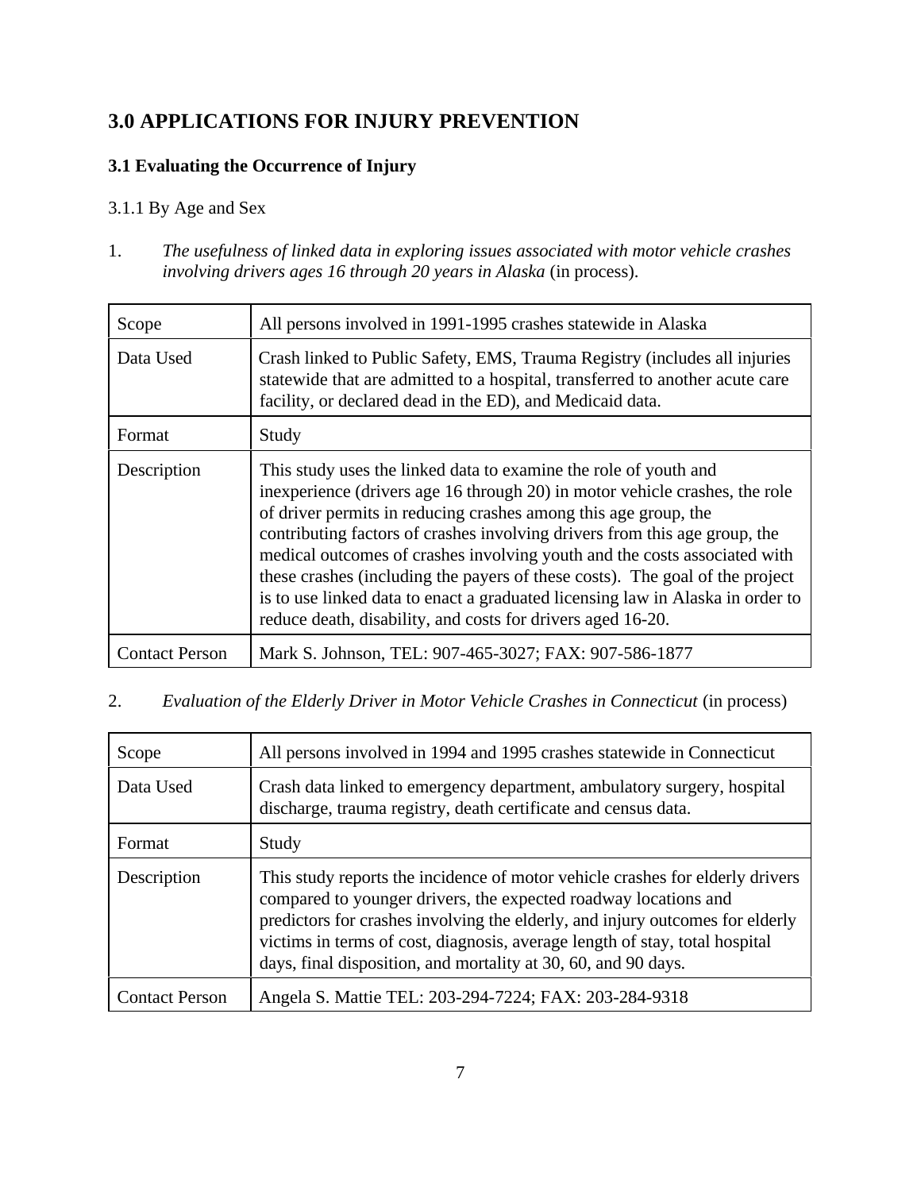# 3.0 APPLICATIONS FOR INJURY PREVENTION

## 3.1 Evaluating the Occurrence of Injury

### 3.1.1 By Age and Sex

1. *The usefulness of linked data in exploring issues associated with motor vehicle crashes involving drivers ages 16 through 20 years in Alaska* (in process).

| Scope | All persons involved in 1991-1995 crashes statewide in Alaska |
|---|---|
| Data Used | Crash linked to Public Safety, EMS, Trauma Registry (includes all injuries statewide that are admitted to a hospital, transferred to another acute care facility, or declared dead in the ED), and Medicaid data. |
| Format | Study |
| Description | This study uses the linked data to examine the role of youth and inexperience (drivers age 16 through 20) in motor vehicle crashes, the role of driver permits in reducing crashes among this age group, the contributing factors of crashes involving drivers from this age group, the medical outcomes of crashes involving youth and the costs associated with these crashes (including the payers of these costs). The goal of the project is to use linked data to enact a graduated licensing law in Alaska in order to reduce death, disability, and costs for drivers aged 16-20. |
| Contact Person | Mark S. Johnson, TEL: 907-465-3027; FAX: 907-586-1877 |

2. *Evaluation of the Elderly Driver in Motor Vehicle Crashes in Connecticut* (in process)

| Scope | All persons involved in 1994 and 1995 crashes statewide in Connecticut |
|---|---|
| Data Used | Crash data linked to emergency department, ambulatory surgery, hospital discharge, trauma registry, death certificate and census data. |
| Format | Study |
| Description | This study reports the incidence of motor vehicle crashes for elderly drivers compared to younger drivers, the expected roadway locations and predictors for crashes involving the elderly, and injury outcomes for elderly victims in terms of cost, diagnosis, average length of stay, total hospital days, final disposition, and mortality at 30, 60, and 90 days. |
| Contact Person | Angela S. Mattie TEL: 203-294-7224; FAX: 203-284-9318 |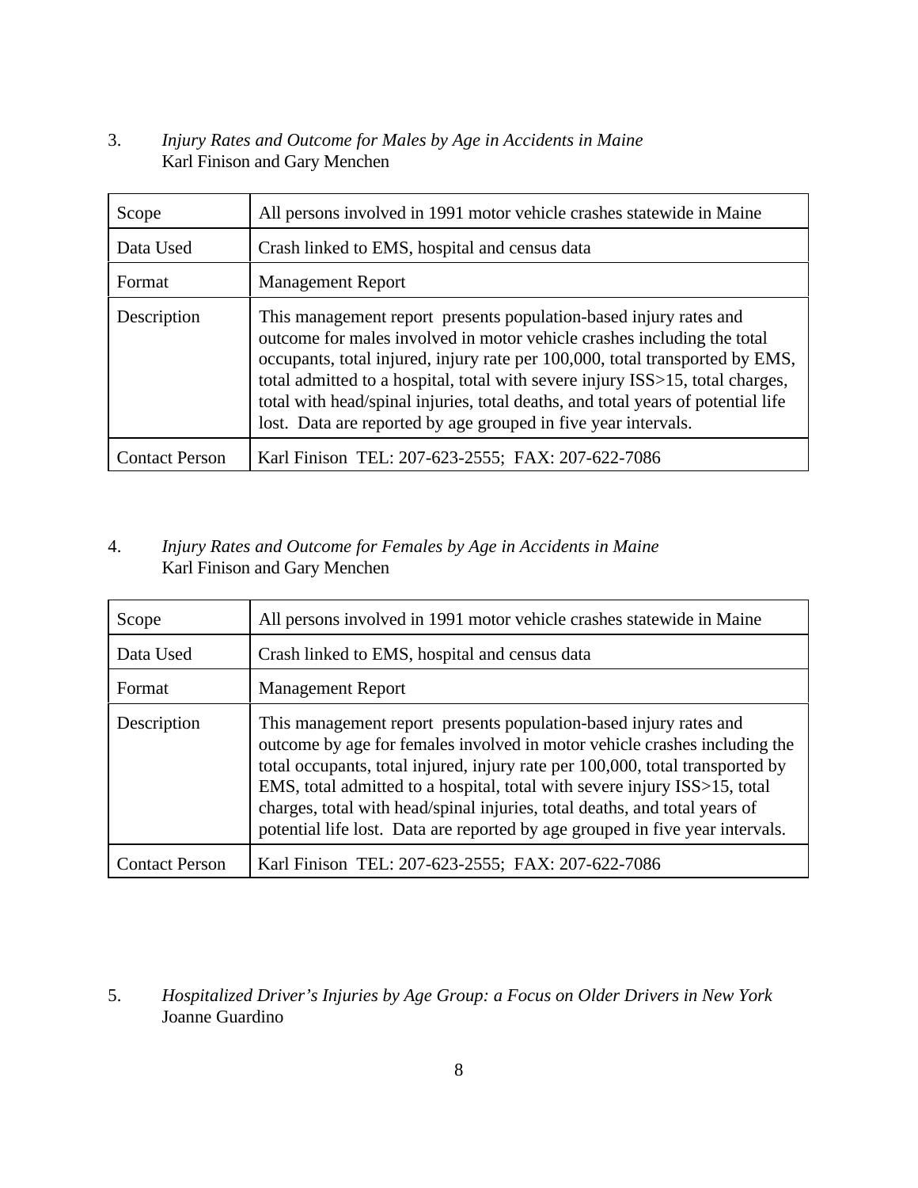3. *Injury Rates and Outcome for Males by Age in Accidents in Maine*
   Karl Finison and Gary Menchen

| Scope | All persons involved in 1991 motor vehicle crashes statewide in Maine |
|---|---|
| Data Used | Crash linked to EMS, hospital and census data |
| Format | Management Report |
| Description | This management report presents population-based injury rates and outcome for males involved in motor vehicle crashes including the total occupants, total injured, injury rate per 100,000, total transported by EMS, total admitted to a hospital, total with severe injury ISS>15, total charges, total with head/spinal injuries, total deaths, and total years of potential life lost. Data are reported by age grouped in five year intervals. |
| Contact Person | Karl Finison TEL: 207-623-2555; FAX: 207-622-7086 |

4. *Injury Rates and Outcome for Females by Age in Accidents in Maine*
   Karl Finison and Gary Menchen

| Scope | All persons involved in 1991 motor vehicle crashes statewide in Maine |
|---|---|
| Data Used | Crash linked to EMS, hospital and census data |
| Format | Management Report |
| Description | This management report presents population-based injury rates and outcome by age for females involved in motor vehicle crashes including the total occupants, total injured, injury rate per 100,000, total transported by EMS, total admitted to a hospital, total with severe injury ISS>15, total charges, total with head/spinal injuries, total deaths, and total years of potential life lost. Data are reported by age grouped in five year intervals. |
| Contact Person | Karl Finison TEL: 207-623-2555; FAX: 207-622-7086 |

5. *Hospitalized Driver's Injuries by Age Group: a Focus on Older Drivers in New York*
   Joanne Guardino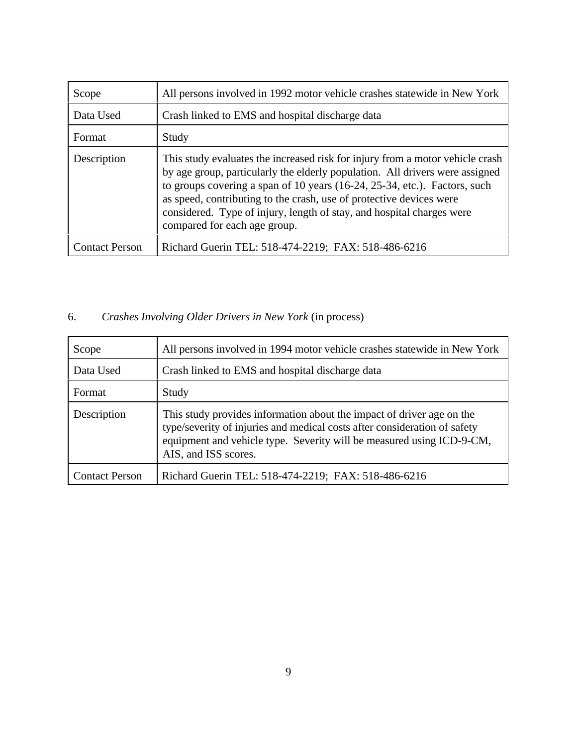| Scope | All persons involved in 1992 motor vehicle crashes statewide in New York |
|---|---|
| Data Used | Crash linked to EMS and hospital discharge data |
| Format | Study |
| Description | This study evaluates the increased risk for injury from a motor vehicle crash by age group, particularly the elderly population. All drivers were assigned to groups covering a span of 10 years (16-24, 25-34, etc.). Factors, such as speed, contributing to the crash, use of protective devices were considered. Type of injury, length of stay, and hospital charges were compared for each age group. |
| Contact Person | Richard Guerin TEL: 518-474-2219; FAX: 518-486-6216 |

6. *Crashes Involving Older Drivers in New York* (in process)

| Scope | All persons involved in 1994 motor vehicle crashes statewide in New York |
|---|---|
| Data Used | Crash linked to EMS and hospital discharge data |
| Format | Study |
| Description | This study provides information about the impact of driver age on the type/severity of injuries and medical costs after consideration of safety equipment and vehicle type. Severity will be measured using ICD-9-CM, AIS, and ISS scores. |
| Contact Person | Richard Guerin TEL: 518-474-2219; FAX: 518-486-6216 |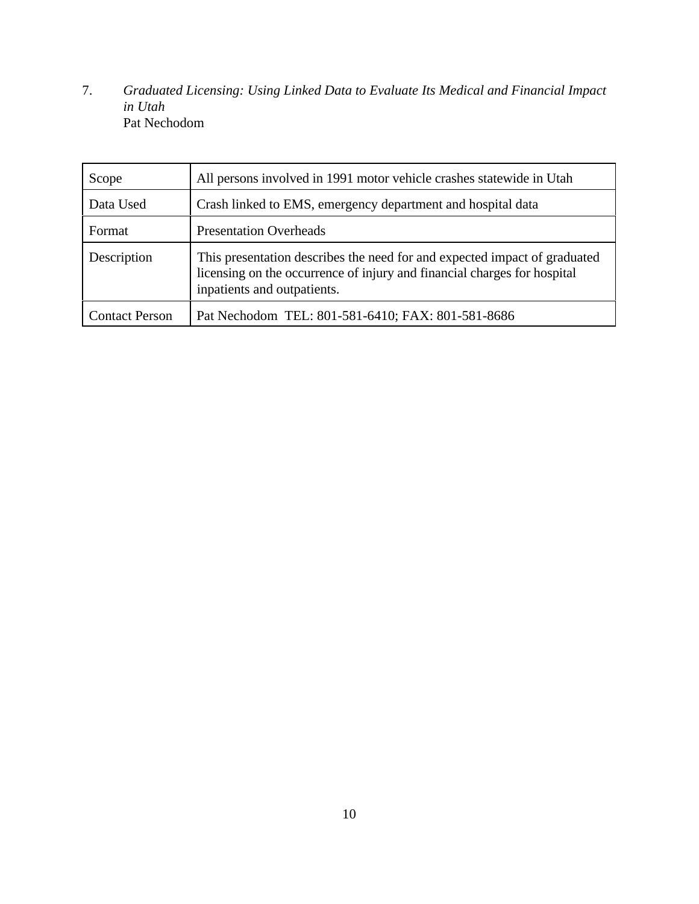7. *Graduated Licensing: Using Linked Data to Evaluate Its Medical and Financial Impact in Utah*
   Pat Nechodom

| | |
|---|---|
| Scope | All persons involved in 1991 motor vehicle crashes statewide in Utah |
| Data Used | Crash linked to EMS, emergency department and hospital data |
| Format | Presentation Overheads |
| Description | This presentation describes the need for and expected impact of graduated licensing on the occurrence of injury and financial charges for hospital inpatients and outpatients. |
| Contact Person | Pat Nechodom TEL: 801-581-6410; FAX: 801-581-8686 |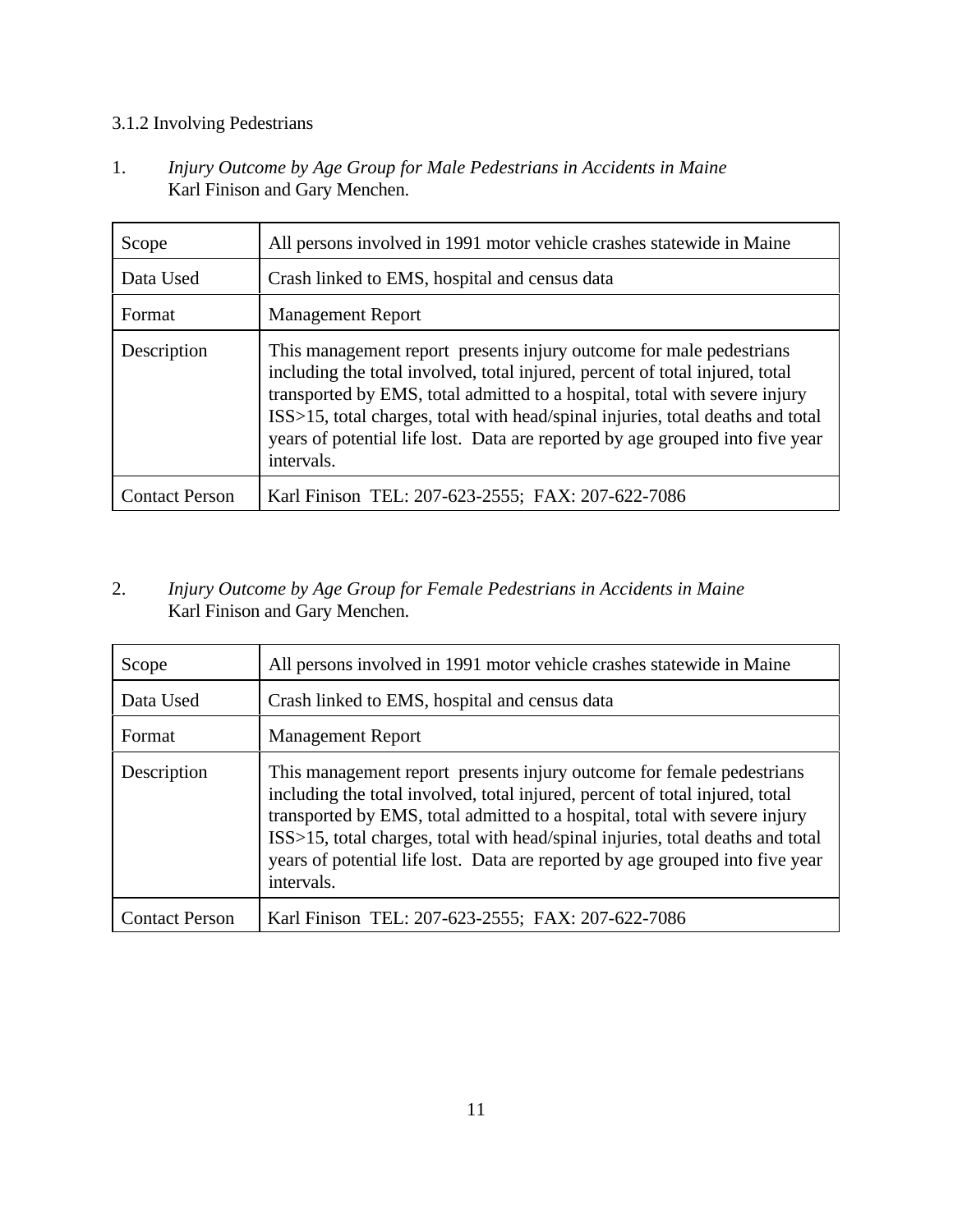### 3.1.2 Involving Pedestrians

1. *Injury Outcome by Age Group for Male Pedestrians in Accidents in Maine*
   Karl Finison and Gary Menchen.

| Scope | All persons involved in 1991 motor vehicle crashes statewide in Maine |
|---|---|
| Data Used | Crash linked to EMS, hospital and census data |
| Format | Management Report |
| Description | This management report presents injury outcome for male pedestrians including the total involved, total injured, percent of total injured, total transported by EMS, total admitted to a hospital, total with severe injury ISS>15, total charges, total with head/spinal injuries, total deaths and total years of potential life lost. Data are reported by age grouped into five year intervals. |
| Contact Person | Karl Finison TEL: 207-623-2555; FAX: 207-622-7086 |

2. *Injury Outcome by Age Group for Female Pedestrians in Accidents in Maine*
   Karl Finison and Gary Menchen.

| Scope | All persons involved in 1991 motor vehicle crashes statewide in Maine |
|---|---|
| Data Used | Crash linked to EMS, hospital and census data |
| Format | Management Report |
| Description | This management report presents injury outcome for female pedestrians including the total involved, total injured, percent of total injured, total transported by EMS, total admitted to a hospital, total with severe injury ISS>15, total charges, total with head/spinal injuries, total deaths and total years of potential life lost. Data are reported by age grouped into five year intervals. |
| Contact Person | Karl Finison TEL: 207-623-2555; FAX: 207-622-7086 |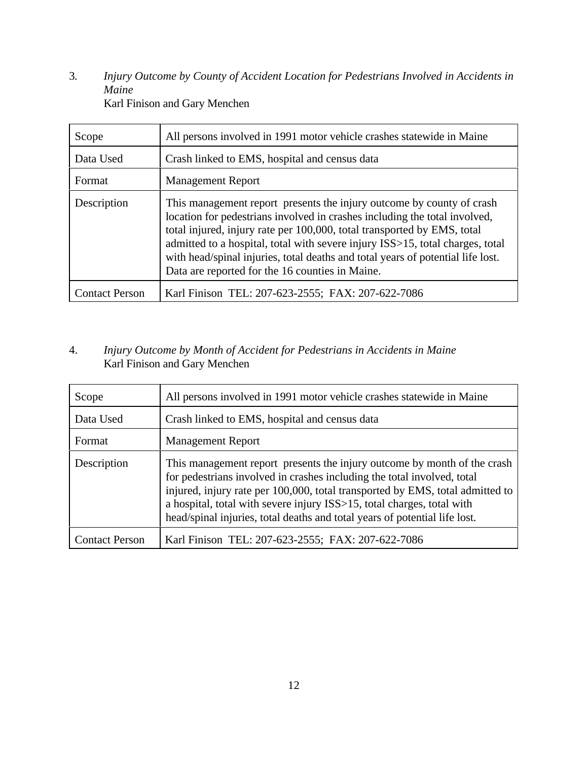3. *Injury Outcome by County of Accident Location for Pedestrians Involved in Accidents in Maine*
Karl Finison and Gary Menchen

| Scope | All persons involved in 1991 motor vehicle crashes statewide in Maine |
|---|---|
| Data Used | Crash linked to EMS, hospital and census data |
| Format | Management Report |
| Description | This management report presents the injury outcome by county of crash location for pedestrians involved in crashes including the total involved, total injured, injury rate per 100,000, total transported by EMS, total admitted to a hospital, total with severe injury ISS>15, total charges, total with head/spinal injuries, total deaths and total years of potential life lost. Data are reported for the 16 counties in Maine. |
| Contact Person | Karl Finison TEL: 207-623-2555; FAX: 207-622-7086 |

4. *Injury Outcome by Month of Accident for Pedestrians in Accidents in Maine*
Karl Finison and Gary Menchen

| Scope | All persons involved in 1991 motor vehicle crashes statewide in Maine |
|---|---|
| Data Used | Crash linked to EMS, hospital and census data |
| Format | Management Report |
| Description | This management report presents the injury outcome by month of the crash for pedestrians involved in crashes including the total involved, total injured, injury rate per 100,000, total transported by EMS, total admitted to a hospital, total with severe injury ISS>15, total charges, total with head/spinal injuries, total deaths and total years of potential life lost. |
| Contact Person | Karl Finison TEL: 207-623-2555; FAX: 207-622-7086 |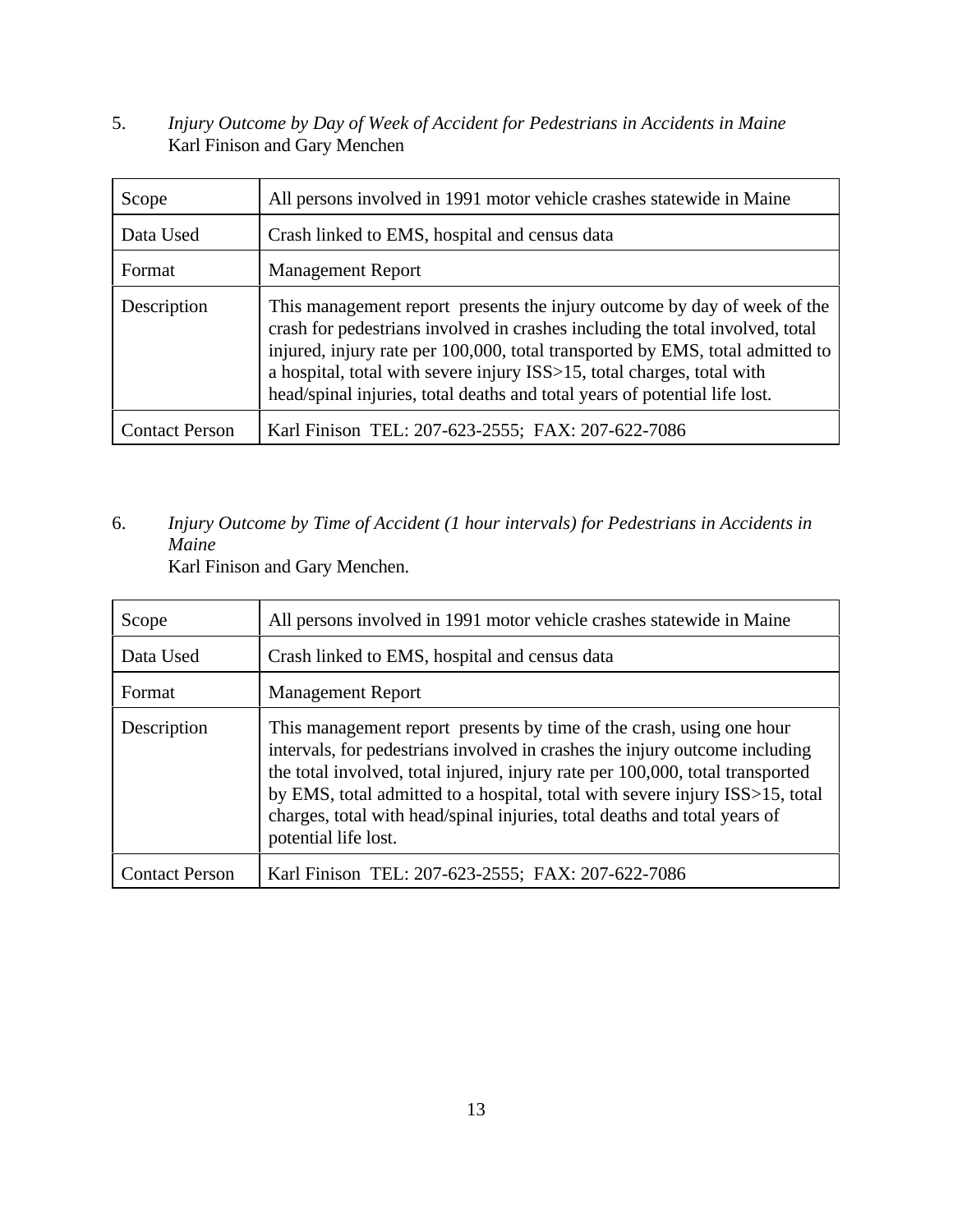5. *Injury Outcome by Day of Week of Accident for Pedestrians in Accidents in Maine*
Karl Finison and Gary Menchen

| | |
|---|---|
| Scope | All persons involved in 1991 motor vehicle crashes statewide in Maine |
| Data Used | Crash linked to EMS, hospital and census data |
| Format | Management Report |
| Description | This management report presents the injury outcome by day of week of the crash for pedestrians involved in crashes including the total involved, total injured, injury rate per 100,000, total transported by EMS, total admitted to a hospital, total with severe injury ISS>15, total charges, total with head/spinal injuries, total deaths and total years of potential life lost. |
| Contact Person | Karl Finison TEL: 207-623-2555; FAX: 207-622-7086 |

6. *Injury Outcome by Time of Accident (1 hour intervals) for Pedestrians in Accidents in Maine*
Karl Finison and Gary Menchen.

| | |
|---|---|
| Scope | All persons involved in 1991 motor vehicle crashes statewide in Maine |
| Data Used | Crash linked to EMS, hospital and census data |
| Format | Management Report |
| Description | This management report presents by time of the crash, using one hour intervals, for pedestrians involved in crashes the injury outcome including the total involved, total injured, injury rate per 100,000, total transported by EMS, total admitted to a hospital, total with severe injury ISS>15, total charges, total with head/spinal injuries, total deaths and total years of potential life lost. |
| Contact Person | Karl Finison TEL: 207-623-2555; FAX: 207-622-7086 |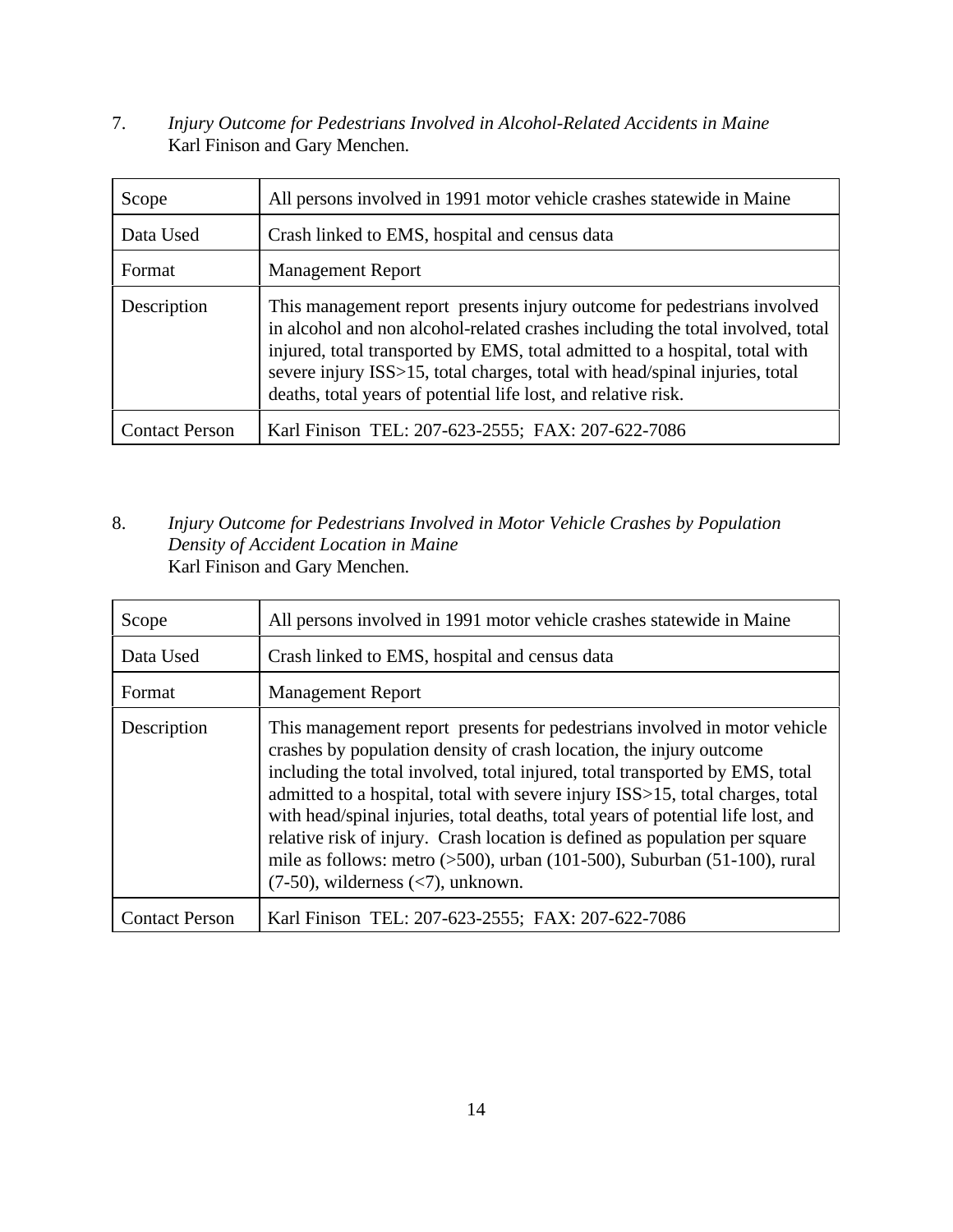7. *Injury Outcome for Pedestrians Involved in Alcohol-Related Accidents in Maine*
Karl Finison and Gary Menchen.

| | |
|---|---|
| Scope | All persons involved in 1991 motor vehicle crashes statewide in Maine |
| Data Used | Crash linked to EMS, hospital and census data |
| Format | Management Report |
| Description | This management report presents injury outcome for pedestrians involved in alcohol and non alcohol-related crashes including the total involved, total injured, total transported by EMS, total admitted to a hospital, total with severe injury ISS>15, total charges, total with head/spinal injuries, total deaths, total years of potential life lost, and relative risk. |
| Contact Person | Karl Finison TEL: 207-623-2555; FAX: 207-622-7086 |

8. *Injury Outcome for Pedestrians Involved in Motor Vehicle Crashes by Population Density of Accident Location in Maine*
Karl Finison and Gary Menchen.

| | |
|---|---|
| Scope | All persons involved in 1991 motor vehicle crashes statewide in Maine |
| Data Used | Crash linked to EMS, hospital and census data |
| Format | Management Report |
| Description | This management report presents for pedestrians involved in motor vehicle crashes by population density of crash location, the injury outcome including the total involved, total injured, total transported by EMS, total admitted to a hospital, total with severe injury ISS>15, total charges, total with head/spinal injuries, total deaths, total years of potential life lost, and relative risk of injury. Crash location is defined as population per square mile as follows: metro (>500), urban (101-500), Suburban (51-100), rural (7-50), wilderness (<7), unknown. |
| Contact Person | Karl Finison TEL: 207-623-2555; FAX: 207-622-7086 |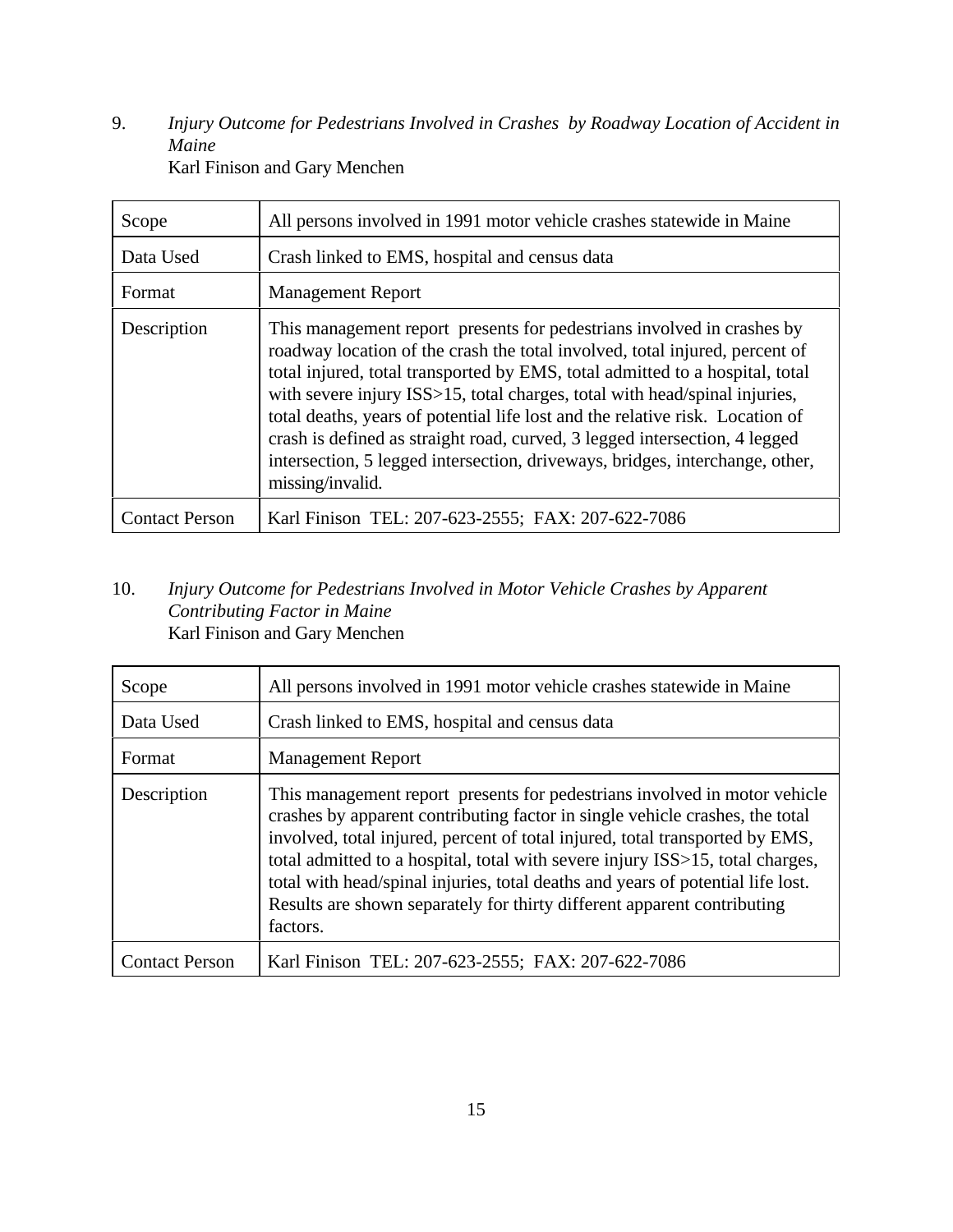9. *Injury Outcome for Pedestrians Involved in Crashes by Roadway Location of Accident in Maine*
Karl Finison and Gary Menchen

| Scope | All persons involved in 1991 motor vehicle crashes statewide in Maine |
|---|---|
| Data Used | Crash linked to EMS, hospital and census data |
| Format | Management Report |
| Description | This management report presents for pedestrians involved in crashes by roadway location of the crash the total involved, total injured, percent of total injured, total transported by EMS, total admitted to a hospital, total with severe injury ISS>15, total charges, total with head/spinal injuries, total deaths, years of potential life lost and the relative risk. Location of crash is defined as straight road, curved, 3 legged intersection, 4 legged intersection, 5 legged intersection, driveways, bridges, interchange, other, missing/invalid. |
| Contact Person | Karl Finison TEL: 207-623-2555; FAX: 207-622-7086 |

10. *Injury Outcome for Pedestrians Involved in Motor Vehicle Crashes by Apparent Contributing Factor in Maine*
Karl Finison and Gary Menchen

| Scope | All persons involved in 1991 motor vehicle crashes statewide in Maine |
|---|---|
| Data Used | Crash linked to EMS, hospital and census data |
| Format | Management Report |
| Description | This management report presents for pedestrians involved in motor vehicle crashes by apparent contributing factor in single vehicle crashes, the total involved, total injured, percent of total injured, total transported by EMS, total admitted to a hospital, total with severe injury ISS>15, total charges, total with head/spinal injuries, total deaths and years of potential life lost. Results are shown separately for thirty different apparent contributing factors. |
| Contact Person | Karl Finison TEL: 207-623-2555; FAX: 207-622-7086 |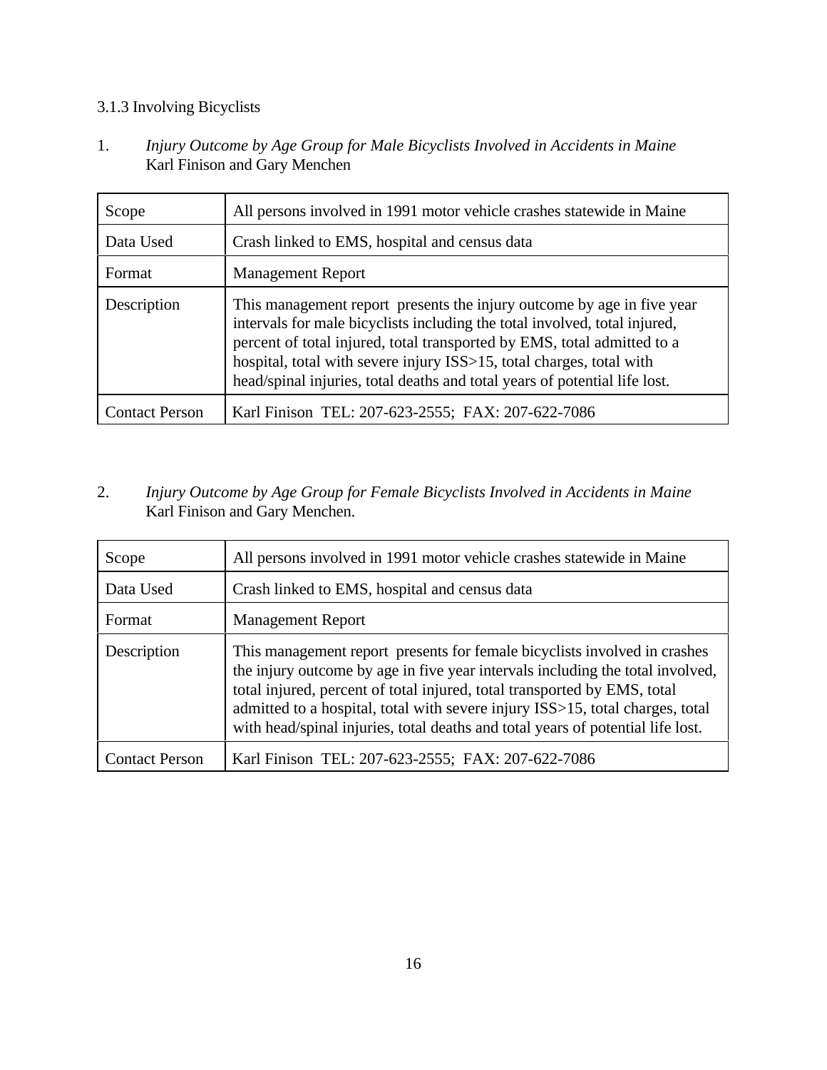### 3.1.3 Involving Bicyclists

1. *Injury Outcome by Age Group for Male Bicyclists Involved in Accidents in Maine*
   Karl Finison and Gary Menchen

| | |
|---|---|
| Scope | All persons involved in 1991 motor vehicle crashes statewide in Maine |
| Data Used | Crash linked to EMS, hospital and census data |
| Format | Management Report |
| Description | This management report presents the injury outcome by age in five year intervals for male bicyclists including the total involved, total injured, percent of total injured, total transported by EMS, total admitted to a hospital, total with severe injury ISS>15, total charges, total with head/spinal injuries, total deaths and total years of potential life lost. |
| Contact Person | Karl Finison TEL: 207-623-2555; FAX: 207-622-7086 |

2. *Injury Outcome by Age Group for Female Bicyclists Involved in Accidents in Maine*
   Karl Finison and Gary Menchen.

| | |
|---|---|
| Scope | All persons involved in 1991 motor vehicle crashes statewide in Maine |
| Data Used | Crash linked to EMS, hospital and census data |
| Format | Management Report |
| Description | This management report presents for female bicyclists involved in crashes the injury outcome by age in five year intervals including the total involved, total injured, percent of total injured, total transported by EMS, total admitted to a hospital, total with severe injury ISS>15, total charges, total with head/spinal injuries, total deaths and total years of potential life lost. |
| Contact Person | Karl Finison TEL: 207-623-2555; FAX: 207-622-7086 |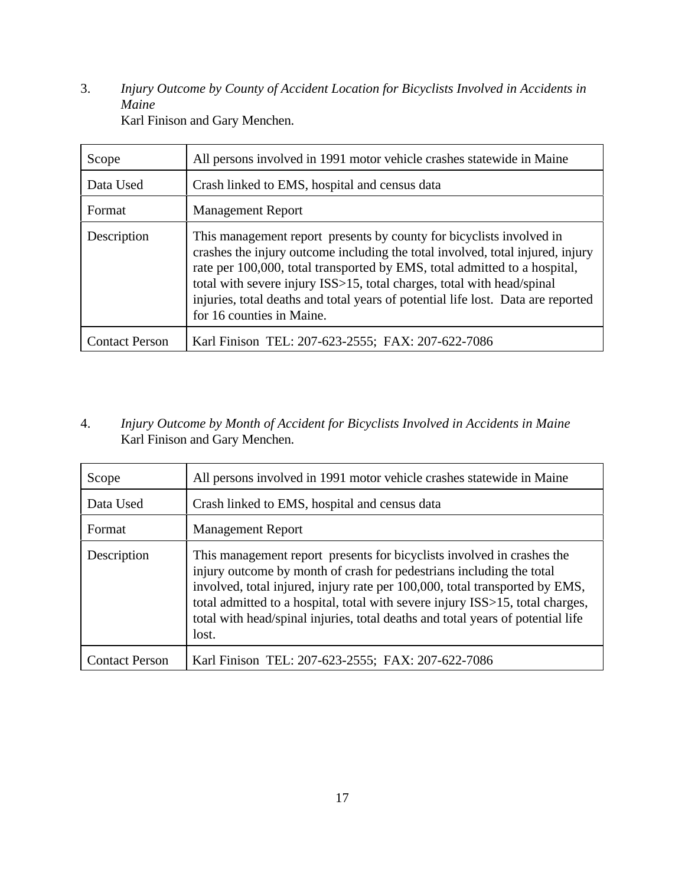3. *Injury Outcome by County of Accident Location for Bicyclists Involved in Accidents in Maine*
Karl Finison and Gary Menchen.

| | |
|---|---|
| Scope | All persons involved in 1991 motor vehicle crashes statewide in Maine |
| Data Used | Crash linked to EMS, hospital and census data |
| Format | Management Report |
| Description | This management report presents by county for bicyclists involved in crashes the injury outcome including the total involved, total injured, injury rate per 100,000, total transported by EMS, total admitted to a hospital, total with severe injury ISS>15, total charges, total with head/spinal injuries, total deaths and total years of potential life lost. Data are reported for 16 counties in Maine. |
| Contact Person | Karl Finison TEL: 207-623-2555; FAX: 207-622-7086 |

4. *Injury Outcome by Month of Accident for Bicyclists Involved in Accidents in Maine*
Karl Finison and Gary Menchen.

| | |
|---|---|
| Scope | All persons involved in 1991 motor vehicle crashes statewide in Maine |
| Data Used | Crash linked to EMS, hospital and census data |
| Format | Management Report |
| Description | This management report presents for bicyclists involved in crashes the injury outcome by month of crash for pedestrians including the total involved, total injured, injury rate per 100,000, total transported by EMS, total admitted to a hospital, total with severe injury ISS>15, total charges, total with head/spinal injuries, total deaths and total years of potential life lost. |
| Contact Person | Karl Finison TEL: 207-623-2555; FAX: 207-622-7086 |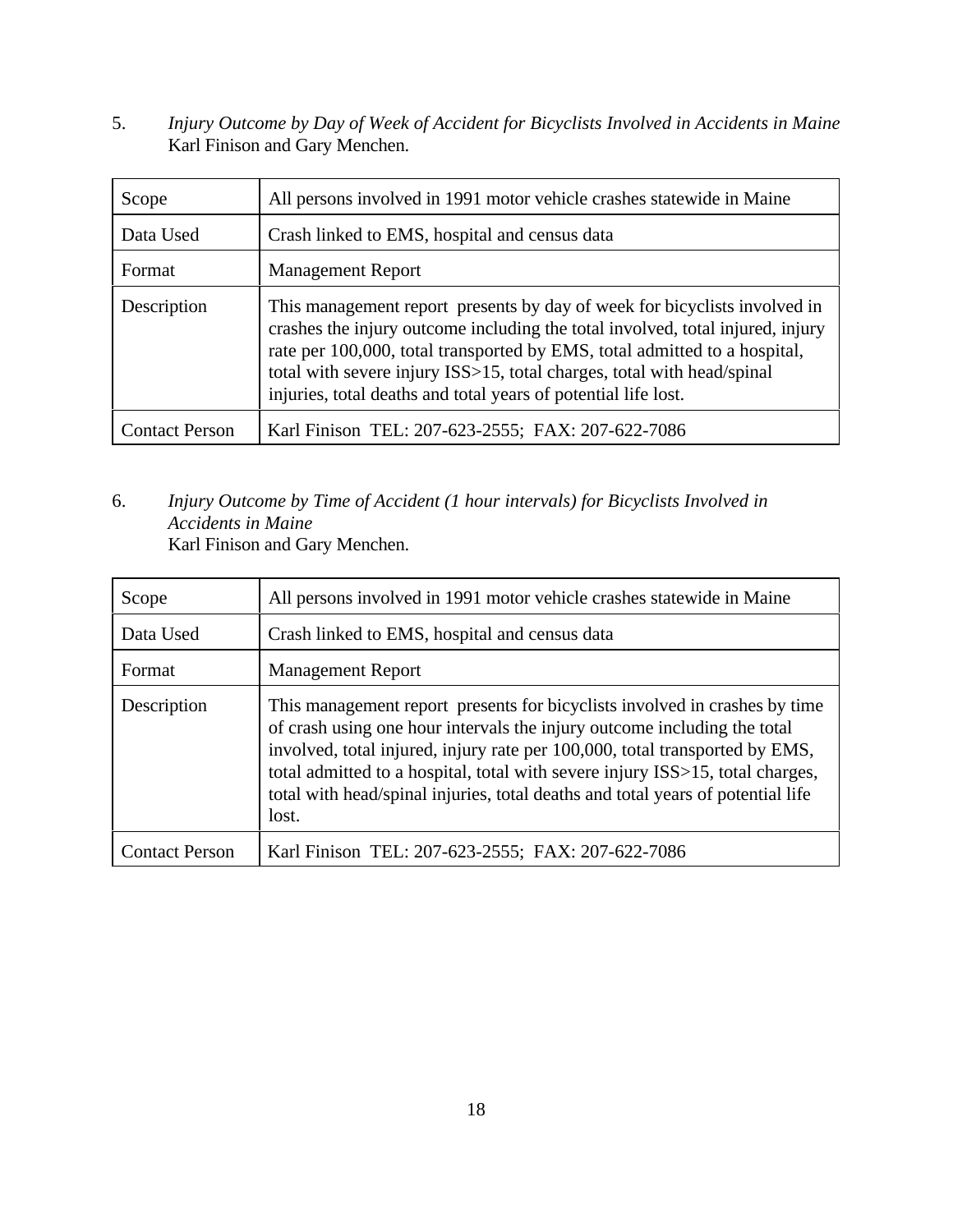5. *Injury Outcome by Day of Week of Accident for Bicyclists Involved in Accidents in Maine* Karl Finison and Gary Menchen.

| Scope | All persons involved in 1991 motor vehicle crashes statewide in Maine |
|---|---|
| Data Used | Crash linked to EMS, hospital and census data |
| Format | Management Report |
| Description | This management report presents by day of week for bicyclists involved in crashes the injury outcome including the total involved, total injured, injury rate per 100,000, total transported by EMS, total admitted to a hospital, total with severe injury ISS>15, total charges, total with head/spinal injuries, total deaths and total years of potential life lost. |
| Contact Person | Karl Finison TEL: 207-623-2555; FAX: 207-622-7086 |

6. *Injury Outcome by Time of Accident (1 hour intervals) for Bicyclists Involved in Accidents in Maine*
Karl Finison and Gary Menchen.

| Scope | All persons involved in 1991 motor vehicle crashes statewide in Maine |
|---|---|
| Data Used | Crash linked to EMS, hospital and census data |
| Format | Management Report |
| Description | This management report presents for bicyclists involved in crashes by time of crash using one hour intervals the injury outcome including the total involved, total injured, injury rate per 100,000, total transported by EMS, total admitted to a hospital, total with severe injury ISS>15, total charges, total with head/spinal injuries, total deaths and total years of potential life lost. |
| Contact Person | Karl Finison TEL: 207-623-2555; FAX: 207-622-7086 |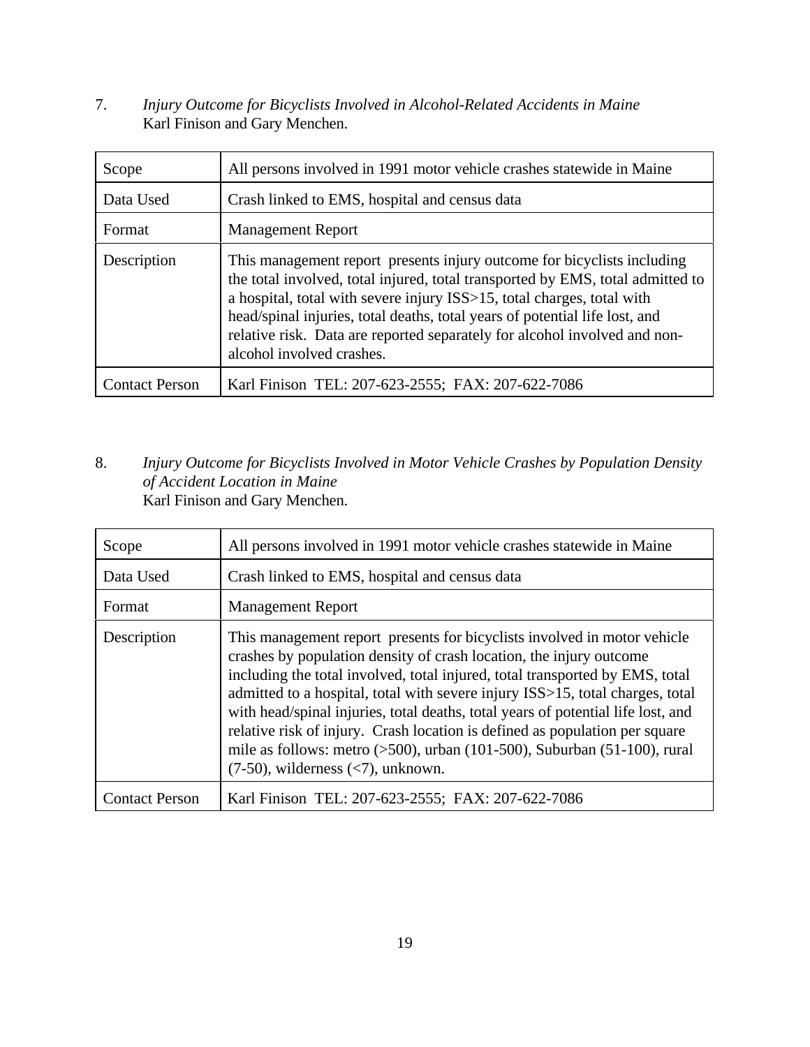7. *Injury Outcome for Bicyclists Involved in Alcohol-Related Accidents in Maine*
Karl Finison and Gary Menchen.

| Scope | All persons involved in 1991 motor vehicle crashes statewide in Maine |
|---|---|
| Data Used | Crash linked to EMS, hospital and census data |
| Format | Management Report |
| Description | This management report presents injury outcome for bicyclists including the total involved, total injured, total transported by EMS, total admitted to a hospital, total with severe injury ISS>15, total charges, total with head/spinal injuries, total deaths, total years of potential life lost, and relative risk. Data are reported separately for alcohol involved and non-alcohol involved crashes. |
| Contact Person | Karl Finison TEL: 207-623-2555; FAX: 207-622-7086 |

8. *Injury Outcome for Bicyclists Involved in Motor Vehicle Crashes by Population Density of Accident Location in Maine*
Karl Finison and Gary Menchen.

| Scope | All persons involved in 1991 motor vehicle crashes statewide in Maine |
|---|---|
| Data Used | Crash linked to EMS, hospital and census data |
| Format | Management Report |
| Description | This management report presents for bicyclists involved in motor vehicle crashes by population density of crash location, the injury outcome including the total involved, total injured, total transported by EMS, total admitted to a hospital, total with severe injury ISS>15, total charges, total with head/spinal injuries, total deaths, total years of potential life lost, and relative risk of injury. Crash location is defined as population per square mile as follows: metro (>500), urban (101-500), Suburban (51-100), rural (7-50), wilderness (<7), unknown. |
| Contact Person | Karl Finison TEL: 207-623-2555; FAX: 207-622-7086 |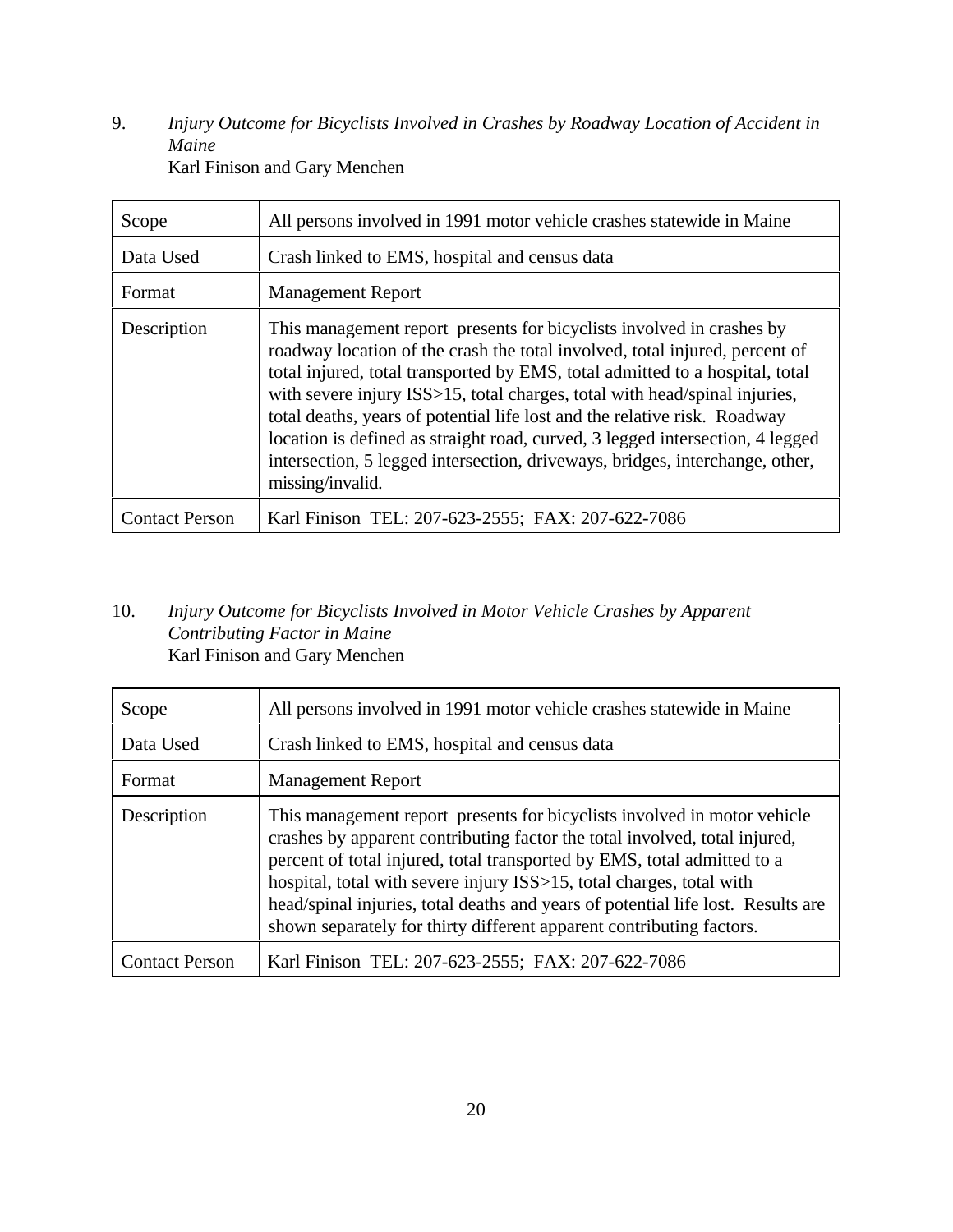9. *Injury Outcome for Bicyclists Involved in Crashes by Roadway Location of Accident in Maine*
   Karl Finison and Gary Menchen

| | |
|---|---|
| Scope | All persons involved in 1991 motor vehicle crashes statewide in Maine |
| Data Used | Crash linked to EMS, hospital and census data |
| Format | Management Report |
| Description | This management report presents for bicyclists involved in crashes by roadway location of the crash the total involved, total injured, percent of total injured, total transported by EMS, total admitted to a hospital, total with severe injury ISS>15, total charges, total with head/spinal injuries, total deaths, years of potential life lost and the relative risk. Roadway location is defined as straight road, curved, 3 legged intersection, 4 legged intersection, 5 legged intersection, driveways, bridges, interchange, other, missing/invalid. |
| Contact Person | Karl Finison TEL: 207-623-2555; FAX: 207-622-7086 |

10. *Injury Outcome for Bicyclists Involved in Motor Vehicle Crashes by Apparent Contributing Factor in Maine*
    Karl Finison and Gary Menchen

| | |
|---|---|
| Scope | All persons involved in 1991 motor vehicle crashes statewide in Maine |
| Data Used | Crash linked to EMS, hospital and census data |
| Format | Management Report |
| Description | This management report presents for bicyclists involved in motor vehicle crashes by apparent contributing factor the total involved, total injured, percent of total injured, total transported by EMS, total admitted to a hospital, total with severe injury ISS>15, total charges, total with head/spinal injuries, total deaths and years of potential life lost. Results are shown separately for thirty different apparent contributing factors. |
| Contact Person | Karl Finison TEL: 207-623-2555; FAX: 207-622-7086 |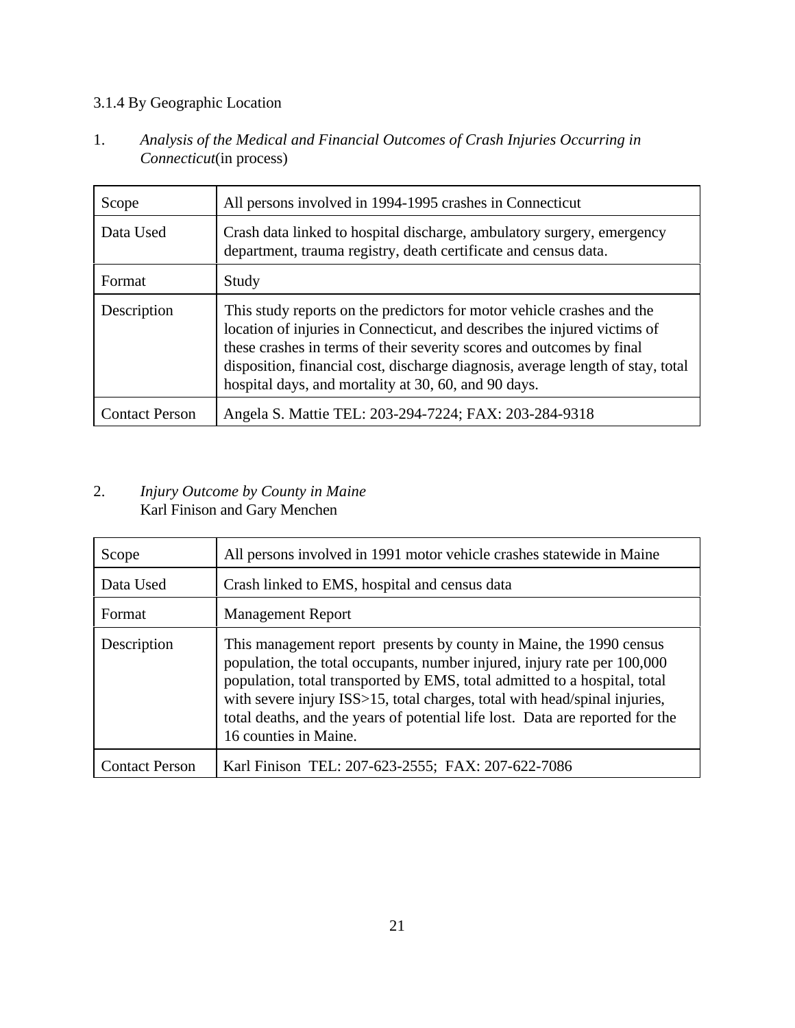### 3.1.4 By Geographic Location

1. *Analysis of the Medical and Financial Outcomes of Crash Injuries Occurring in Connecticut*(in process)

| Scope | All persons involved in 1994-1995 crashes in Connecticut |
|---|---|
| Data Used | Crash data linked to hospital discharge, ambulatory surgery, emergency department, trauma registry, death certificate and census data. |
| Format | Study |
| Description | This study reports on the predictors for motor vehicle crashes and the location of injuries in Connecticut, and describes the injured victims of these crashes in terms of their severity scores and outcomes by final disposition, financial cost, discharge diagnosis, average length of stay, total hospital days, and mortality at 30, 60, and 90 days. |
| Contact Person | Angela S. Mattie TEL: 203-294-7224; FAX: 203-284-9318 |

2. *Injury Outcome by County in Maine*
   Karl Finison and Gary Menchen

| Scope | All persons involved in 1991 motor vehicle crashes statewide in Maine |
|---|---|
| Data Used | Crash linked to EMS, hospital and census data |
| Format | Management Report |
| Description | This management report presents by county in Maine, the 1990 census population, the total occupants, number injured, injury rate per 100,000 population, total transported by EMS, total admitted to a hospital, total with severe injury ISS>15, total charges, total with head/spinal injuries, total deaths, and the years of potential life lost. Data are reported for the 16 counties in Maine. |
| Contact Person | Karl Finison TEL: 207-623-2555; FAX: 207-622-7086 |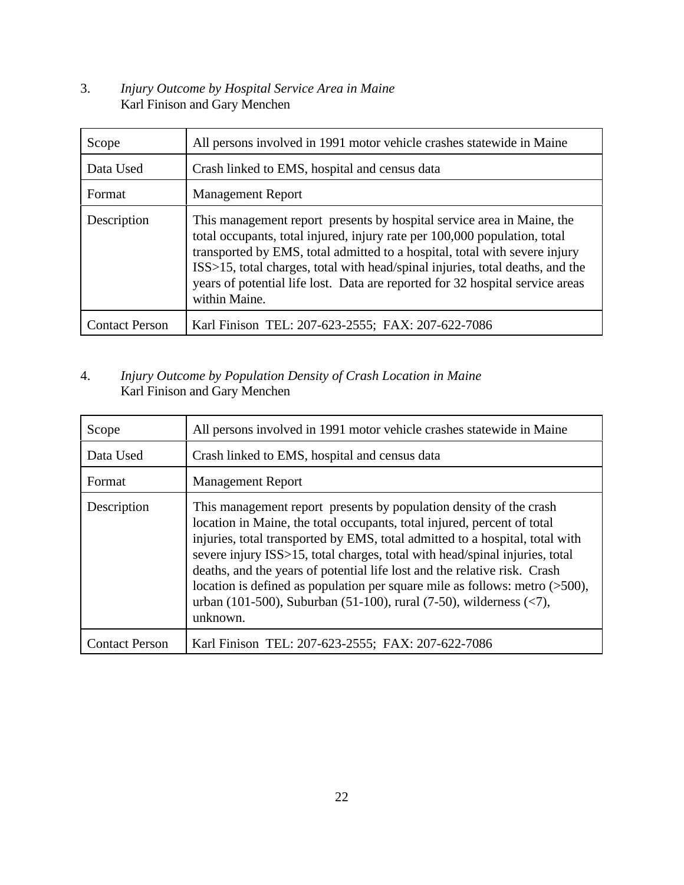3. *Injury Outcome by Hospital Service Area in Maine*
Karl Finison and Gary Menchen

| Scope | All persons involved in 1991 motor vehicle crashes statewide in Maine |
|---|---|
| Data Used | Crash linked to EMS, hospital and census data |
| Format | Management Report |
| Description | This management report presents by hospital service area in Maine, the total occupants, total injured, injury rate per 100,000 population, total transported by EMS, total admitted to a hospital, total with severe injury ISS>15, total charges, total with head/spinal injuries, total deaths, and the years of potential life lost. Data are reported for 32 hospital service areas within Maine. |
| Contact Person | Karl Finison TEL: 207-623-2555; FAX: 207-622-7086 |

4. *Injury Outcome by Population Density of Crash Location in Maine*
Karl Finison and Gary Menchen

| Scope | All persons involved in 1991 motor vehicle crashes statewide in Maine |
|---|---|
| Data Used | Crash linked to EMS, hospital and census data |
| Format | Management Report |
| Description | This management report presents by population density of the crash location in Maine, the total occupants, total injured, percent of total injuries, total transported by EMS, total admitted to a hospital, total with severe injury ISS>15, total charges, total with head/spinal injuries, total deaths, and the years of potential life lost and the relative risk. Crash location is defined as population per square mile as follows: metro (>500), urban (101-500), Suburban (51-100), rural (7-50), wilderness (<7), unknown. |
| Contact Person | Karl Finison TEL: 207-623-2555; FAX: 207-622-7086 |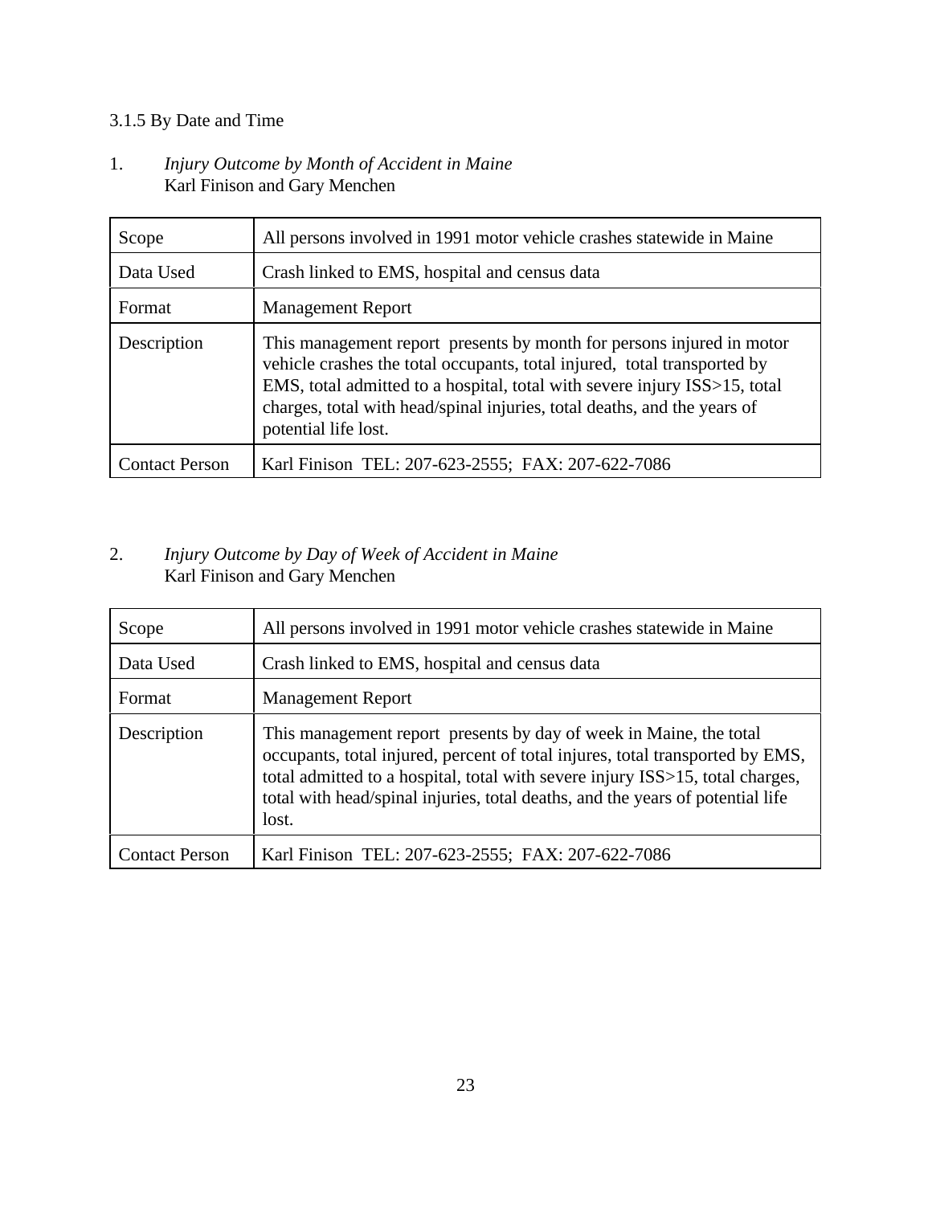### 3.1.5 By Date and Time

1. *Injury Outcome by Month of Accident in Maine*
   Karl Finison and Gary Menchen

| | |
|---|---|
| Scope | All persons involved in 1991 motor vehicle crashes statewide in Maine |
| Data Used | Crash linked to EMS, hospital and census data |
| Format | Management Report |
| Description | This management report presents by month for persons injured in motor vehicle crashes the total occupants, total injured, total transported by EMS, total admitted to a hospital, total with severe injury ISS>15, total charges, total with head/spinal injuries, total deaths, and the years of potential life lost. |
| Contact Person | Karl Finison TEL: 207-623-2555; FAX: 207-622-7086 |

2. *Injury Outcome by Day of Week of Accident in Maine*
   Karl Finison and Gary Menchen

| | |
|---|---|
| Scope | All persons involved in 1991 motor vehicle crashes statewide in Maine |
| Data Used | Crash linked to EMS, hospital and census data |
| Format | Management Report |
| Description | This management report presents by day of week in Maine, the total occupants, total injured, percent of total injures, total transported by EMS, total admitted to a hospital, total with severe injury ISS>15, total charges, total with head/spinal injuries, total deaths, and the years of potential life lost. |
| Contact Person | Karl Finison TEL: 207-623-2555; FAX: 207-622-7086 |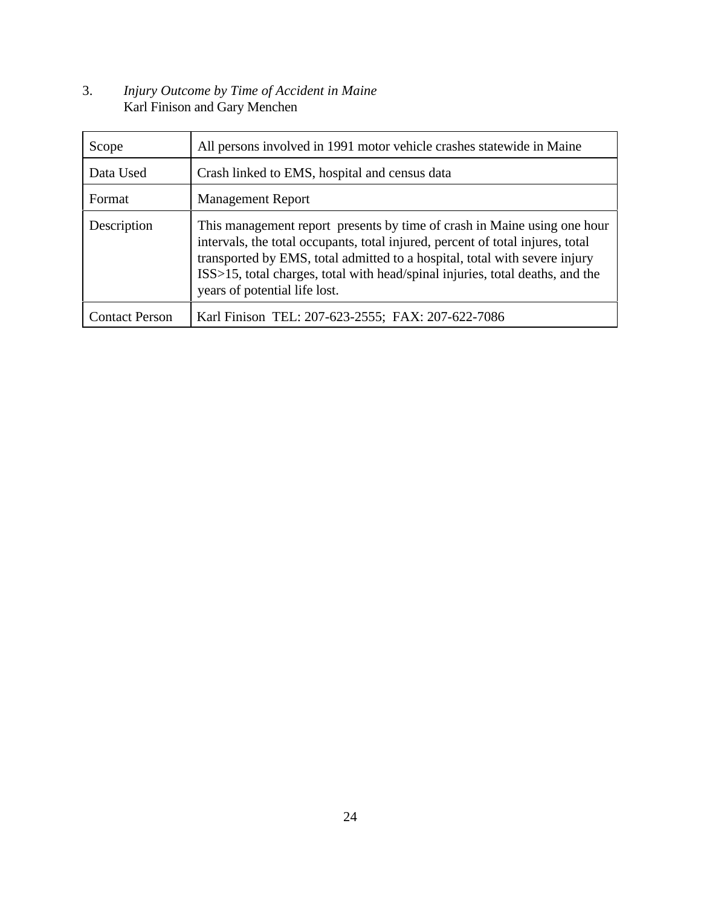3. *Injury Outcome by Time of Accident in Maine*
Karl Finison and Gary Menchen

| Scope | All persons involved in 1991 motor vehicle crashes statewide in Maine |
|---|---|
| Data Used | Crash linked to EMS, hospital and census data |
| Format | Management Report |
| Description | This management report presents by time of crash in Maine using one hour intervals, the total occupants, total injured, percent of total injures, total transported by EMS, total admitted to a hospital, total with severe injury ISS>15, total charges, total with head/spinal injuries, total deaths, and the years of potential life lost. |
| Contact Person | Karl Finison TEL: 207-623-2555; FAX: 207-622-7086 |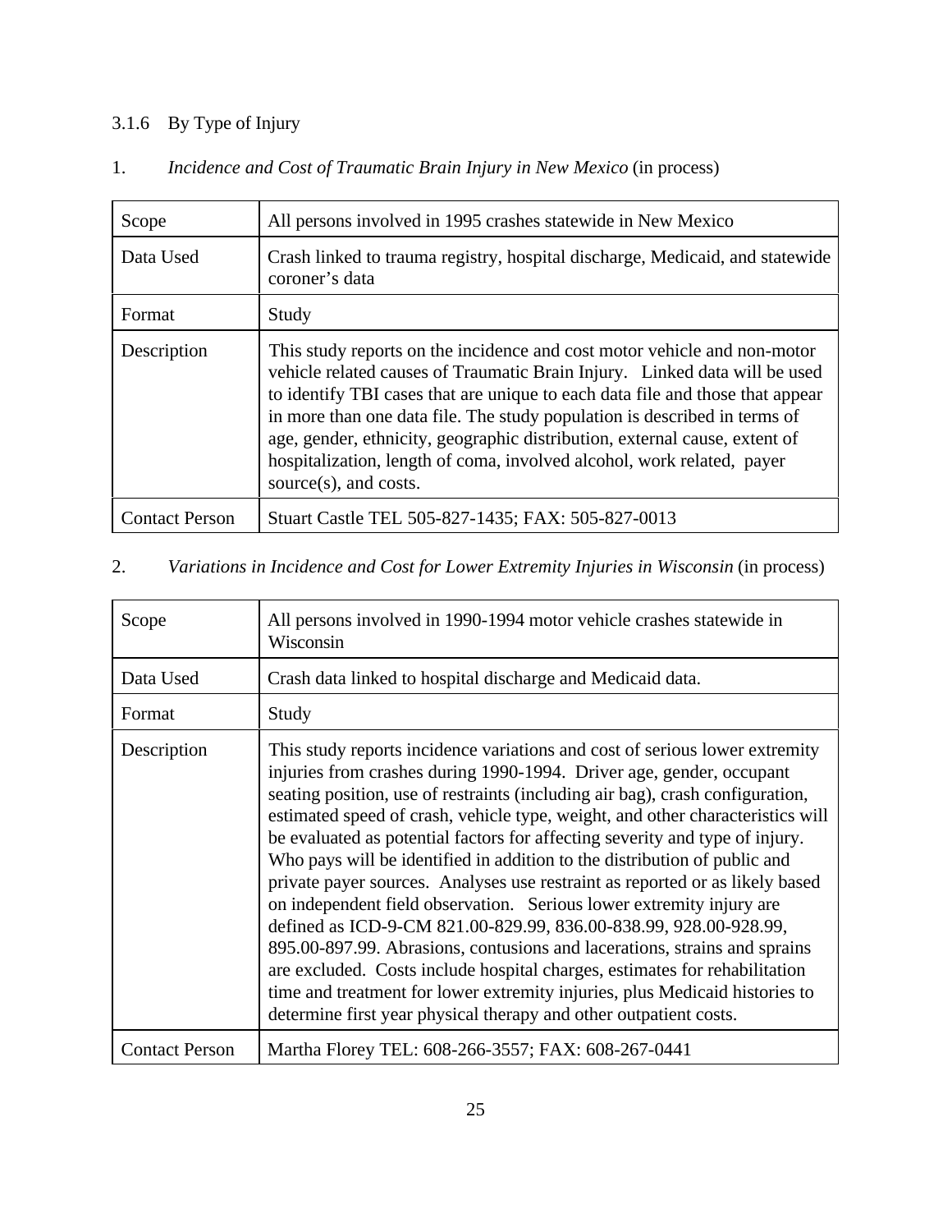### 3.1.6 By Type of Injury

1. *Incidence and Cost of Traumatic Brain Injury in New Mexico* (in process)

| | |
|---|---|
| Scope | All persons involved in 1995 crashes statewide in New Mexico |
| Data Used | Crash linked to trauma registry, hospital discharge, Medicaid, and statewide coroner's data |
| Format | Study |
| Description | This study reports on the incidence and cost motor vehicle and non-motor vehicle related causes of Traumatic Brain Injury. Linked data will be used to identify TBI cases that are unique to each data file and those that appear in more than one data file. The study population is described in terms of age, gender, ethnicity, geographic distribution, external cause, extent of hospitalization, length of coma, involved alcohol, work related, payer source(s), and costs. |
| Contact Person | Stuart Castle TEL 505-827-1435; FAX: 505-827-0013 |

2. *Variations in Incidence and Cost for Lower Extremity Injuries in Wisconsin* (in process)

| | |
|---|---|
| Scope | All persons involved in 1990-1994 motor vehicle crashes statewide in Wisconsin |
| Data Used | Crash data linked to hospital discharge and Medicaid data. |
| Format | Study |
| Description | This study reports incidence variations and cost of serious lower extremity injuries from crashes during 1990-1994. Driver age, gender, occupant seating position, use of restraints (including air bag), crash configuration, estimated speed of crash, vehicle type, weight, and other characteristics will be evaluated as potential factors for affecting severity and type of injury. Who pays will be identified in addition to the distribution of public and private payer sources. Analyses use restraint as reported or as likely based on independent field observation. Serious lower extremity injury are defined as ICD-9-CM 821.00-829.99, 836.00-838.99, 928.00-928.99, 895.00-897.99. Abrasions, contusions and lacerations, strains and sprains are excluded. Costs include hospital charges, estimates for rehabilitation time and treatment for lower extremity injuries, plus Medicaid histories to determine first year physical therapy and other outpatient costs. |
| Contact Person | Martha Florey TEL: 608-266-3557; FAX: 608-267-0441 |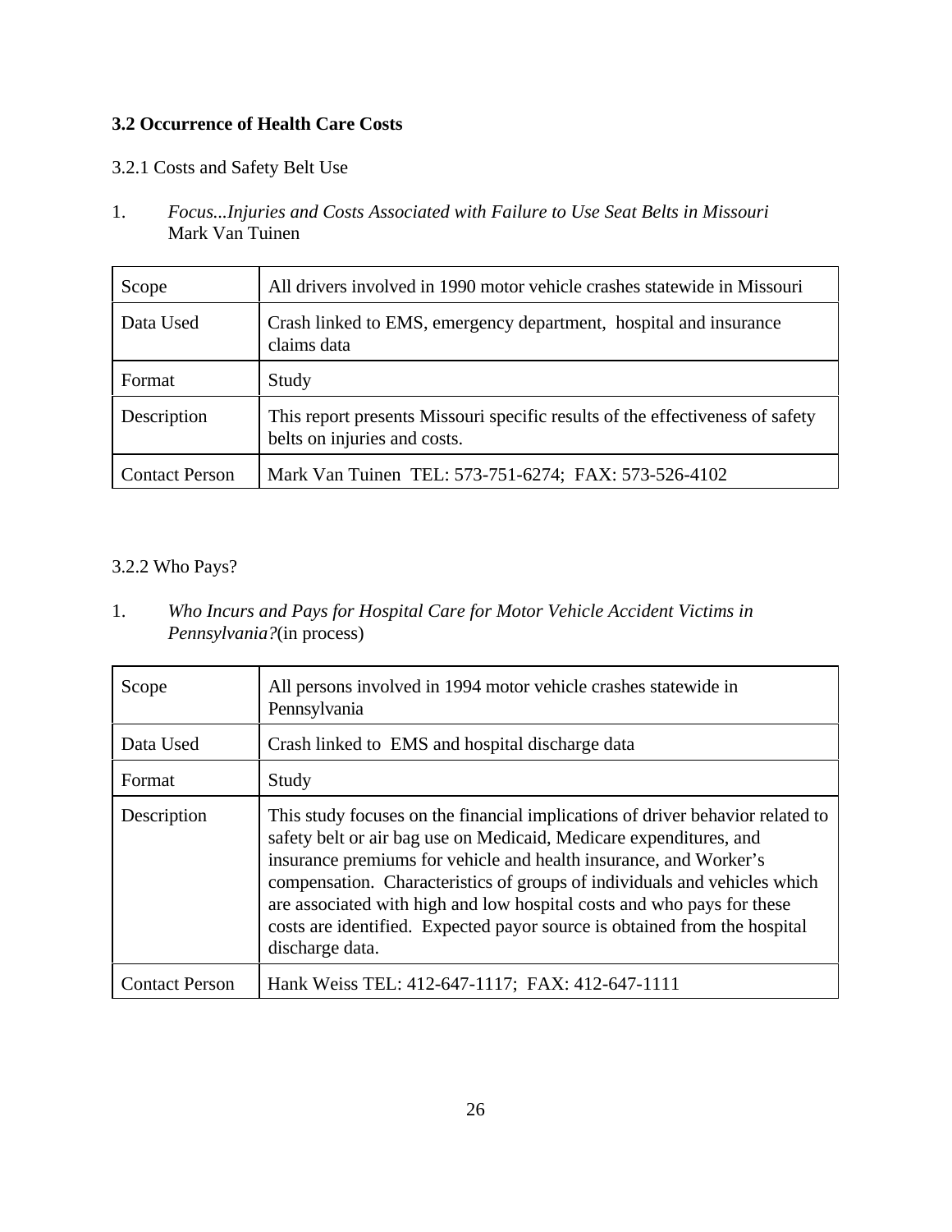### 3.2 Occurrence of Health Care Costs

#### 3.2.1 Costs and Safety Belt Use

1. *Focus...Injuries and Costs Associated with Failure to Use Seat Belts in Missouri*
   Mark Van Tuinen

| | |
|---|---|
| Scope | All drivers involved in 1990 motor vehicle crashes statewide in Missouri |
| Data Used | Crash linked to EMS, emergency department, hospital and insurance claims data |
| Format | Study |
| Description | This report presents Missouri specific results of the effectiveness of safety belts on injuries and costs. |
| Contact Person | Mark Van Tuinen TEL: 573-751-6274; FAX: 573-526-4102 |

#### 3.2.2 Who Pays?

1. *Who Incurs and Pays for Hospital Care for Motor Vehicle Accident Victims in Pennsylvania?*(in process)

| | |
|---|---|
| Scope | All persons involved in 1994 motor vehicle crashes statewide in Pennsylvania |
| Data Used | Crash linked to EMS and hospital discharge data |
| Format | Study |
| Description | This study focuses on the financial implications of driver behavior related to safety belt or air bag use on Medicaid, Medicare expenditures, and insurance premiums for vehicle and health insurance, and Worker's compensation. Characteristics of groups of individuals and vehicles which are associated with high and low hospital costs and who pays for these costs are identified. Expected payor source is obtained from the hospital discharge data. |
| Contact Person | Hank Weiss TEL: 412-647-1117; FAX: 412-647-1111 |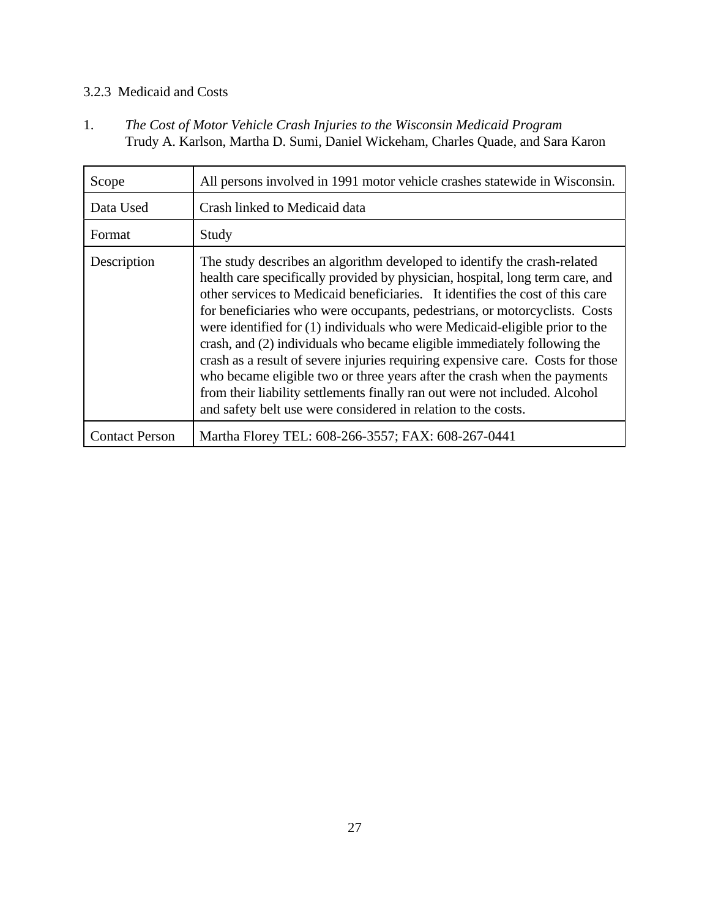### 3.2.3 Medicaid and Costs

1. *The Cost of Motor Vehicle Crash Injuries to the Wisconsin Medicaid Program*
   Trudy A. Karlson, Martha D. Sumi, Daniel Wickeham, Charles Quade, and Sara Karon

| | |
|---|---|
| Scope | All persons involved in 1991 motor vehicle crashes statewide in Wisconsin. |
| Data Used | Crash linked to Medicaid data |
| Format | Study |
| Description | The study describes an algorithm developed to identify the crash-related health care specifically provided by physician, hospital, long term care, and other services to Medicaid beneficiaries. It identifies the cost of this care for beneficiaries who were occupants, pedestrians, or motorcyclists. Costs were identified for (1) individuals who were Medicaid-eligible prior to the crash, and (2) individuals who became eligible immediately following the crash as a result of severe injuries requiring expensive care. Costs for those who became eligible two or three years after the crash when the payments from their liability settlements finally ran out were not included. Alcohol and safety belt use were considered in relation to the costs. |
| Contact Person | Martha Florey TEL: 608-266-3557; FAX: 608-267-0441 |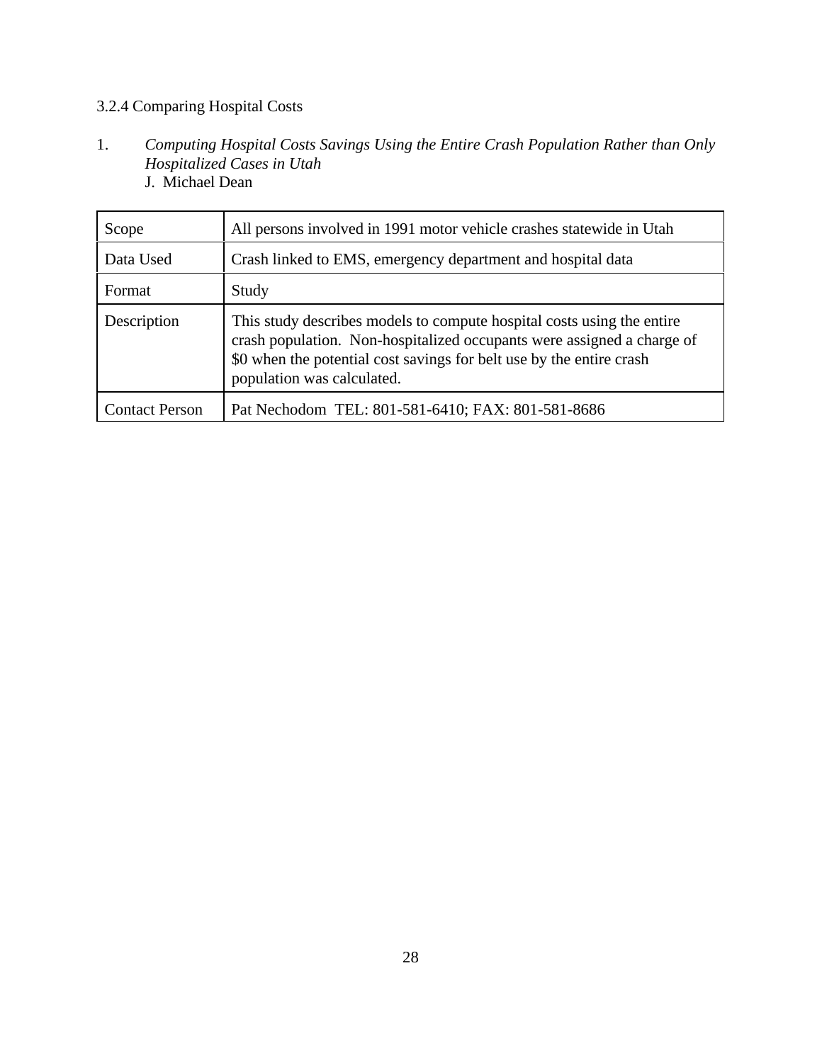### 3.2.4 Comparing Hospital Costs

1. *Computing Hospital Costs Savings Using the Entire Crash Population Rather than Only Hospitalized Cases in Utah*
   J. Michael Dean

| | |
|---|---|
| Scope | All persons involved in 1991 motor vehicle crashes statewide in Utah |
| Data Used | Crash linked to EMS, emergency department and hospital data |
| Format | Study |
| Description | This study describes models to compute hospital costs using the entire crash population. Non-hospitalized occupants were assigned a charge of $0 when the potential cost savings for belt use by the entire crash population was calculated. |
| Contact Person | Pat Nechodom TEL: 801-581-6410; FAX: 801-581-8686 |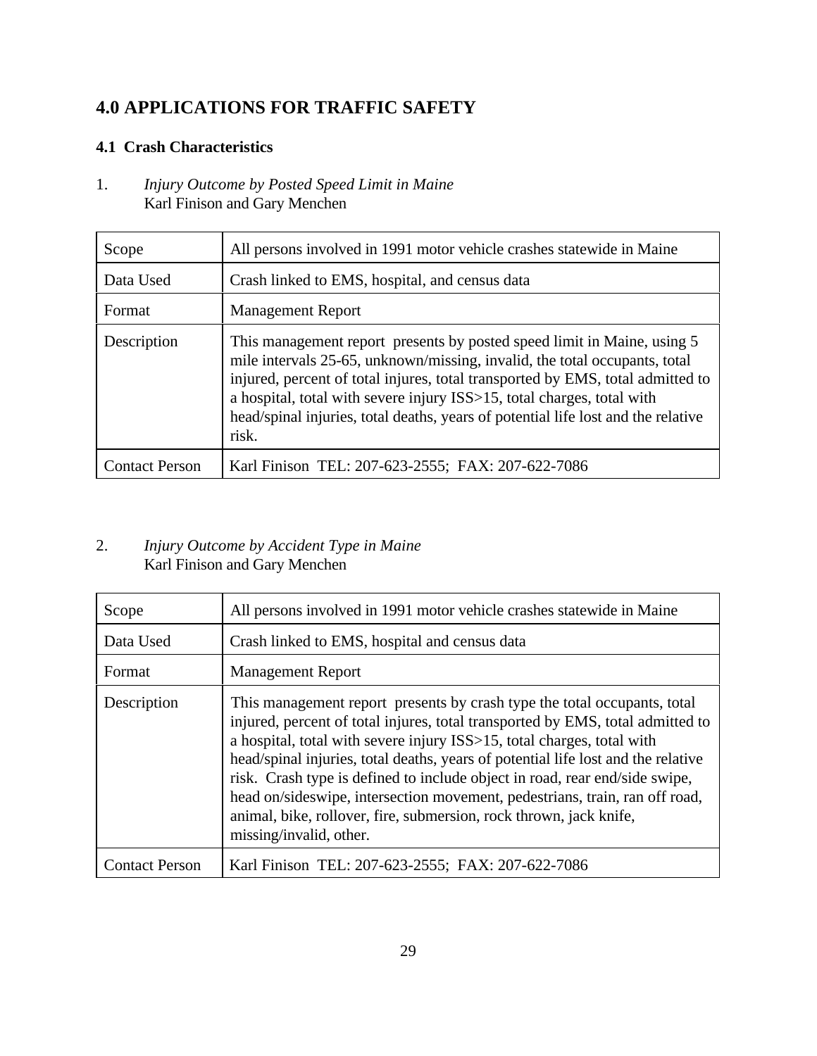# 4.0 APPLICATIONS FOR TRAFFIC SAFETY

## 4.1 Crash Characteristics

1. *Injury Outcome by Posted Speed Limit in Maine*
   Karl Finison and Gary Menchen

| Scope | All persons involved in 1991 motor vehicle crashes statewide in Maine |
|---|---|
| Data Used | Crash linked to EMS, hospital, and census data |
| Format | Management Report |
| Description | This management report presents by posted speed limit in Maine, using 5 mile intervals 25-65, unknown/missing, invalid, the total occupants, total injured, percent of total injures, total transported by EMS, total admitted to a hospital, total with severe injury ISS>15, total charges, total with head/spinal injuries, total deaths, years of potential life lost and the relative risk. |
| Contact Person | Karl Finison TEL: 207-623-2555; FAX: 207-622-7086 |

2. *Injury Outcome by Accident Type in Maine*
   Karl Finison and Gary Menchen

| Scope | All persons involved in 1991 motor vehicle crashes statewide in Maine |
|---|---|
| Data Used | Crash linked to EMS, hospital and census data |
| Format | Management Report |
| Description | This management report presents by crash type the total occupants, total injured, percent of total injures, total transported by EMS, total admitted to a hospital, total with severe injury ISS>15, total charges, total with head/spinal injuries, total deaths, years of potential life lost and the relative risk. Crash type is defined to include object in road, rear end/side swipe, head on/sideswipe, intersection movement, pedestrians, train, ran off road, animal, bike, rollover, fire, submersion, rock thrown, jack knife, missing/invalid, other. |
| Contact Person | Karl Finison TEL: 207-623-2555; FAX: 207-622-7086 |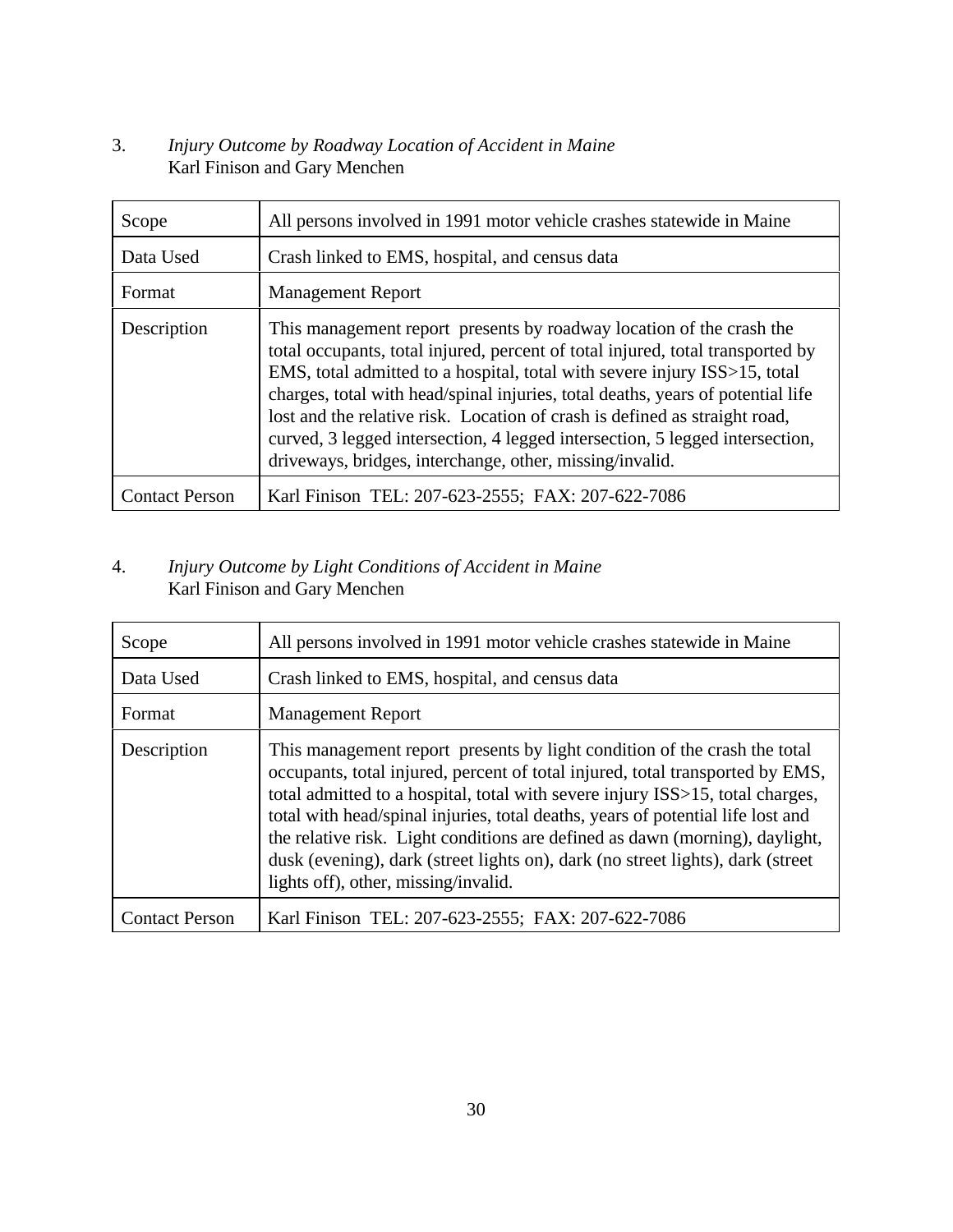3. *Injury Outcome by Roadway Location of Accident in Maine*
Karl Finison and Gary Menchen

| | |
|---|---|
| Scope | All persons involved in 1991 motor vehicle crashes statewide in Maine |
| Data Used | Crash linked to EMS, hospital, and census data |
| Format | Management Report |
| Description | This management report presents by roadway location of the crash the total occupants, total injured, percent of total injured, total transported by EMS, total admitted to a hospital, total with severe injury ISS>15, total charges, total with head/spinal injuries, total deaths, years of potential life lost and the relative risk. Location of crash is defined as straight road, curved, 3 legged intersection, 4 legged intersection, 5 legged intersection, driveways, bridges, interchange, other, missing/invalid. |
| Contact Person | Karl Finison TEL: 207-623-2555; FAX: 207-622-7086 |

4. *Injury Outcome by Light Conditions of Accident in Maine*
Karl Finison and Gary Menchen

| | |
|---|---|
| Scope | All persons involved in 1991 motor vehicle crashes statewide in Maine |
| Data Used | Crash linked to EMS, hospital, and census data |
| Format | Management Report |
| Description | This management report presents by light condition of the crash the total occupants, total injured, percent of total injured, total transported by EMS, total admitted to a hospital, total with severe injury ISS>15, total charges, total with head/spinal injuries, total deaths, years of potential life lost and the relative risk. Light conditions are defined as dawn (morning), daylight, dusk (evening), dark (street lights on), dark (no street lights), dark (street lights off), other, missing/invalid. |
| Contact Person | Karl Finison TEL: 207-623-2555; FAX: 207-622-7086 |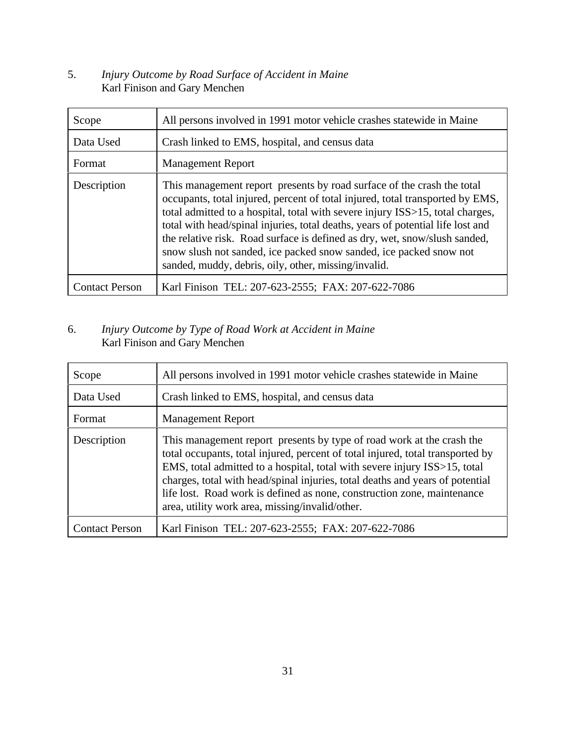5. *Injury Outcome by Road Surface of Accident in Maine*
Karl Finison and Gary Menchen

| Scope | All persons involved in 1991 motor vehicle crashes statewide in Maine |
|---|---|
| Data Used | Crash linked to EMS, hospital, and census data |
| Format | Management Report |
| Description | This management report presents by road surface of the crash the total occupants, total injured, percent of total injured, total transported by EMS, total admitted to a hospital, total with severe injury ISS>15, total charges, total with head/spinal injuries, total deaths, years of potential life lost and the relative risk. Road surface is defined as dry, wet, snow/slush sanded, snow slush not sanded, ice packed snow sanded, ice packed snow not sanded, muddy, debris, oily, other, missing/invalid. |
| Contact Person | Karl Finison TEL: 207-623-2555; FAX: 207-622-7086 |

6. *Injury Outcome by Type of Road Work at Accident in Maine*
Karl Finison and Gary Menchen

| Scope | All persons involved in 1991 motor vehicle crashes statewide in Maine |
|---|---|
| Data Used | Crash linked to EMS, hospital, and census data |
| Format | Management Report |
| Description | This management report presents by type of road work at the crash the total occupants, total injured, percent of total injured, total transported by EMS, total admitted to a hospital, total with severe injury ISS>15, total charges, total with head/spinal injuries, total deaths and years of potential life lost. Road work is defined as none, construction zone, maintenance area, utility work area, missing/invalid/other. |
| Contact Person | Karl Finison TEL: 207-623-2555; FAX: 207-622-7086 |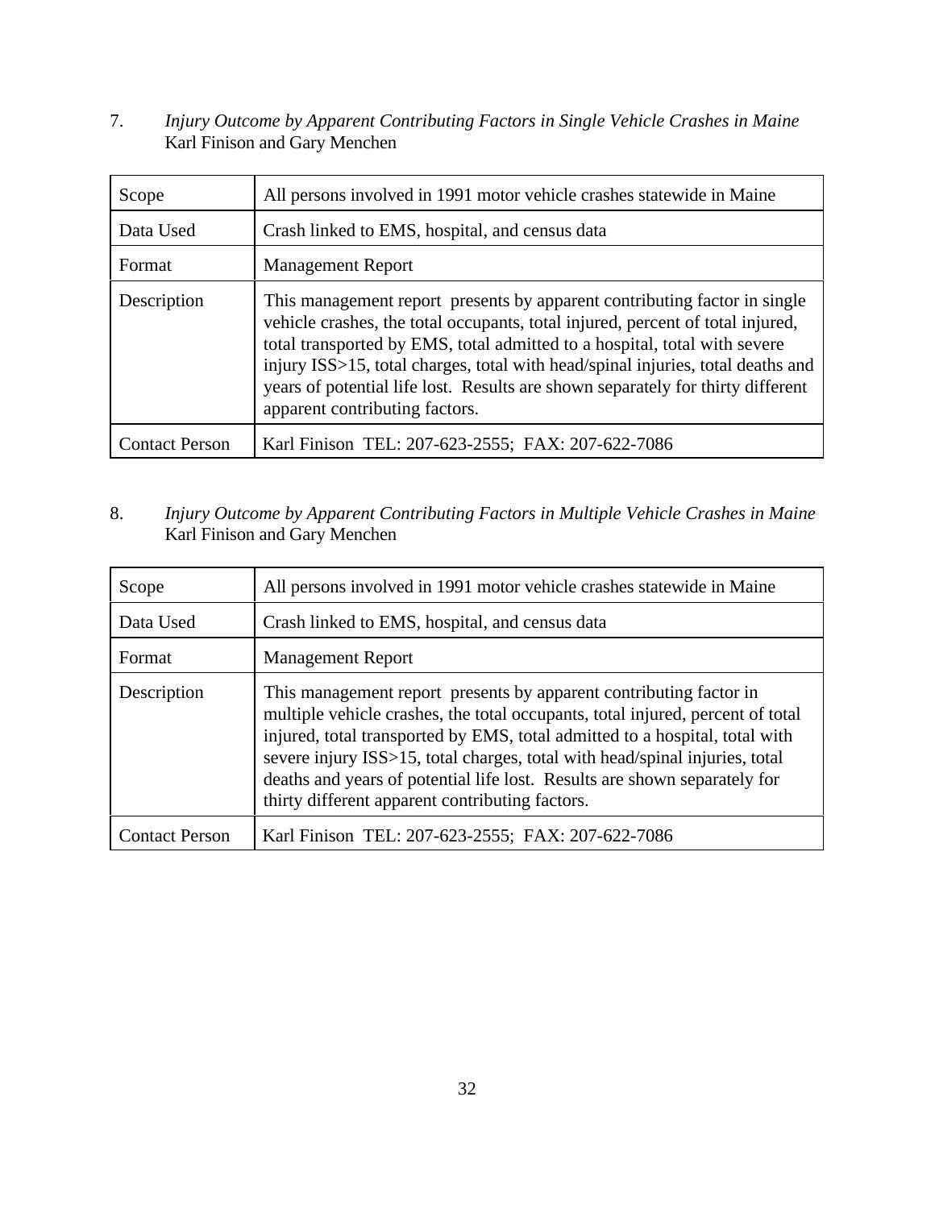7. *Injury Outcome by Apparent Contributing Factors in Single Vehicle Crashes in Maine*
Karl Finison and Gary Menchen

| | |
|---|---|
| Scope | All persons involved in 1991 motor vehicle crashes statewide in Maine |
| Data Used | Crash linked to EMS, hospital, and census data |
| Format | Management Report |
| Description | This management report presents by apparent contributing factor in single vehicle crashes, the total occupants, total injured, percent of total injured, total transported by EMS, total admitted to a hospital, total with severe injury ISS>15, total charges, total with head/spinal injuries, total deaths and years of potential life lost. Results are shown separately for thirty different apparent contributing factors. |
| Contact Person | Karl Finison TEL: 207-623-2555; FAX: 207-622-7086 |

8. *Injury Outcome by Apparent Contributing Factors in Multiple Vehicle Crashes in Maine*
Karl Finison and Gary Menchen

| | |
|---|---|
| Scope | All persons involved in 1991 motor vehicle crashes statewide in Maine |
| Data Used | Crash linked to EMS, hospital, and census data |
| Format | Management Report |
| Description | This management report presents by apparent contributing factor in multiple vehicle crashes, the total occupants, total injured, percent of total injured, total transported by EMS, total admitted to a hospital, total with severe injury ISS>15, total charges, total with head/spinal injuries, total deaths and years of potential life lost. Results are shown separately for thirty different apparent contributing factors. |
| Contact Person | Karl Finison TEL: 207-623-2555; FAX: 207-622-7086 |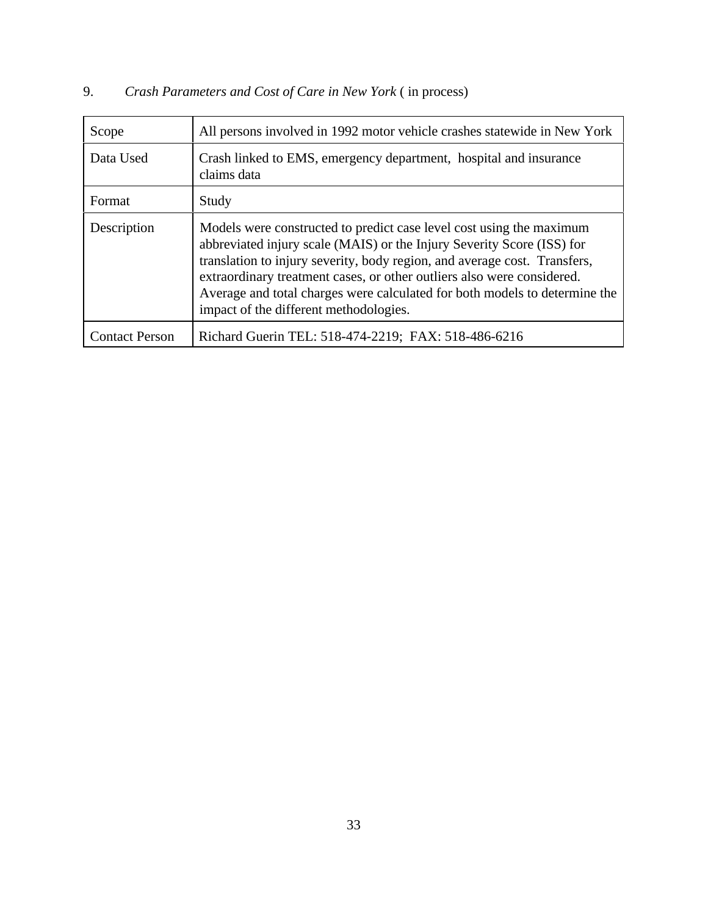9. *Crash Parameters and Cost of Care in New York* ( in process)

| | |
|---|---|
| Scope | All persons involved in 1992 motor vehicle crashes statewide in New York |
| Data Used | Crash linked to EMS, emergency department, hospital and insurance claims data |
| Format | Study |
| Description | Models were constructed to predict case level cost using the maximum abbreviated injury scale (MAIS) or the Injury Severity Score (ISS) for translation to injury severity, body region, and average cost. Transfers, extraordinary treatment cases, or other outliers also were considered. Average and total charges were calculated for both models to determine the impact of the different methodologies. |
| Contact Person | Richard Guerin TEL: 518-474-2219; FAX: 518-486-6216 |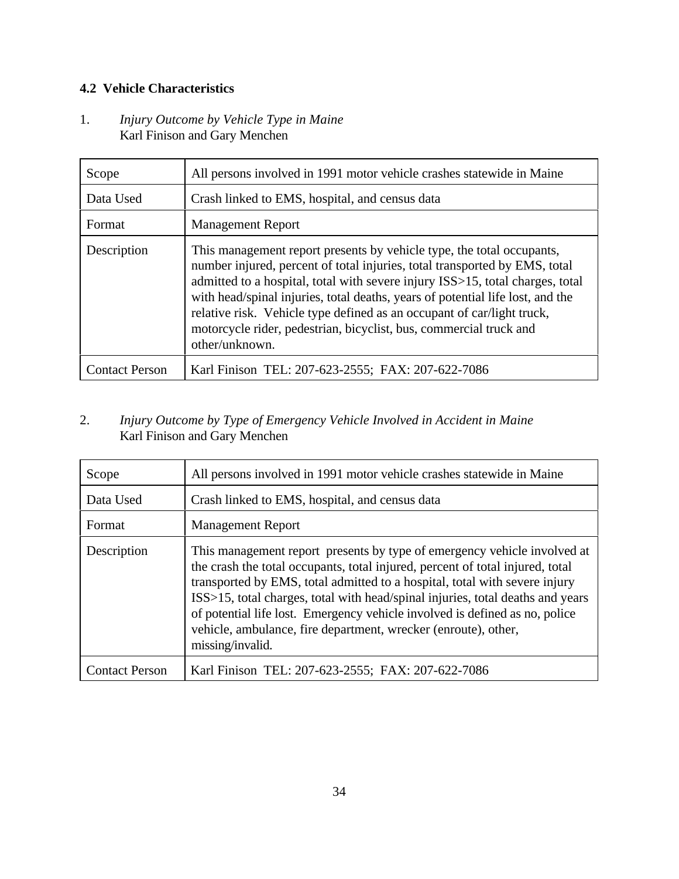### 4.2 Vehicle Characteristics

1. *Injury Outcome by Vehicle Type in Maine*
   Karl Finison and Gary Menchen

| | |
|---|---|
| Scope | All persons involved in 1991 motor vehicle crashes statewide in Maine |
| Data Used | Crash linked to EMS, hospital, and census data |
| Format | Management Report |
| Description | This management report presents by vehicle type, the total occupants, number injured, percent of total injuries, total transported by EMS, total admitted to a hospital, total with severe injury ISS>15, total charges, total with head/spinal injuries, total deaths, years of potential life lost, and the relative risk. Vehicle type defined as an occupant of car/light truck, motorcycle rider, pedestrian, bicyclist, bus, commercial truck and other/unknown. |
| Contact Person | Karl Finison TEL: 207-623-2555; FAX: 207-622-7086 |

2. *Injury Outcome by Type of Emergency Vehicle Involved in Accident in Maine*
   Karl Finison and Gary Menchen

| | |
|---|---|
| Scope | All persons involved in 1991 motor vehicle crashes statewide in Maine |
| Data Used | Crash linked to EMS, hospital, and census data |
| Format | Management Report |
| Description | This management report presents by type of emergency vehicle involved at the crash the total occupants, total injured, percent of total injured, total transported by EMS, total admitted to a hospital, total with severe injury ISS>15, total charges, total with head/spinal injuries, total deaths and years of potential life lost. Emergency vehicle involved is defined as no, police vehicle, ambulance, fire department, wrecker (enroute), other, missing/invalid. |
| Contact Person | Karl Finison TEL: 207-623-2555; FAX: 207-622-7086 |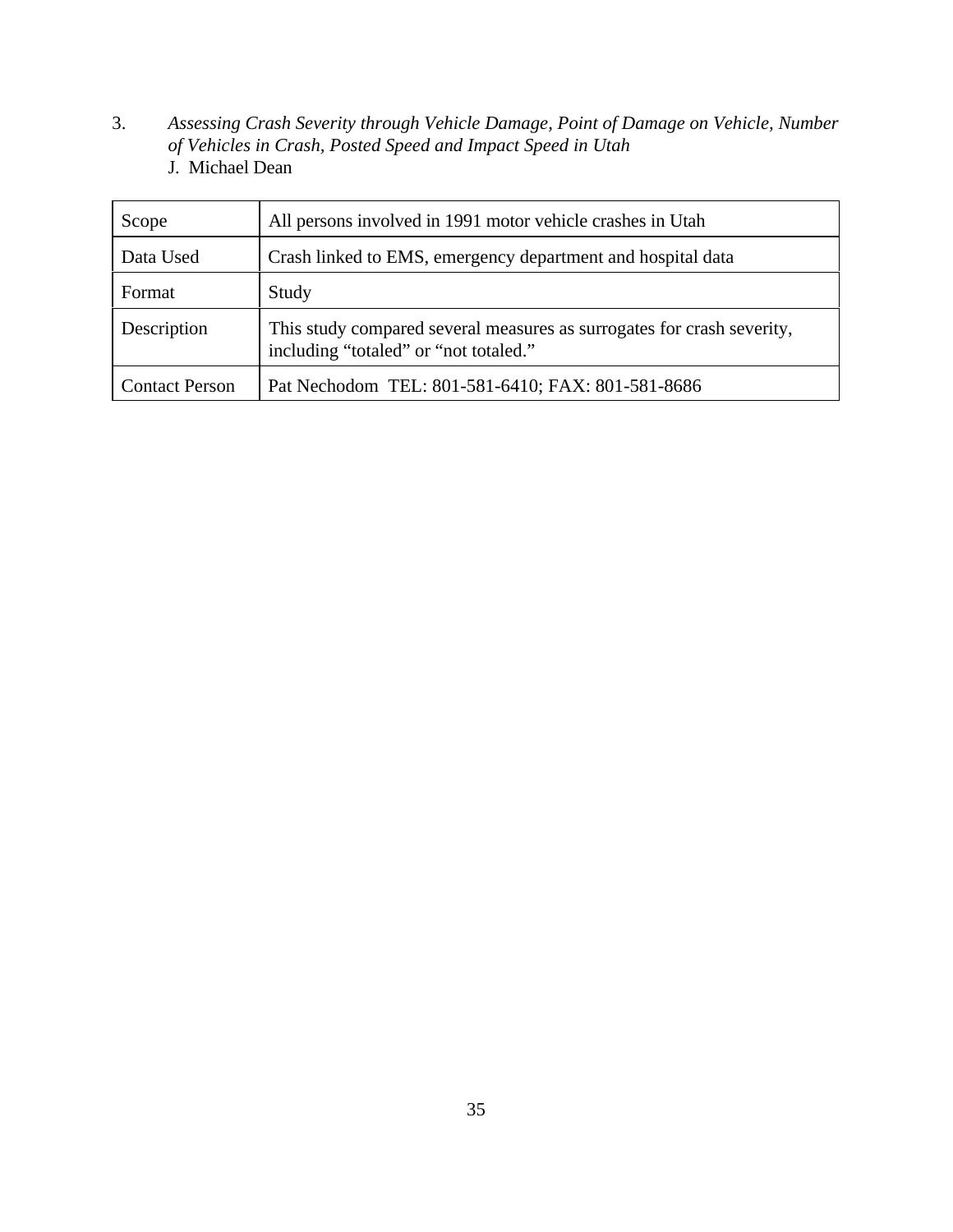3. *Assessing Crash Severity through Vehicle Damage, Point of Damage on Vehicle, Number of Vehicles in Crash, Posted Speed and Impact Speed in Utah*
   J. Michael Dean

| | |
|---|---|
| Scope | All persons involved in 1991 motor vehicle crashes in Utah |
| Data Used | Crash linked to EMS, emergency department and hospital data |
| Format | Study |
| Description | This study compared several measures as surrogates for crash severity, including "totaled" or "not totaled." |
| Contact Person | Pat Nechodom TEL: 801-581-6410; FAX: 801-581-8686 |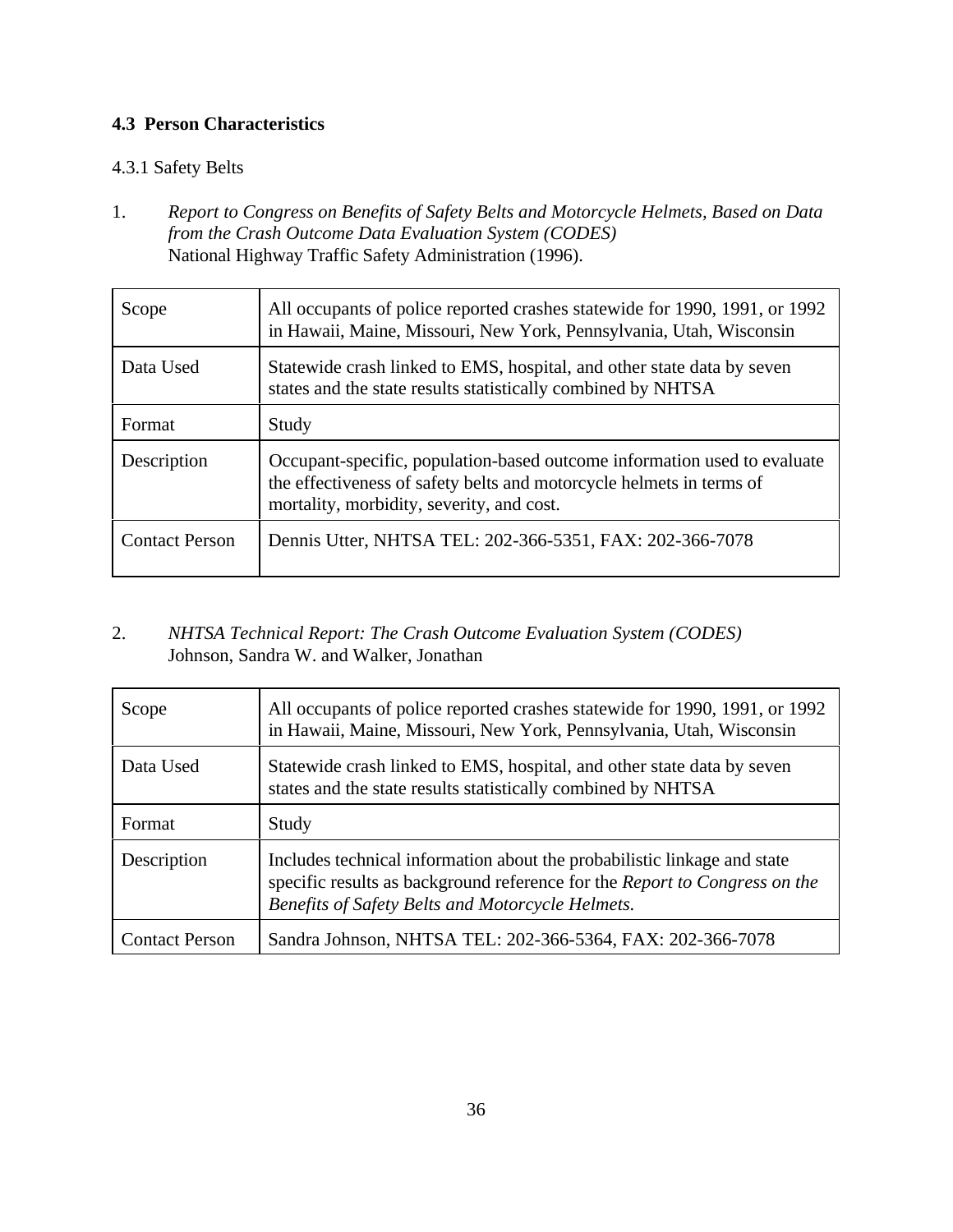### 4.3 Person Characteristics

4.3.1 Safety Belts

1. *Report to Congress on Benefits of Safety Belts and Motorcycle Helmets, Based on Data from the Crash Outcome Data Evaluation System (CODES)*
   National Highway Traffic Safety Administration (1996).

| Scope | All occupants of police reported crashes statewide for 1990, 1991, or 1992 in Hawaii, Maine, Missouri, New York, Pennsylvania, Utah, Wisconsin |
|---|---|
| Data Used | Statewide crash linked to EMS, hospital, and other state data by seven states and the state results statistically combined by NHTSA |
| Format | Study |
| Description | Occupant-specific, population-based outcome information used to evaluate the effectiveness of safety belts and motorcycle helmets in terms of mortality, morbidity, severity, and cost. |
| Contact Person | Dennis Utter, NHTSA TEL: 202-366-5351, FAX: 202-366-7078 |

2. *NHTSA Technical Report: The Crash Outcome Evaluation System (CODES)*
   Johnson, Sandra W. and Walker, Jonathan

| Scope | All occupants of police reported crashes statewide for 1990, 1991, or 1992 in Hawaii, Maine, Missouri, New York, Pennsylvania, Utah, Wisconsin |
|---|---|
| Data Used | Statewide crash linked to EMS, hospital, and other state data by seven states and the state results statistically combined by NHTSA |
| Format | Study |
| Description | Includes technical information about the probabilistic linkage and state specific results as background reference for the *Report to Congress on the Benefits of Safety Belts and Motorcycle Helmets.* |
| Contact Person | Sandra Johnson, NHTSA TEL: 202-366-5364, FAX: 202-366-7078 |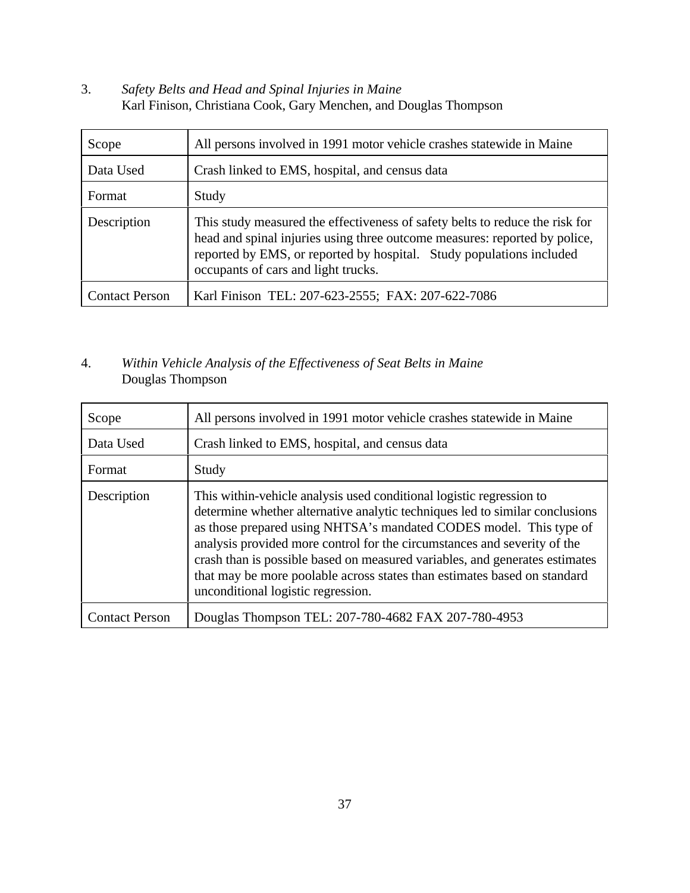3. *Safety Belts and Head and Spinal Injuries in Maine*
   Karl Finison, Christiana Cook, Gary Menchen, and Douglas Thompson

| | |
|---|---|
| Scope | All persons involved in 1991 motor vehicle crashes statewide in Maine |
| Data Used | Crash linked to EMS, hospital, and census data |
| Format | Study |
| Description | This study measured the effectiveness of safety belts to reduce the risk for head and spinal injuries using three outcome measures: reported by police, reported by EMS, or reported by hospital. Study populations included occupants of cars and light trucks. |
| Contact Person | Karl Finison TEL: 207-623-2555; FAX: 207-622-7086 |

4. *Within Vehicle Analysis of the Effectiveness of Seat Belts in Maine*
   Douglas Thompson

| | |
|---|---|
| Scope | All persons involved in 1991 motor vehicle crashes statewide in Maine |
| Data Used | Crash linked to EMS, hospital, and census data |
| Format | Study |
| Description | This within-vehicle analysis used conditional logistic regression to determine whether alternative analytic techniques led to similar conclusions as those prepared using NHTSA's mandated CODES model. This type of analysis provided more control for the circumstances and severity of the crash than is possible based on measured variables, and generates estimates that may be more poolable across states than estimates based on standard unconditional logistic regression. |
| Contact Person | Douglas Thompson TEL: 207-780-4682 FAX 207-780-4953 |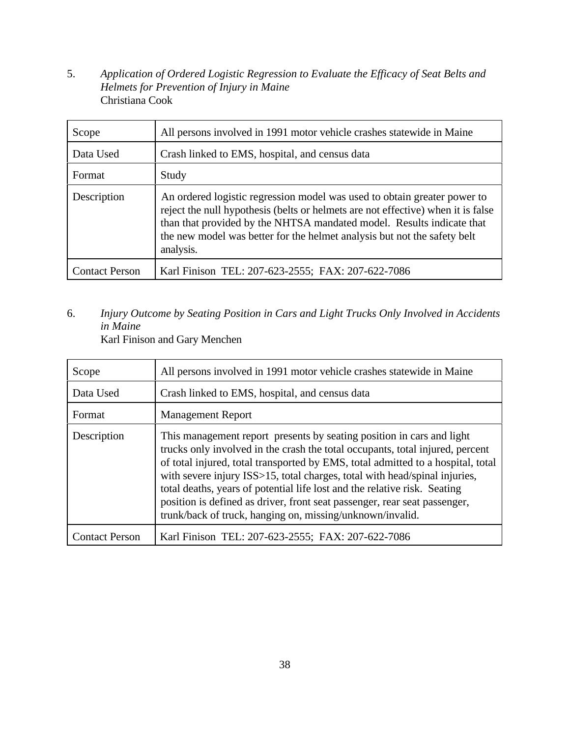5. *Application of Ordered Logistic Regression to Evaluate the Efficacy of Seat Belts and Helmets for Prevention of Injury in Maine*
 Christiana Cook

| | |
|---|---|
| Scope | All persons involved in 1991 motor vehicle crashes statewide in Maine |
| Data Used | Crash linked to EMS, hospital, and census data |
| Format | Study |
| Description | An ordered logistic regression model was used to obtain greater power to reject the null hypothesis (belts or helmets are not effective) when it is false than that provided by the NHTSA mandated model. Results indicate that the new model was better for the helmet analysis but not the safety belt analysis. |
| Contact Person | Karl Finison TEL: 207-623-2555; FAX: 207-622-7086 |

6. *Injury Outcome by Seating Position in Cars and Light Trucks Only Involved in Accidents in Maine*
 Karl Finison and Gary Menchen

| | |
|---|---|
| Scope | All persons involved in 1991 motor vehicle crashes statewide in Maine |
| Data Used | Crash linked to EMS, hospital, and census data |
| Format | Management Report |
| Description | This management report presents by seating position in cars and light trucks only involved in the crash the total occupants, total injured, percent of total injured, total transported by EMS, total admitted to a hospital, total with severe injury ISS>15, total charges, total with head/spinal injuries, total deaths, years of potential life lost and the relative risk. Seating position is defined as driver, front seat passenger, rear seat passenger, trunk/back of truck, hanging on, missing/unknown/invalid. |
| Contact Person | Karl Finison TEL: 207-623-2555; FAX: 207-622-7086 |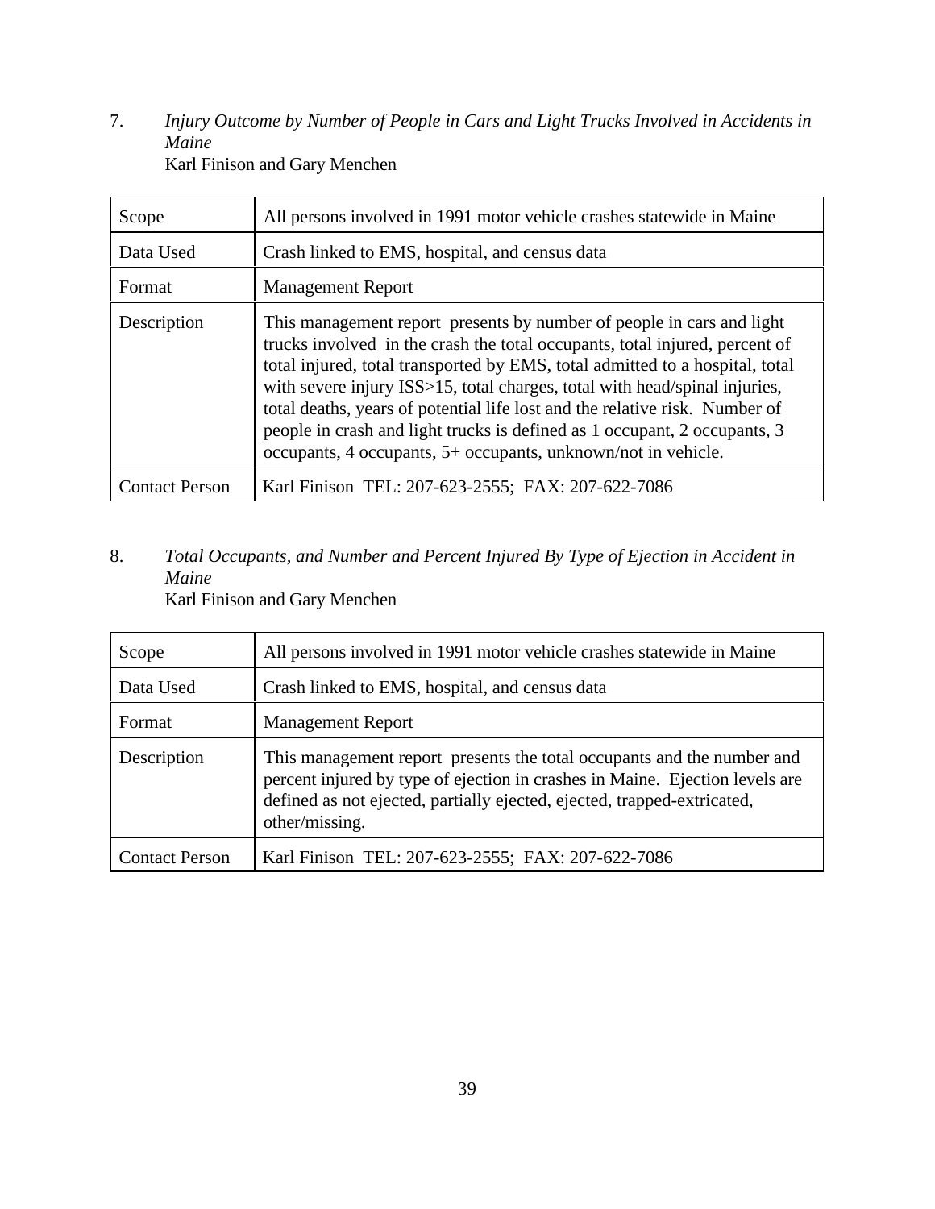7. *Injury Outcome by Number of People in Cars and Light Trucks Involved in Accidents in Maine*
   Karl Finison and Gary Menchen

| Scope | All persons involved in 1991 motor vehicle crashes statewide in Maine |
|---|---|
| Data Used | Crash linked to EMS, hospital, and census data |
| Format | Management Report |
| Description | This management report presents by number of people in cars and light trucks involved in the crash the total occupants, total injured, percent of total injured, total transported by EMS, total admitted to a hospital, total with severe injury ISS>15, total charges, total with head/spinal injuries, total deaths, years of potential life lost and the relative risk. Number of people in crash and light trucks is defined as 1 occupant, 2 occupants, 3 occupants, 4 occupants, 5+ occupants, unknown/not in vehicle. |
| Contact Person | Karl Finison TEL: 207-623-2555; FAX: 207-622-7086 |

8. *Total Occupants, and Number and Percent Injured By Type of Ejection in Accident in Maine*
   Karl Finison and Gary Menchen

| Scope | All persons involved in 1991 motor vehicle crashes statewide in Maine |
|---|---|
| Data Used | Crash linked to EMS, hospital, and census data |
| Format | Management Report |
| Description | This management report presents the total occupants and the number and percent injured by type of ejection in crashes in Maine. Ejection levels are defined as not ejected, partially ejected, ejected, trapped-extricated, other/missing. |
| Contact Person | Karl Finison TEL: 207-623-2555; FAX: 207-622-7086 |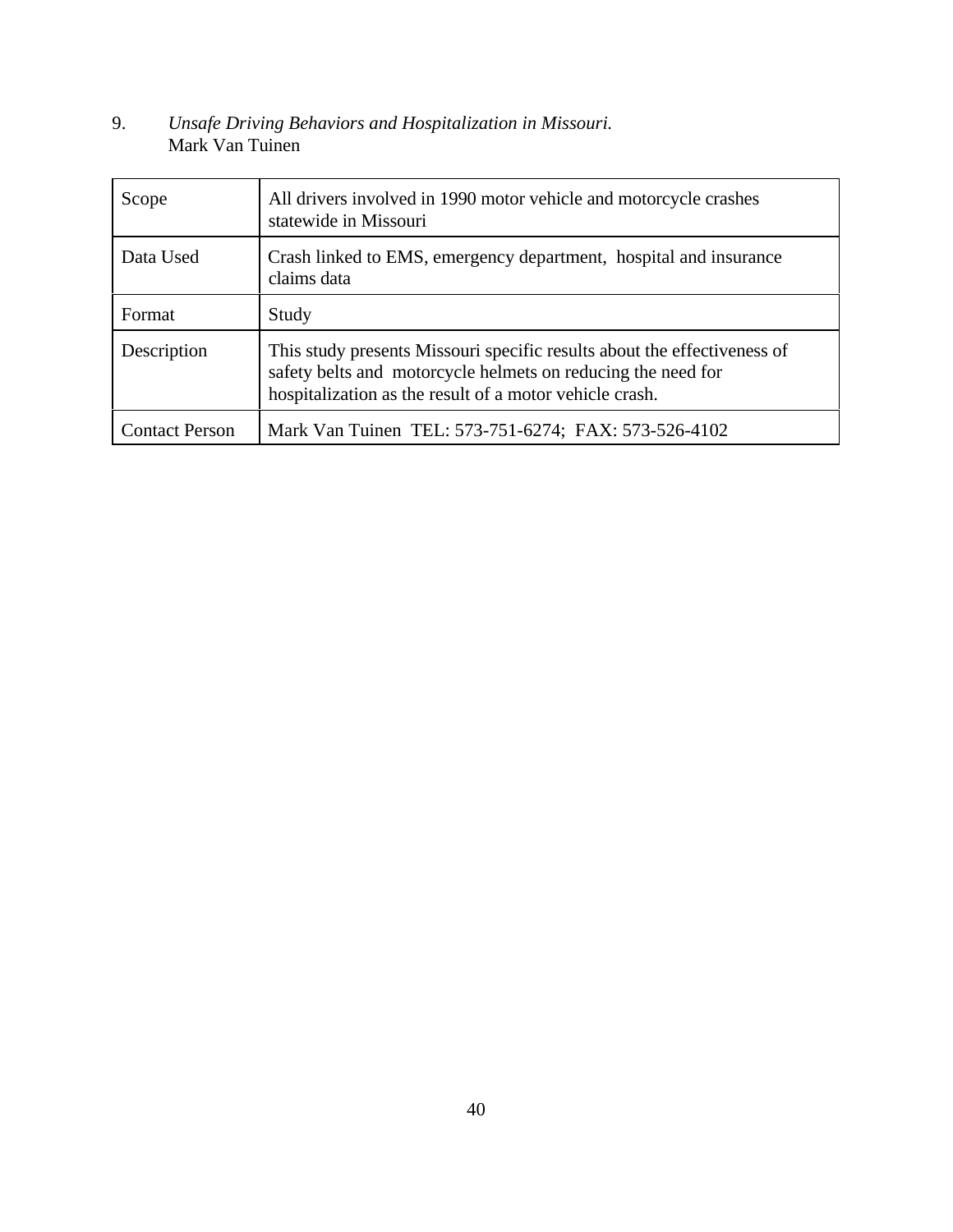9. *Unsafe Driving Behaviors and Hospitalization in Missouri.*
Mark Van Tuinen

| | |
|---|---|
| Scope | All drivers involved in 1990 motor vehicle and motorcycle crashes statewide in Missouri |
| Data Used | Crash linked to EMS, emergency department, hospital and insurance claims data |
| Format | Study |
| Description | This study presents Missouri specific results about the effectiveness of safety belts and motorcycle helmets on reducing the need for hospitalization as the result of a motor vehicle crash. |
| Contact Person | Mark Van Tuinen TEL: 573-751-6274; FAX: 573-526-4102 |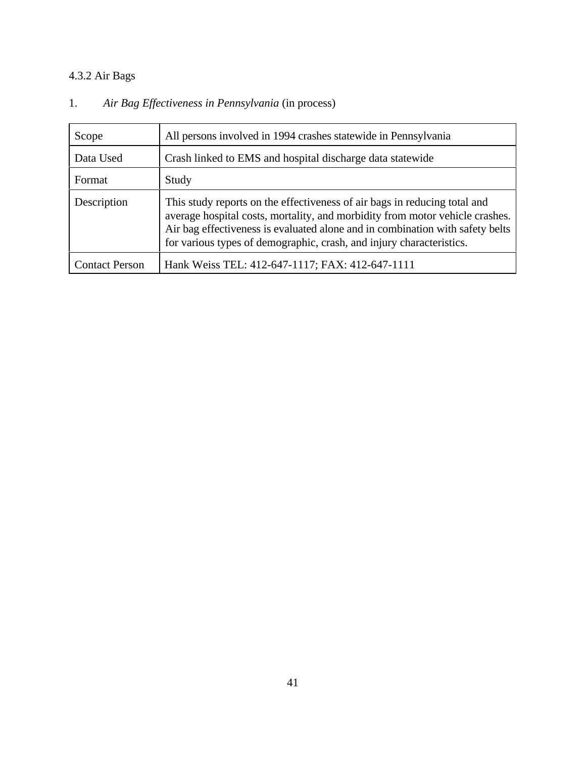### 4.3.2 Air Bags

1. *Air Bag Effectiveness in Pennsylvania* (in process)

| Scope | All persons involved in 1994 crashes statewide in Pennsylvania |
|---|---|
| Data Used | Crash linked to EMS and hospital discharge data statewide |
| Format | Study |
| Description | This study reports on the effectiveness of air bags in reducing total and average hospital costs, mortality, and morbidity from motor vehicle crashes. Air bag effectiveness is evaluated alone and in combination with safety belts for various types of demographic, crash, and injury characteristics. |
| Contact Person | Hank Weiss TEL: 412-647-1117; FAX: 412-647-1111 |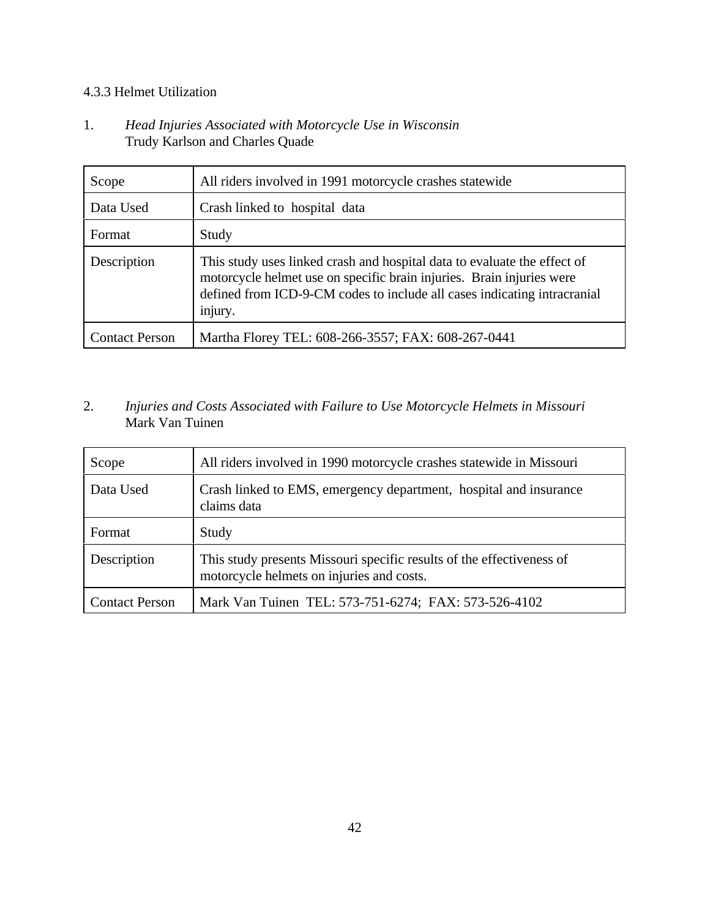#### 4.3.3 Helmet Utilization

1. *Head Injuries Associated with Motorcycle Use in Wisconsin*
   Trudy Karlson and Charles Quade

| | |
|---|---|
| Scope | All riders involved in 1991 motorcycle crashes statewide |
| Data Used | Crash linked to hospital data |
| Format | Study |
| Description | This study uses linked crash and hospital data to evaluate the effect of motorcycle helmet use on specific brain injuries. Brain injuries were defined from ICD-9-CM codes to include all cases indicating intracranial injury. |
| Contact Person | Martha Florey TEL: 608-266-3557; FAX: 608-267-0441 |

2. *Injuries and Costs Associated with Failure to Use Motorcycle Helmets in Missouri*
   Mark Van Tuinen

| | |
|---|---|
| Scope | All riders involved in 1990 motorcycle crashes statewide in Missouri |
| Data Used | Crash linked to EMS, emergency department, hospital and insurance claims data |
| Format | Study |
| Description | This study presents Missouri specific results of the effectiveness of motorcycle helmets on injuries and costs. |
| Contact Person | Mark Van Tuinen TEL: 573-751-6274; FAX: 573-526-4102 |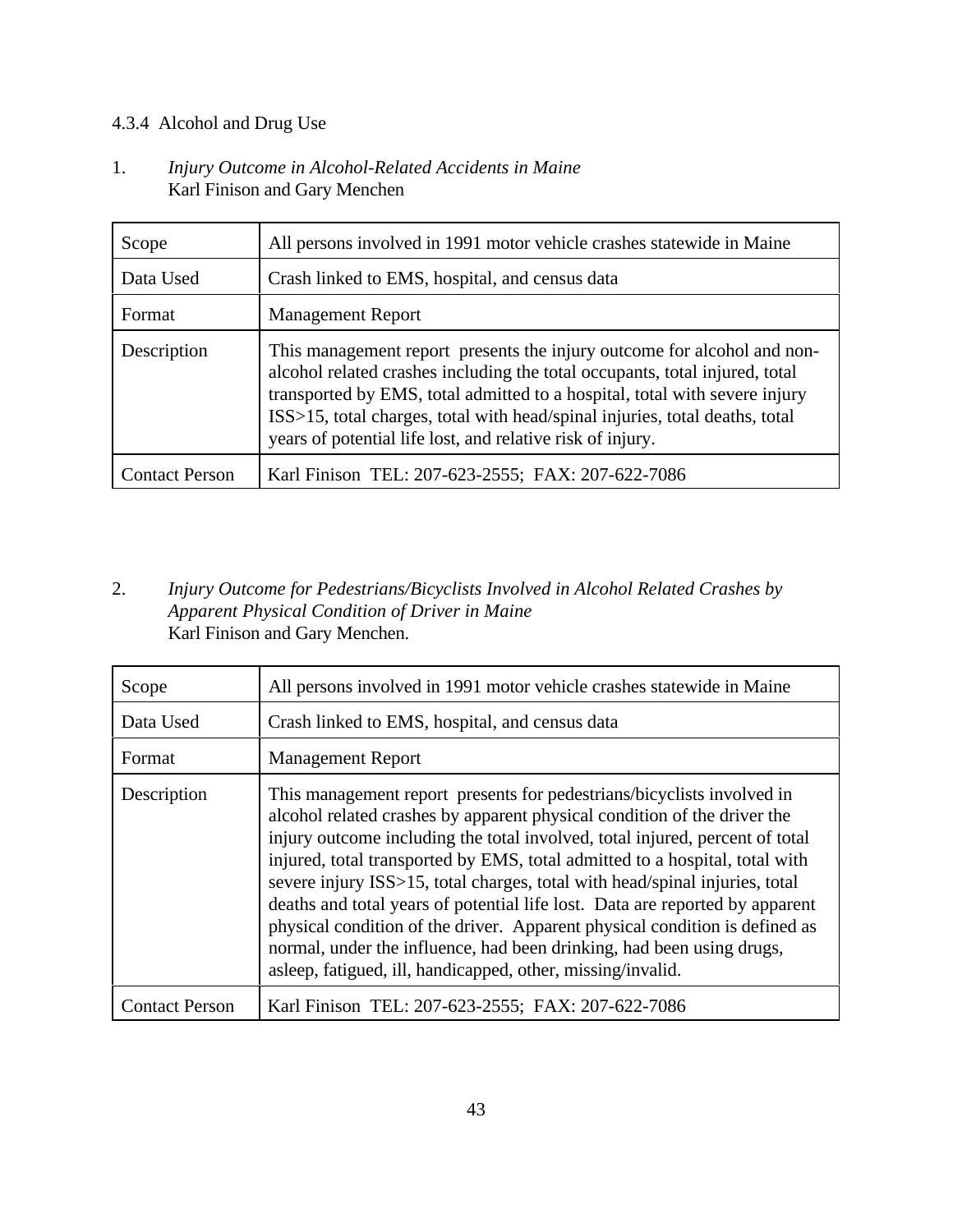### 4.3.4 Alcohol and Drug Use

1. *Injury Outcome in Alcohol-Related Accidents in Maine*
   Karl Finison and Gary Menchen

| | |
|---|---|
| Scope | All persons involved in 1991 motor vehicle crashes statewide in Maine |
| Data Used | Crash linked to EMS, hospital, and census data |
| Format | Management Report |
| Description | This management report presents the injury outcome for alcohol and non-alcohol related crashes including the total occupants, total injured, total transported by EMS, total admitted to a hospital, total with severe injury ISS>15, total charges, total with head/spinal injuries, total deaths, total years of potential life lost, and relative risk of injury. |
| Contact Person | Karl Finison TEL: 207-623-2555; FAX: 207-622-7086 |

2. *Injury Outcome for Pedestrians/Bicyclists Involved in Alcohol Related Crashes by Apparent Physical Condition of Driver in Maine*
   Karl Finison and Gary Menchen.

| | |
|---|---|
| Scope | All persons involved in 1991 motor vehicle crashes statewide in Maine |
| Data Used | Crash linked to EMS, hospital, and census data |
| Format | Management Report |
| Description | This management report presents for pedestrians/bicyclists involved in alcohol related crashes by apparent physical condition of the driver the injury outcome including the total involved, total injured, percent of total injured, total transported by EMS, total admitted to a hospital, total with severe injury ISS>15, total charges, total with head/spinal injuries, total deaths and total years of potential life lost. Data are reported by apparent physical condition of the driver. Apparent physical condition is defined as normal, under the influence, had been drinking, had been using drugs, asleep, fatigued, ill, handicapped, other, missing/invalid. |
| Contact Person | Karl Finison TEL: 207-623-2555; FAX: 207-622-7086 |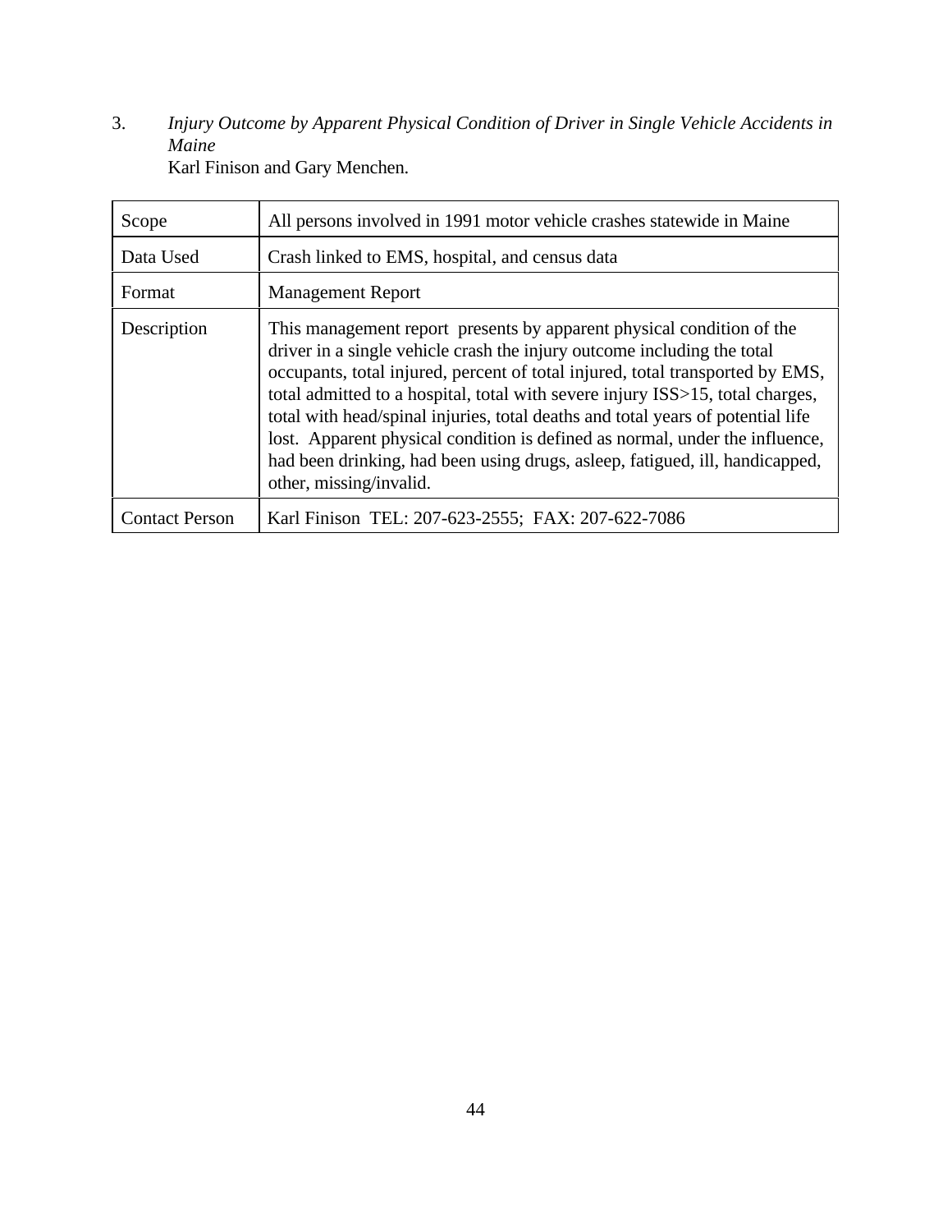3. *Injury Outcome by Apparent Physical Condition of Driver in Single Vehicle Accidents in Maine*
   Karl Finison and Gary Menchen.

| | |
|---|---|
| Scope | All persons involved in 1991 motor vehicle crashes statewide in Maine |
| Data Used | Crash linked to EMS, hospital, and census data |
| Format | Management Report |
| Description | This management report presents by apparent physical condition of the driver in a single vehicle crash the injury outcome including the total occupants, total injured, percent of total injured, total transported by EMS, total admitted to a hospital, total with severe injury ISS>15, total charges, total with head/spinal injuries, total deaths and total years of potential life lost. Apparent physical condition is defined as normal, under the influence, had been drinking, had been using drugs, asleep, fatigued, ill, handicapped, other, missing/invalid. |
| Contact Person | Karl Finison TEL: 207-623-2555; FAX: 207-622-7086 |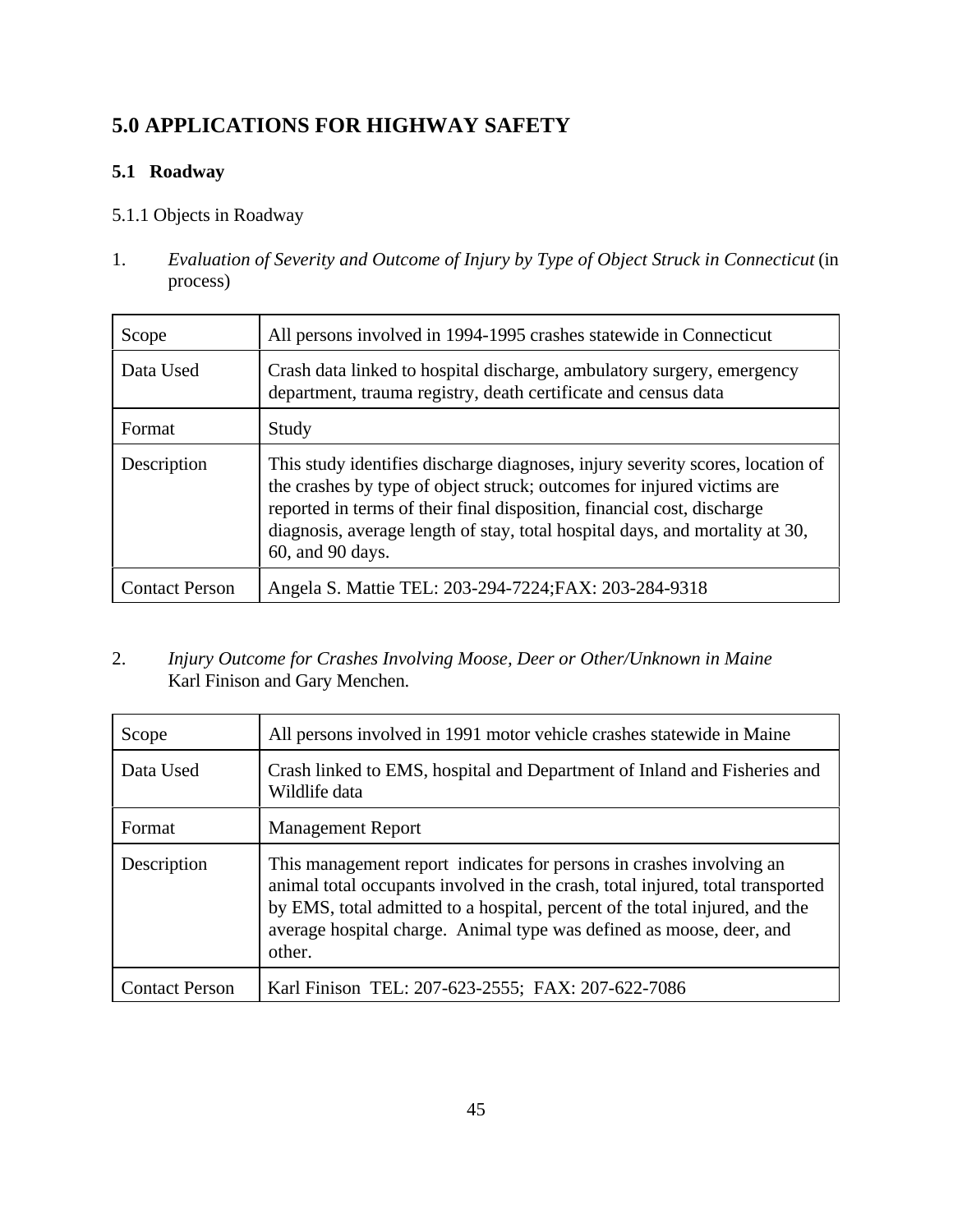# 5.0 APPLICATIONS FOR HIGHWAY SAFETY

## 5.1 Roadway

### 5.1.1 Objects in Roadway

1. *Evaluation of Severity and Outcome of Injury by Type of Object Struck in Connecticut* (in process)

| | |
|---|---|
| Scope | All persons involved in 1994-1995 crashes statewide in Connecticut |
| Data Used | Crash data linked to hospital discharge, ambulatory surgery, emergency department, trauma registry, death certificate and census data |
| Format | Study |
| Description | This study identifies discharge diagnoses, injury severity scores, location of the crashes by type of object struck; outcomes for injured victims are reported in terms of their final disposition, financial cost, discharge diagnosis, average length of stay, total hospital days, and mortality at 30, 60, and 90 days. |
| Contact Person | Angela S. Mattie TEL: 203-294-7224;FAX: 203-284-9318 |

2. *Injury Outcome for Crashes Involving Moose, Deer or Other/Unknown in Maine*
Karl Finison and Gary Menchen.

| | |
|---|---|
| Scope | All persons involved in 1991 motor vehicle crashes statewide in Maine |
| Data Used | Crash linked to EMS, hospital and Department of Inland and Fisheries and Wildlife data |
| Format | Management Report |
| Description | This management report indicates for persons in crashes involving an animal total occupants involved in the crash, total injured, total transported by EMS, total admitted to a hospital, percent of the total injured, and the average hospital charge. Animal type was defined as moose, deer, and other. |
| Contact Person | Karl Finison TEL: 207-623-2555; FAX: 207-622-7086 |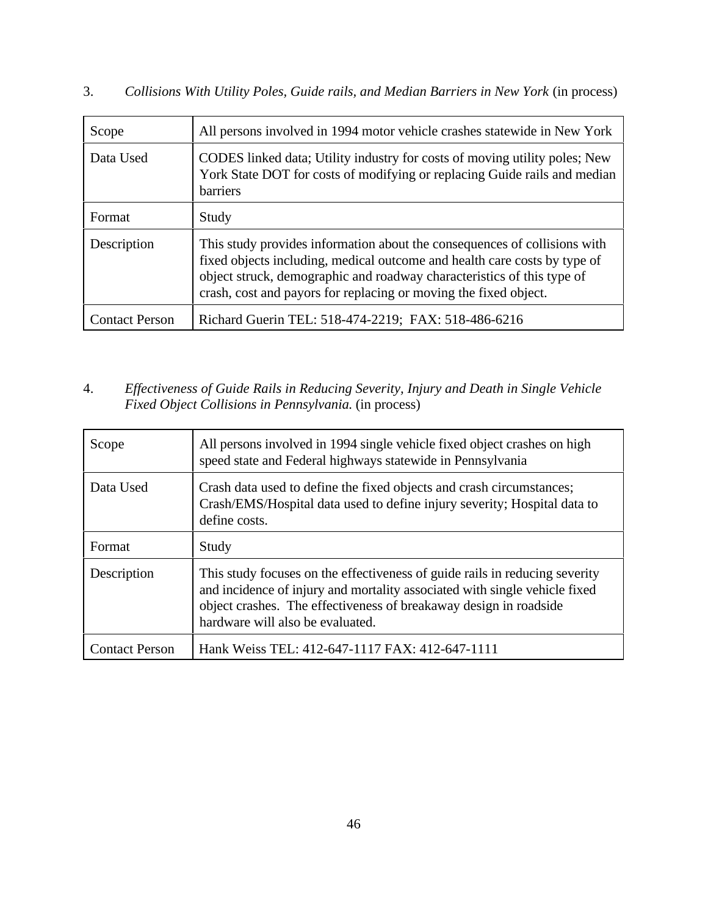3. *Collisions With Utility Poles, Guide rails, and Median Barriers in New York* (in process)

| Scope | All persons involved in 1994 motor vehicle crashes statewide in New York |
|---|---|
| Data Used | CODES linked data; Utility industry for costs of moving utility poles; New York State DOT for costs of modifying or replacing Guide rails and median barriers |
| Format | Study |
| Description | This study provides information about the consequences of collisions with fixed objects including, medical outcome and health care costs by type of object struck, demographic and roadway characteristics of this type of crash, cost and payors for replacing or moving the fixed object. |
| Contact Person | Richard Guerin TEL: 518-474-2219; FAX: 518-486-6216 |

4. *Effectiveness of Guide Rails in Reducing Severity, Injury and Death in Single Vehicle Fixed Object Collisions in Pennsylvania.* (in process)

| Scope | All persons involved in 1994 single vehicle fixed object crashes on high speed state and Federal highways statewide in Pennsylvania |
|---|---|
| Data Used | Crash data used to define the fixed objects and crash circumstances; Crash/EMS/Hospital data used to define injury severity; Hospital data to define costs. |
| Format | Study |
| Description | This study focuses on the effectiveness of guide rails in reducing severity and incidence of injury and mortality associated with single vehicle fixed object crashes. The effectiveness of breakaway design in roadside hardware will also be evaluated. |
| Contact Person | Hank Weiss TEL: 412-647-1117 FAX: 412-647-1111 |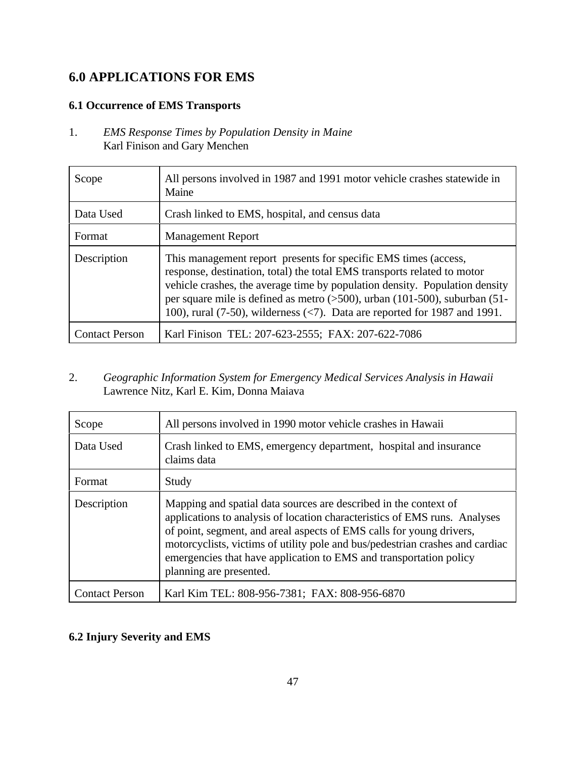# 6.0 APPLICATIONS FOR EMS

## 6.1 Occurrence of EMS Transports

1. *EMS Response Times by Population Density in Maine*
   Karl Finison and Gary Menchen

| | |
|---|---|
| Scope | All persons involved in 1987 and 1991 motor vehicle crashes statewide in Maine |
| Data Used | Crash linked to EMS, hospital, and census data |
| Format | Management Report |
| Description | This management report presents for specific EMS times (access, response, destination, total) the total EMS transports related to motor vehicle crashes, the average time by population density. Population density per square mile is defined as metro (>500), urban (101-500), suburban (51-100), rural (7-50), wilderness (<7). Data are reported for 1987 and 1991. |
| Contact Person | Karl Finison TEL: 207-623-2555; FAX: 207-622-7086 |

2. *Geographic Information System for Emergency Medical Services Analysis in Hawaii*
   Lawrence Nitz, Karl E. Kim, Donna Maiava

| | |
|---|---|
| Scope | All persons involved in 1990 motor vehicle crashes in Hawaii |
| Data Used | Crash linked to EMS, emergency department, hospital and insurance claims data |
| Format | Study |
| Description | Mapping and spatial data sources are described in the context of applications to analysis of location characteristics of EMS runs. Analyses of point, segment, and areal aspects of EMS calls for young drivers, motorcyclists, victims of utility pole and bus/pedestrian crashes and cardiac emergencies that have application to EMS and transportation policy planning are presented. |
| Contact Person | Karl Kim TEL: 808-956-7381; FAX: 808-956-6870 |

## 6.2 Injury Severity and EMS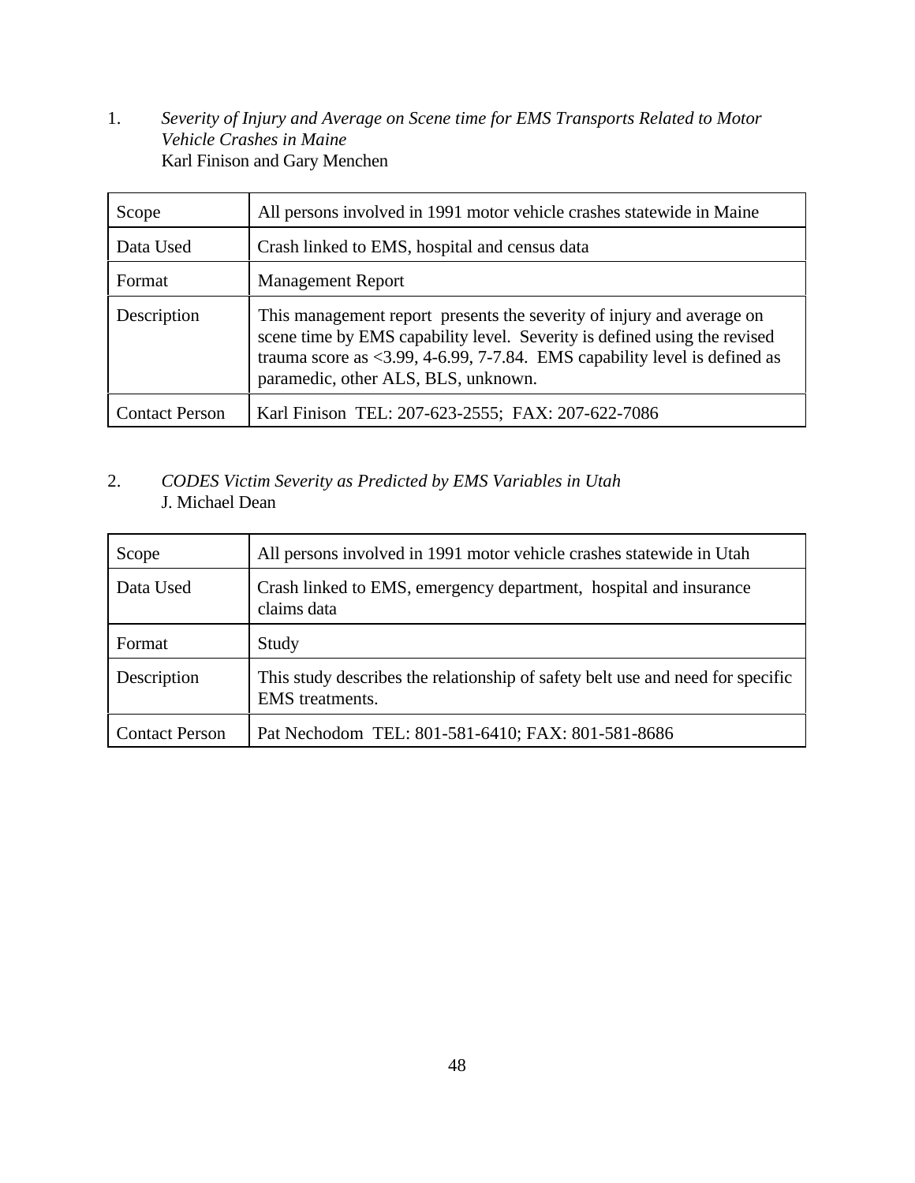1. *Severity of Injury and Average on Scene time for EMS Transports Related to Motor Vehicle Crashes in Maine*
   Karl Finison and Gary Menchen

| | |
|---|---|
| Scope | All persons involved in 1991 motor vehicle crashes statewide in Maine |
| Data Used | Crash linked to EMS, hospital and census data |
| Format | Management Report |
| Description | This management report presents the severity of injury and average on scene time by EMS capability level. Severity is defined using the revised trauma score as <3.99, 4-6.99, 7-7.84. EMS capability level is defined as paramedic, other ALS, BLS, unknown. |
| Contact Person | Karl Finison TEL: 207-623-2555; FAX: 207-622-7086 |

2. *CODES Victim Severity as Predicted by EMS Variables in Utah*
   J. Michael Dean

| | |
|---|---|
| Scope | All persons involved in 1991 motor vehicle crashes statewide in Utah |
| Data Used | Crash linked to EMS, emergency department, hospital and insurance claims data |
| Format | Study |
| Description | This study describes the relationship of safety belt use and need for specific EMS treatments. |
| Contact Person | Pat Nechodom TEL: 801-581-6410; FAX: 801-581-8686 |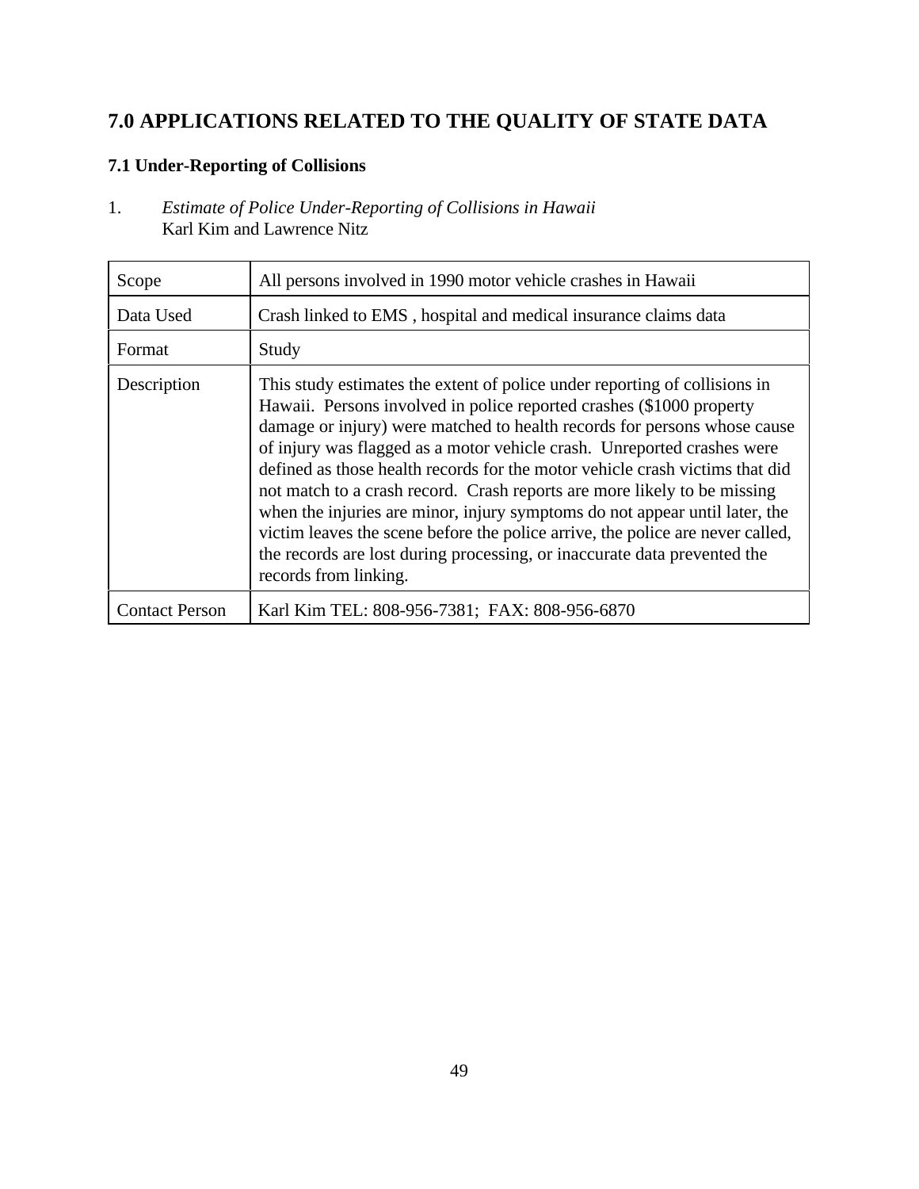# 7.0 APPLICATIONS RELATED TO THE QUALITY OF STATE DATA

## 7.1 Under-Reporting of Collisions

1. *Estimate of Police Under-Reporting of Collisions in Hawaii*
   Karl Kim and Lawrence Nitz

| | |
|---|---|
| Scope | All persons involved in 1990 motor vehicle crashes in Hawaii |
| Data Used | Crash linked to EMS , hospital and medical insurance claims data |
| Format | Study |
| Description | This study estimates the extent of police under reporting of collisions in Hawaii. Persons involved in police reported crashes ($1000 property damage or injury) were matched to health records for persons whose cause of injury was flagged as a motor vehicle crash. Unreported crashes were defined as those health records for the motor vehicle crash victims that did not match to a crash record. Crash reports are more likely to be missing when the injuries are minor, injury symptoms do not appear until later, the victim leaves the scene before the police arrive, the police are never called, the records are lost during processing, or inaccurate data prevented the records from linking. |
| Contact Person | Karl Kim TEL: 808-956-7381; FAX: 808-956-6870 |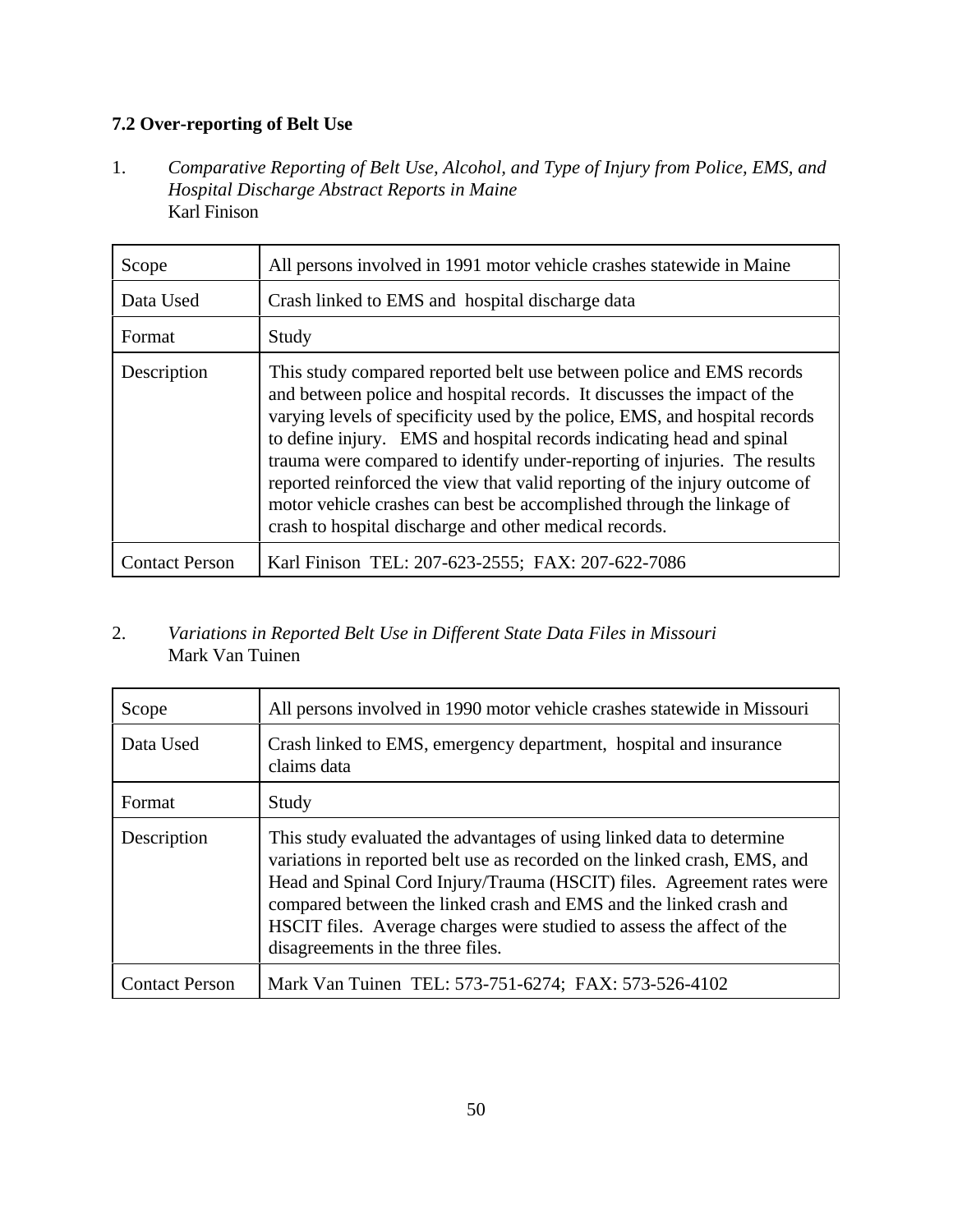### 7.2 Over-reporting of Belt Use

1. *Comparative Reporting of Belt Use, Alcohol, and Type of Injury from Police, EMS, and Hospital Discharge Abstract Reports in Maine*
   Karl Finison

| | |
|---|---|
| Scope | All persons involved in 1991 motor vehicle crashes statewide in Maine |
| Data Used | Crash linked to EMS and hospital discharge data |
| Format | Study |
| Description | This study compared reported belt use between police and EMS records and between police and hospital records. It discusses the impact of the varying levels of specificity used by the police, EMS, and hospital records to define injury. EMS and hospital records indicating head and spinal trauma were compared to identify under-reporting of injuries. The results reported reinforced the view that valid reporting of the injury outcome of motor vehicle crashes can best be accomplished through the linkage of crash to hospital discharge and other medical records. |
| Contact Person | Karl Finison TEL: 207-623-2555; FAX: 207-622-7086 |

2. *Variations in Reported Belt Use in Different State Data Files in Missouri*
   Mark Van Tuinen

| | |
|---|---|
| Scope | All persons involved in 1990 motor vehicle crashes statewide in Missouri |
| Data Used | Crash linked to EMS, emergency department, hospital and insurance claims data |
| Format | Study |
| Description | This study evaluated the advantages of using linked data to determine variations in reported belt use as recorded on the linked crash, EMS, and Head and Spinal Cord Injury/Trauma (HSCIT) files. Agreement rates were compared between the linked crash and EMS and the linked crash and HSCIT files. Average charges were studied to assess the affect of the disagreements in the three files. |
| Contact Person | Mark Van Tuinen TEL: 573-751-6274; FAX: 573-526-4102 |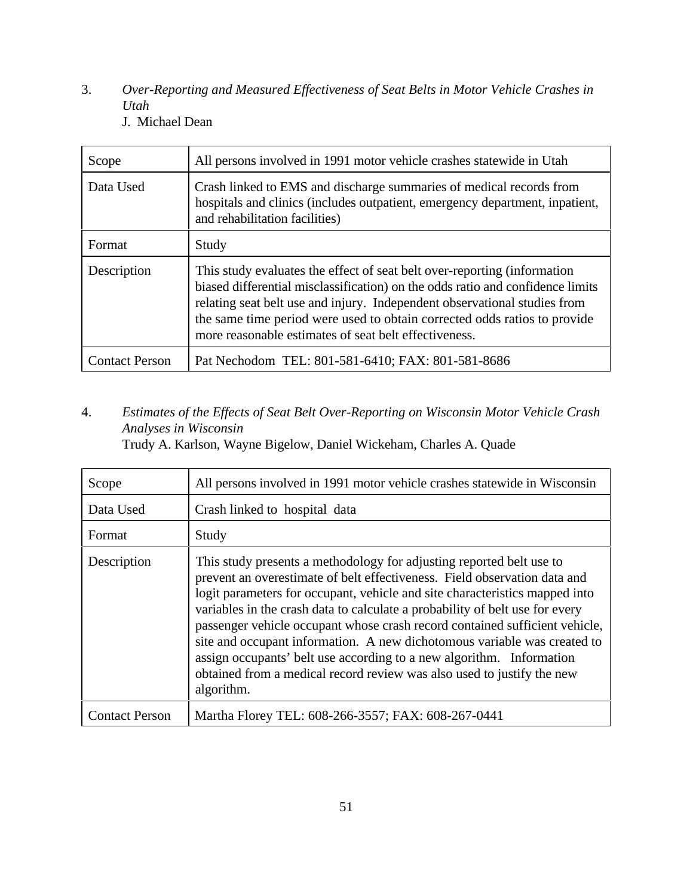3. *Over-Reporting and Measured Effectiveness of Seat Belts in Motor Vehicle Crashes in Utah*
   J. Michael Dean

| | |
|---|---|
| Scope | All persons involved in 1991 motor vehicle crashes statewide in Utah |
| Data Used | Crash linked to EMS and discharge summaries of medical records from hospitals and clinics (includes outpatient, emergency department, inpatient, and rehabilitation facilities) |
| Format | Study |
| Description | This study evaluates the effect of seat belt over-reporting (information biased differential misclassification) on the odds ratio and confidence limits relating seat belt use and injury. Independent observational studies from the same time period were used to obtain corrected odds ratios to provide more reasonable estimates of seat belt effectiveness. |
| Contact Person | Pat Nechodom TEL: 801-581-6410; FAX: 801-581-8686 |

4. *Estimates of the Effects of Seat Belt Over-Reporting on Wisconsin Motor Vehicle Crash Analyses in Wisconsin*
   Trudy A. Karlson, Wayne Bigelow, Daniel Wickeham, Charles A. Quade

| | |
|---|---|
| Scope | All persons involved in 1991 motor vehicle crashes statewide in Wisconsin |
| Data Used | Crash linked to hospital data |
| Format | Study |
| Description | This study presents a methodology for adjusting reported belt use to prevent an overestimate of belt effectiveness. Field observation data and logit parameters for occupant, vehicle and site characteristics mapped into variables in the crash data to calculate a probability of belt use for every passenger vehicle occupant whose crash record contained sufficient vehicle, site and occupant information. A new dichotomous variable was created to assign occupants' belt use according to a new algorithm. Information obtained from a medical record review was also used to justify the new algorithm. |
| Contact Person | Martha Florey TEL: 608-266-3557; FAX: 608-267-0441 |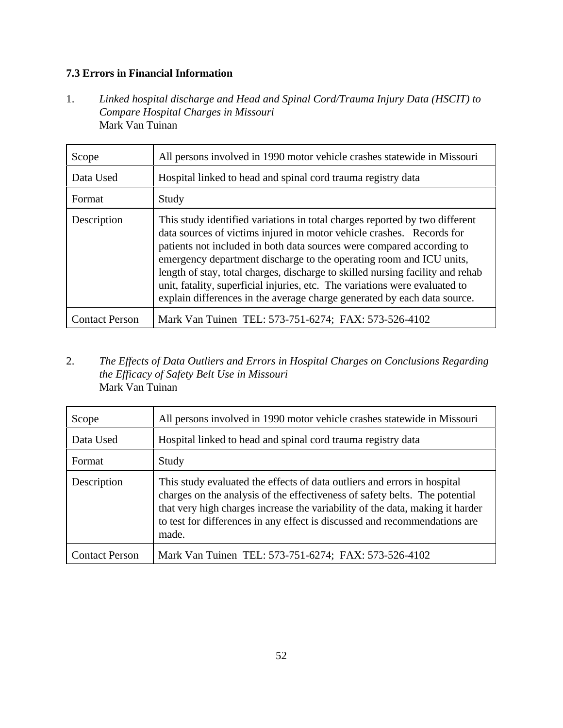### 7.3 Errors in Financial Information

1. *Linked hospital discharge and Head and Spinal Cord/Trauma Injury Data (HSCIT) to Compare Hospital Charges in Missouri*
   Mark Van Tuinan

| Scope | All persons involved in 1990 motor vehicle crashes statewide in Missouri |
|---|---|
| Data Used | Hospital linked to head and spinal cord trauma registry data |
| Format | Study |
| Description | This study identified variations in total charges reported by two different data sources of victims injured in motor vehicle crashes. Records for patients not included in both data sources were compared according to emergency department discharge to the operating room and ICU units, length of stay, total charges, discharge to skilled nursing facility and rehab unit, fatality, superficial injuries, etc. The variations were evaluated to explain differences in the average charge generated by each data source. |
| Contact Person | Mark Van Tuinen TEL: 573-751-6274; FAX: 573-526-4102 |

2. *The Effects of Data Outliers and Errors in Hospital Charges on Conclusions Regarding the Efficacy of Safety Belt Use in Missouri*
   Mark Van Tuinan

| Scope | All persons involved in 1990 motor vehicle crashes statewide in Missouri |
|---|---|
| Data Used | Hospital linked to head and spinal cord trauma registry data |
| Format | Study |
| Description | This study evaluated the effects of data outliers and errors in hospital charges on the analysis of the effectiveness of safety belts. The potential that very high charges increase the variability of the data, making it harder to test for differences in any effect is discussed and recommendations are made. |
| Contact Person | Mark Van Tuinen TEL: 573-751-6274; FAX: 573-526-4102 |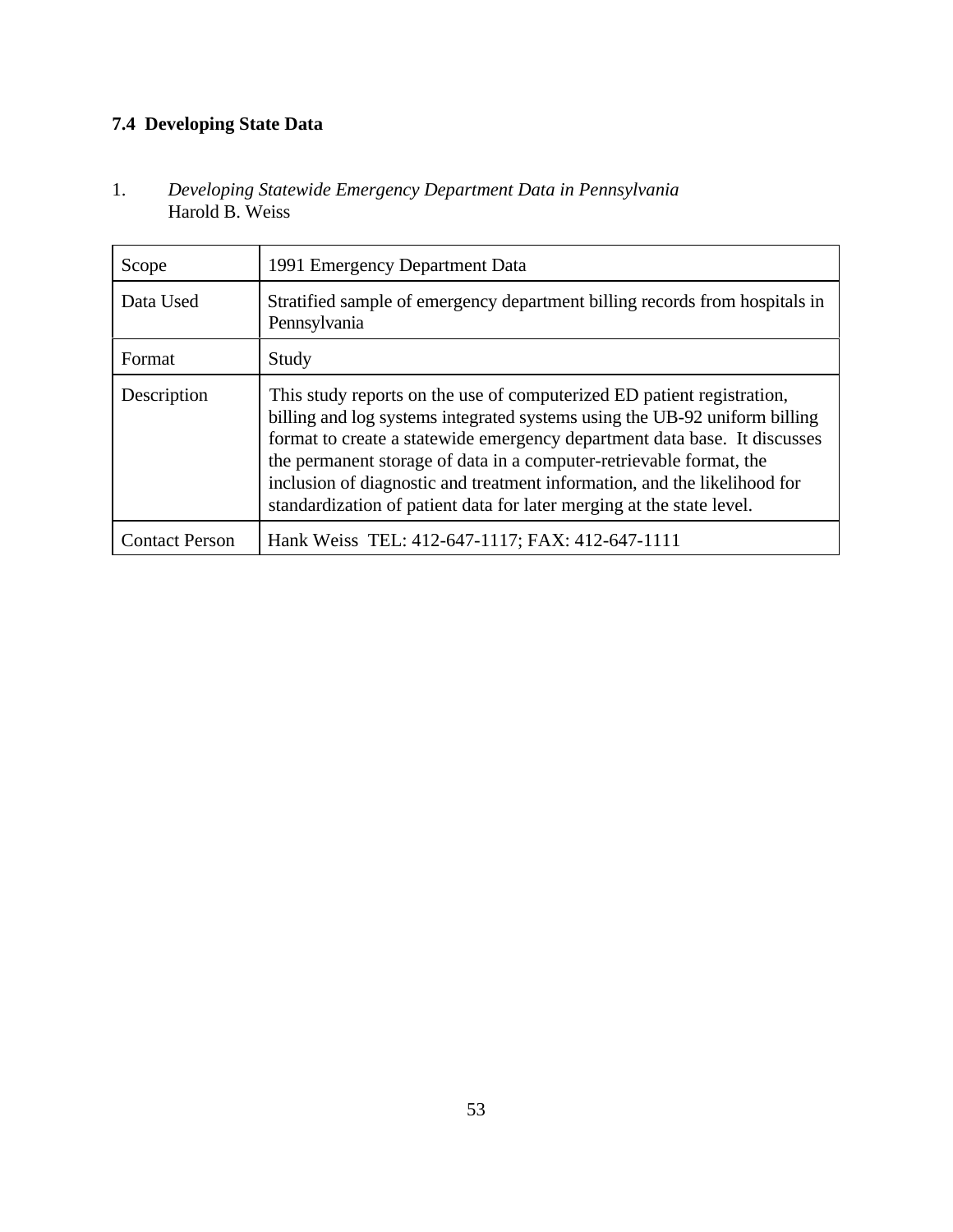### 7.4 Developing State Data

1. *Developing Statewide Emergency Department Data in Pennsylvania*
   Harold B. Weiss

| | |
|---|---|
| Scope | 1991 Emergency Department Data |
| Data Used | Stratified sample of emergency department billing records from hospitals in Pennsylvania |
| Format | Study |
| Description | This study reports on the use of computerized ED patient registration, billing and log systems integrated systems using the UB-92 uniform billing format to create a statewide emergency department data base. It discusses the permanent storage of data in a computer-retrievable format, the inclusion of diagnostic and treatment information, and the likelihood for standardization of patient data for later merging at the state level. |
| Contact Person | Hank Weiss TEL: 412-647-1117; FAX: 412-647-1111 |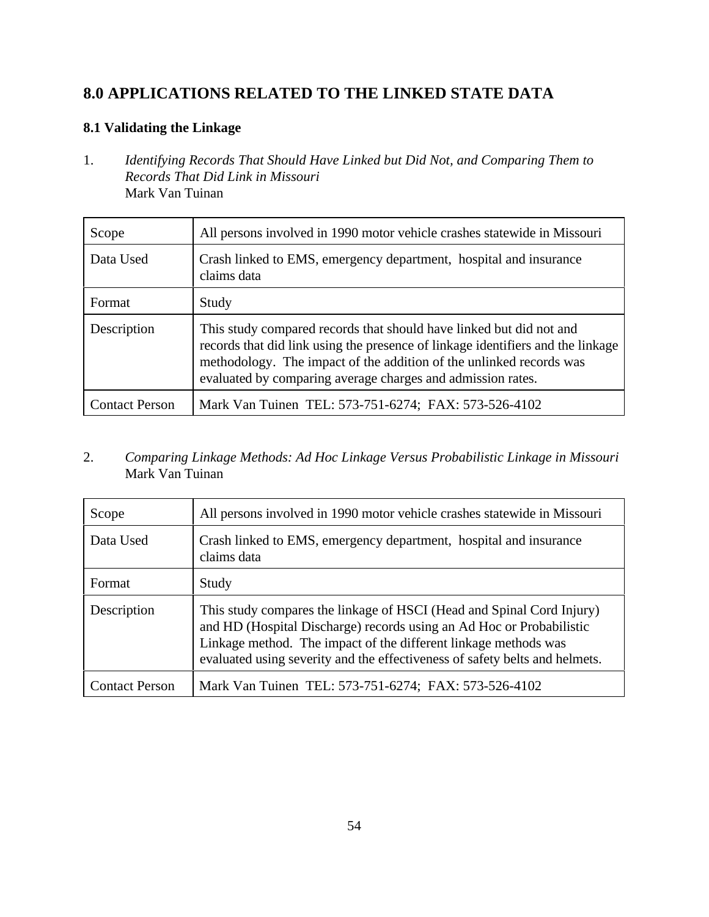# 8.0 APPLICATIONS RELATED TO THE LINKED STATE DATA

## 8.1 Validating the Linkage

1. *Identifying Records That Should Have Linked but Did Not, and Comparing Them to Records That Did Link in Missouri*
   Mark Van Tuinan

| Scope | All persons involved in 1990 motor vehicle crashes statewide in Missouri |
|---|---|
| Data Used | Crash linked to EMS, emergency department, hospital and insurance claims data |
| Format | Study |
| Description | This study compared records that should have linked but did not and records that did link using the presence of linkage identifiers and the linkage methodology. The impact of the addition of the unlinked records was evaluated by comparing average charges and admission rates. |
| Contact Person | Mark Van Tuinen TEL: 573-751-6274; FAX: 573-526-4102 |

2. *Comparing Linkage Methods: Ad Hoc Linkage Versus Probabilistic Linkage in Missouri*
   Mark Van Tuinan

| Scope | All persons involved in 1990 motor vehicle crashes statewide in Missouri |
|---|---|
| Data Used | Crash linked to EMS, emergency department, hospital and insurance claims data |
| Format | Study |
| Description | This study compares the linkage of HSCI (Head and Spinal Cord Injury) and HD (Hospital Discharge) records using an Ad Hoc or Probabilistic Linkage method. The impact of the different linkage methods was evaluated using severity and the effectiveness of safety belts and helmets. |
| Contact Person | Mark Van Tuinen TEL: 573-751-6274; FAX: 573-526-4102 |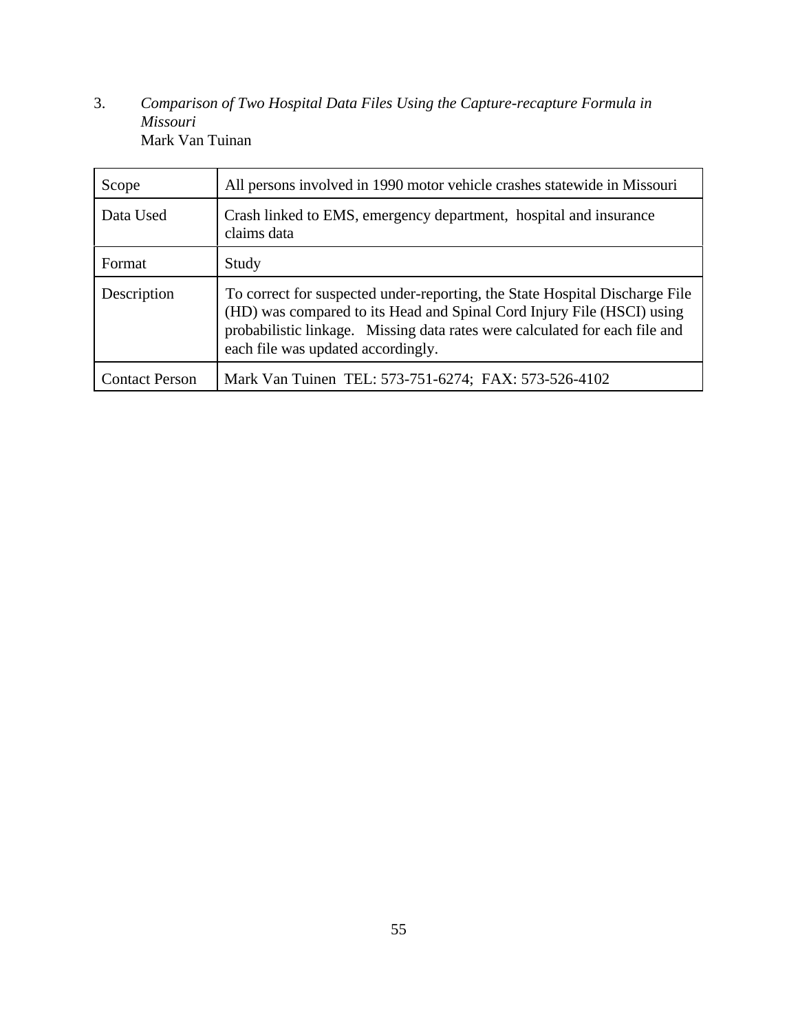3. *Comparison of Two Hospital Data Files Using the Capture-recapture Formula in Missouri*
   Mark Van Tuinan

| | |
|---|---|
| Scope | All persons involved in 1990 motor vehicle crashes statewide in Missouri |
| Data Used | Crash linked to EMS, emergency department, hospital and insurance claims data |
| Format | Study |
| Description | To correct for suspected under-reporting, the State Hospital Discharge File (HD) was compared to its Head and Spinal Cord Injury File (HSCI) using probabilistic linkage. Missing data rates were calculated for each file and each file was updated accordingly. |
| Contact Person | Mark Van Tuinen TEL: 573-751-6274; FAX: 573-526-4102 |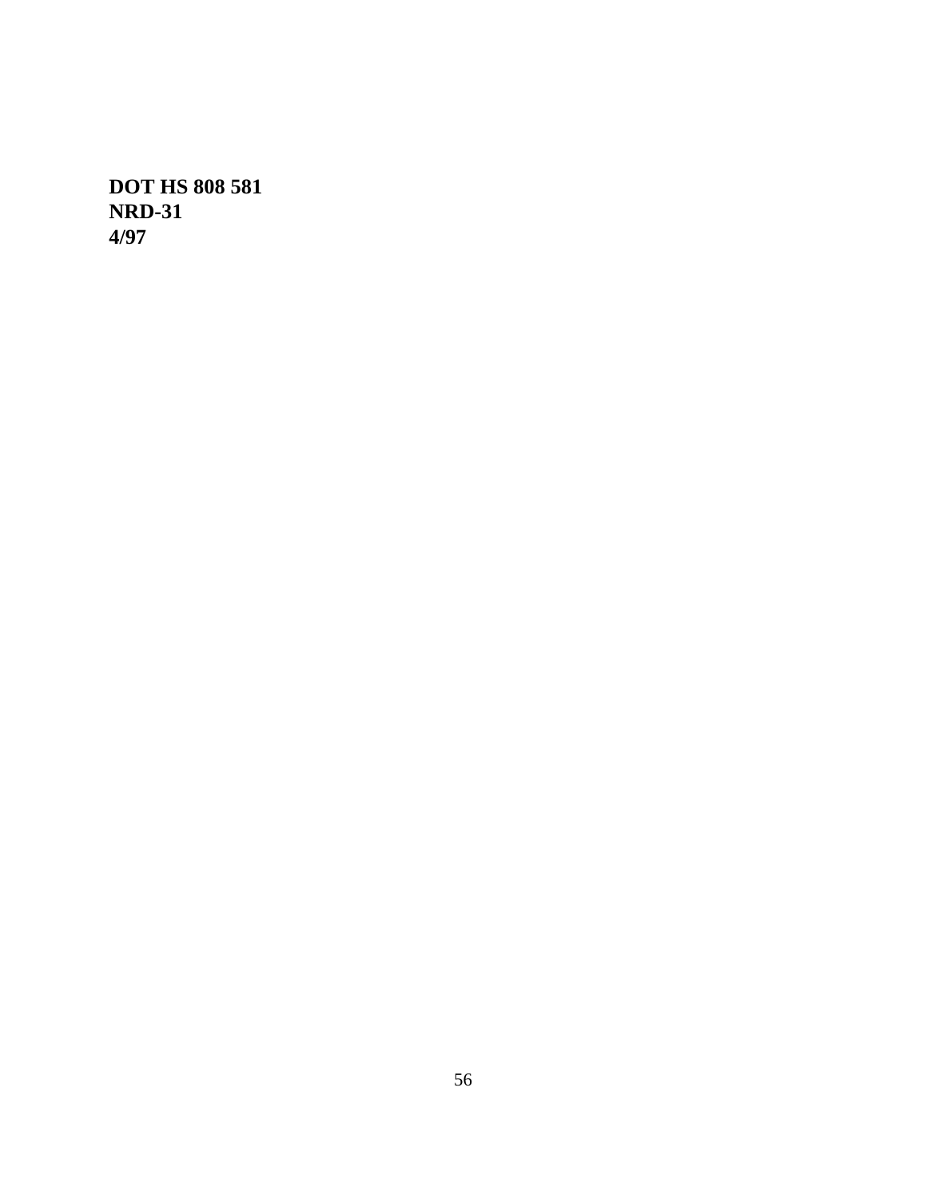**DOT HS 808 581**
**NRD-31**
**4/97**